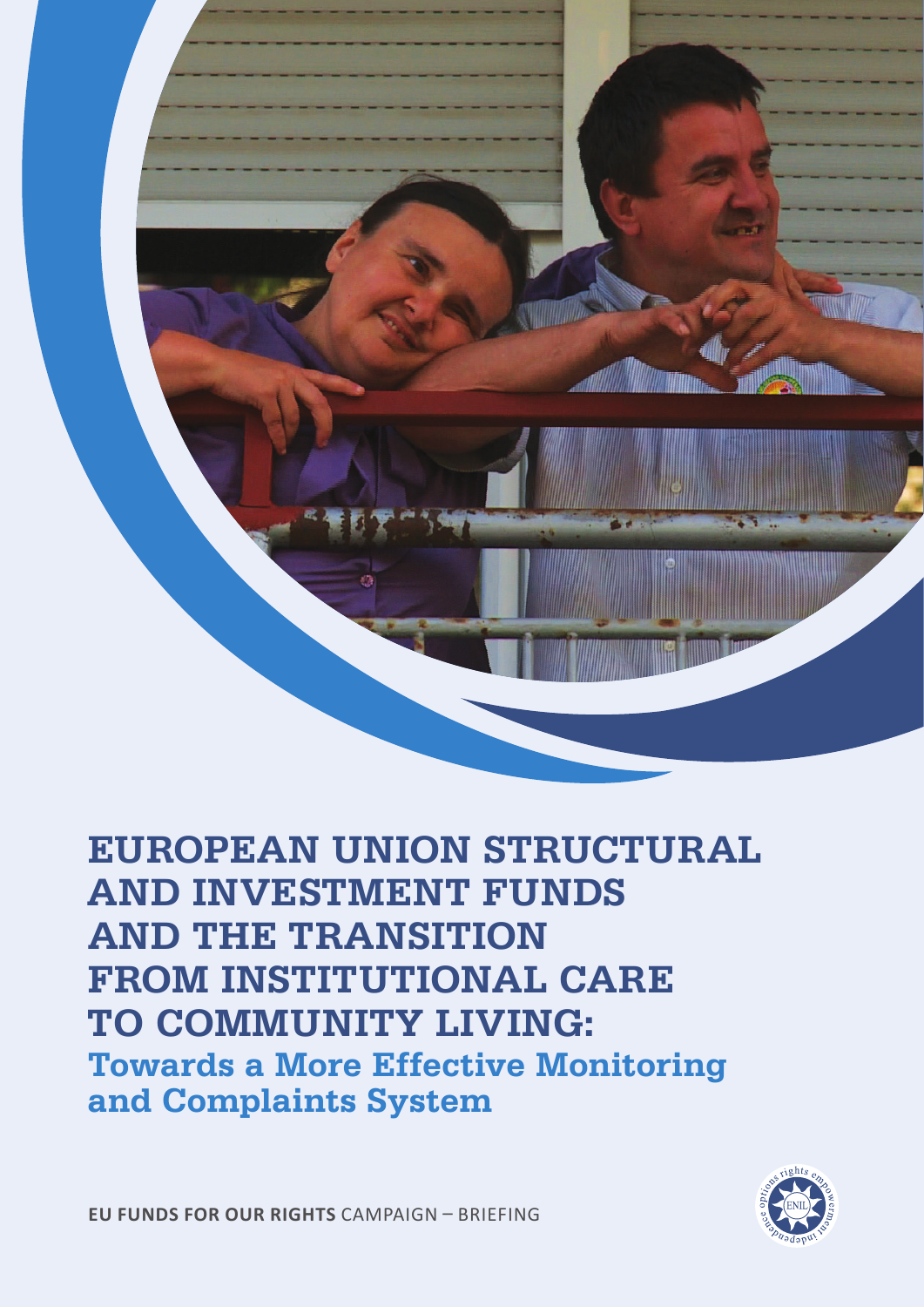# EUROPEAN UNION STRUCTURAL AND INVESTMENT FUNDS AND THE TRANSITION FROM INSTITUTIONAL CARE TO COMMUNITY LIVING:

## Towards a More Effective Monitoring and Complaints System

**EU FUNDS FOR OUR RIGHTS** CAMPAIGN – BRIEFING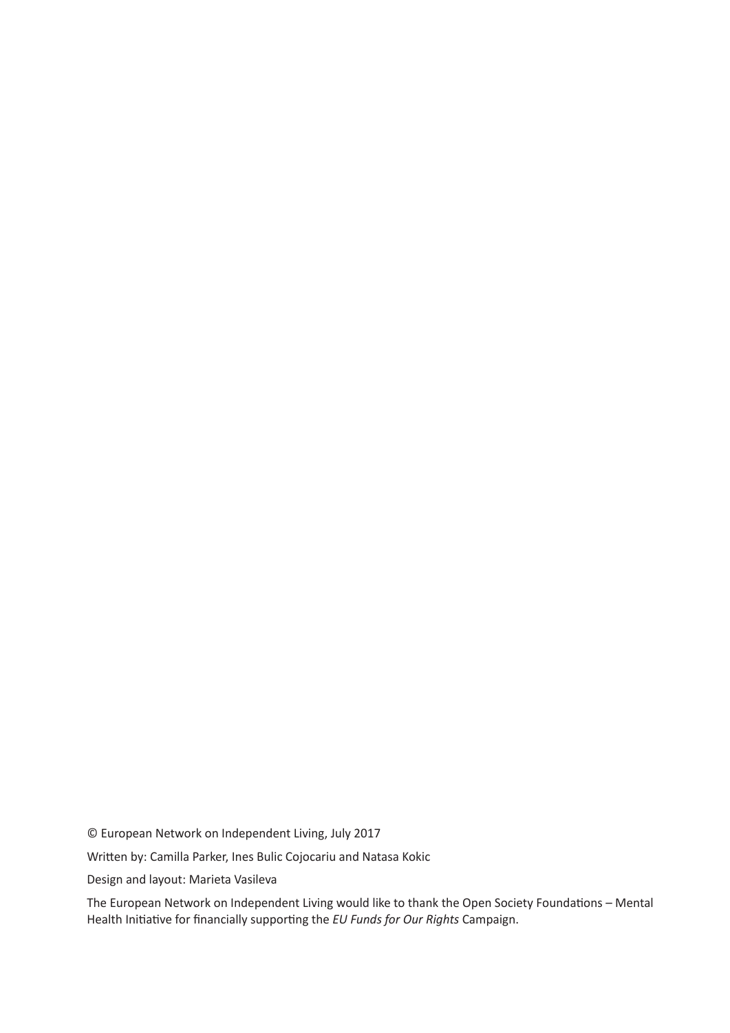© European Network on Independent Living, July 2017

Written by: Camilla Parker, Ines Bulic Cojocariu and Natasa Kokic

Design and layout: Marieta Vasileva

The European Network on Independent Living would like to thank the Open Society Foundations – Mental Health Initiative for financially supporting the *EU Funds for Our Rights* Campaign.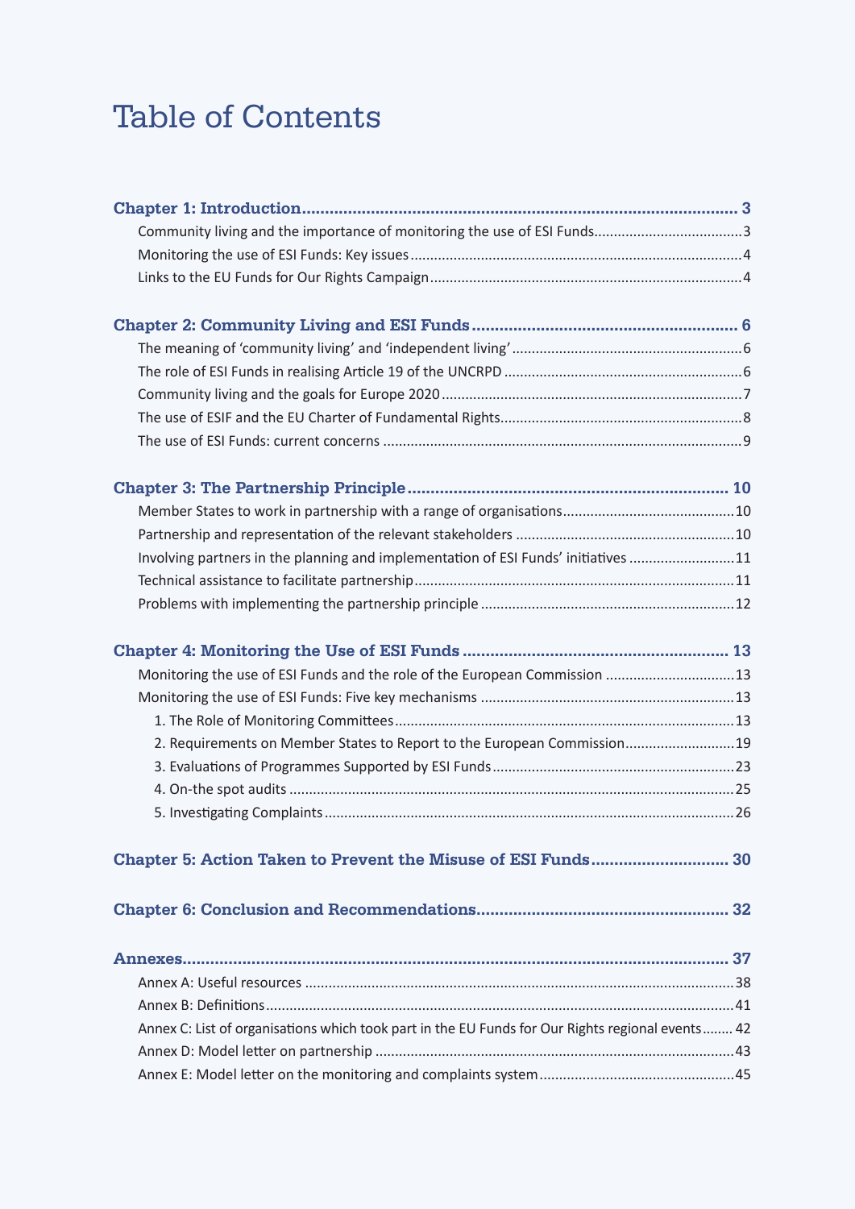# Table of Contents

**Chapter 1: Introduction** ..... 3
- Community living and the importance of monitoring the use of ESI Funds ..... 3
- Monitoring the use of ESI Funds: Key issues ..... 4
- Links to the EU Funds for Our Rights Campaign ..... 4

**Chapter 2: Community Living and ESI Funds** ..... 6
- The meaning of 'community living' and 'independent living' ..... 6
- The role of ESI Funds in realising Article 19 of the UNCRPD ..... 6
- Community living and the goals for Europe 2020 ..... 7
- The use of ESIF and the EU Charter of Fundamental Rights ..... 8
- The use of ESI Funds: current concerns ..... 9

**Chapter 3: The Partnership Principle** ..... 10
- Member States to work in partnership with a range of organisations ..... 10
- Partnership and representation of the relevant stakeholders ..... 10
- Involving partners in the planning and implementation of ESI Funds' initiatives ..... 11
- Technical assistance to facilitate partnership ..... 11
- Problems with implementing the partnership principle ..... 12

**Chapter 4: Monitoring the Use of ESI Funds** ..... 13
- Monitoring the use of ESI Funds and the role of the European Commission ..... 13
- Monitoring the use of ESI Funds: Five key mechanisms ..... 13
  1. The Role of Monitoring Committees ..... 13
  2. Requirements on Member States to Report to the European Commission ..... 19
  3. Evaluations of Programmes Supported by ESI Funds ..... 23
  4. On-the spot audits ..... 25
  5. Investigating Complaints ..... 26

**Chapter 5: Action Taken to Prevent the Misuse of ESI Funds** ..... 30

**Chapter 6: Conclusion and Recommendations** ..... 32

**Annexes** ..... 37
- Annex A: Useful resources ..... 38
- Annex B: Definitions ..... 41
- Annex C: List of organisations which took part in the EU Funds for Our Rights regional events ..... 42
- Annex D: Model letter on partnership ..... 43
- Annex E: Model letter on the monitoring and complaints system ..... 45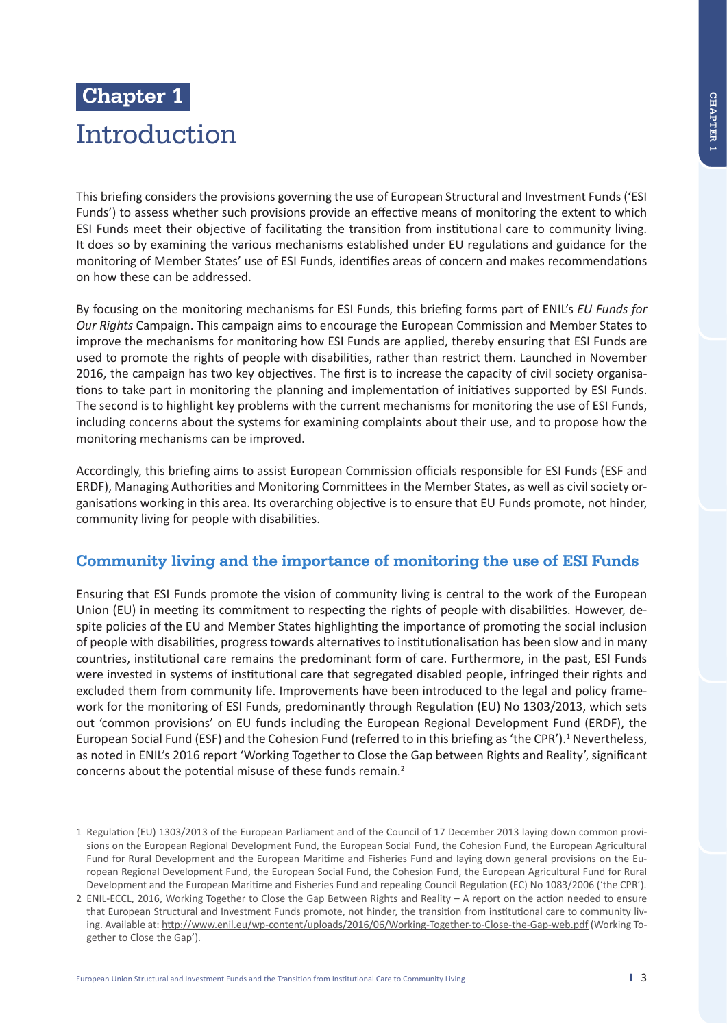# Chapter 1

# Introduction

This briefing considers the provisions governing the use of European Structural and Investment Funds ('ESI Funds') to assess whether such provisions provide an effective means of monitoring the extent to which ESI Funds meet their objective of facilitating the transition from institutional care to community living. It does so by examining the various mechanisms established under EU regulations and guidance for the monitoring of Member States' use of ESI Funds, identifies areas of concern and makes recommendations on how these can be addressed.

By focusing on the monitoring mechanisms for ESI Funds, this briefing forms part of ENIL's *EU Funds for Our Rights* Campaign. This campaign aims to encourage the European Commission and Member States to improve the mechanisms for monitoring how ESI Funds are applied, thereby ensuring that ESI Funds are used to promote the rights of people with disabilities, rather than restrict them. Launched in November 2016, the campaign has two key objectives. The first is to increase the capacity of civil society organisations to take part in monitoring the planning and implementation of initiatives supported by ESI Funds. The second is to highlight key problems with the current mechanisms for monitoring the use of ESI Funds, including concerns about the systems for examining complaints about their use, and to propose how the monitoring mechanisms can be improved.

Accordingly, this briefing aims to assist European Commission officials responsible for ESI Funds (ESF and ERDF), Managing Authorities and Monitoring Committees in the Member States, as well as civil society organisations working in this area. Its overarching objective is to ensure that EU Funds promote, not hinder, community living for people with disabilities.

## Community living and the importance of monitoring the use of ESI Funds

Ensuring that ESI Funds promote the vision of community living is central to the work of the European Union (EU) in meeting its commitment to respecting the rights of people with disabilities. However, despite policies of the EU and Member States highlighting the importance of promoting the social inclusion of people with disabilities, progress towards alternatives to institutionalisation has been slow and in many countries, institutional care remains the predominant form of care. Furthermore, in the past, ESI Funds were invested in systems of institutional care that segregated disabled people, infringed their rights and excluded them from community life. Improvements have been introduced to the legal and policy framework for the monitoring of ESI Funds, predominantly through Regulation (EU) No 1303/2013, which sets out 'common provisions' on EU funds including the European Regional Development Fund (ERDF), the European Social Fund (ESF) and the Cohesion Fund (referred to in this briefing as 'the CPR').[1] Nevertheless, as noted in ENIL's 2016 report 'Working Together to Close the Gap between Rights and Reality', significant concerns about the potential misuse of these funds remain.[2]

---

1 Regulation (EU) 1303/2013 of the European Parliament and of the Council of 17 December 2013 laying down common provisions on the European Regional Development Fund, the European Social Fund, the Cohesion Fund, the European Agricultural Fund for Rural Development and the European Maritime and Fisheries Fund and laying down general provisions on the European Regional Development Fund, the European Social Fund, the Cohesion Fund, the European Agricultural Fund for Rural Development and the European Maritime and Fisheries Fund and repealing Council Regulation (EC) No 1083/2006 ('the CPR').

2 ENIL-ECCL, 2016, Working Together to Close the Gap Between Rights and Reality – A report on the action needed to ensure that European Structural and Investment Funds promote, not hinder, the transition from institutional care to community living. Available at: http://www.enil.eu/wp-content/uploads/2016/06/Working-Together-to-Close-the-Gap-web.pdf (Working Together to Close the Gap').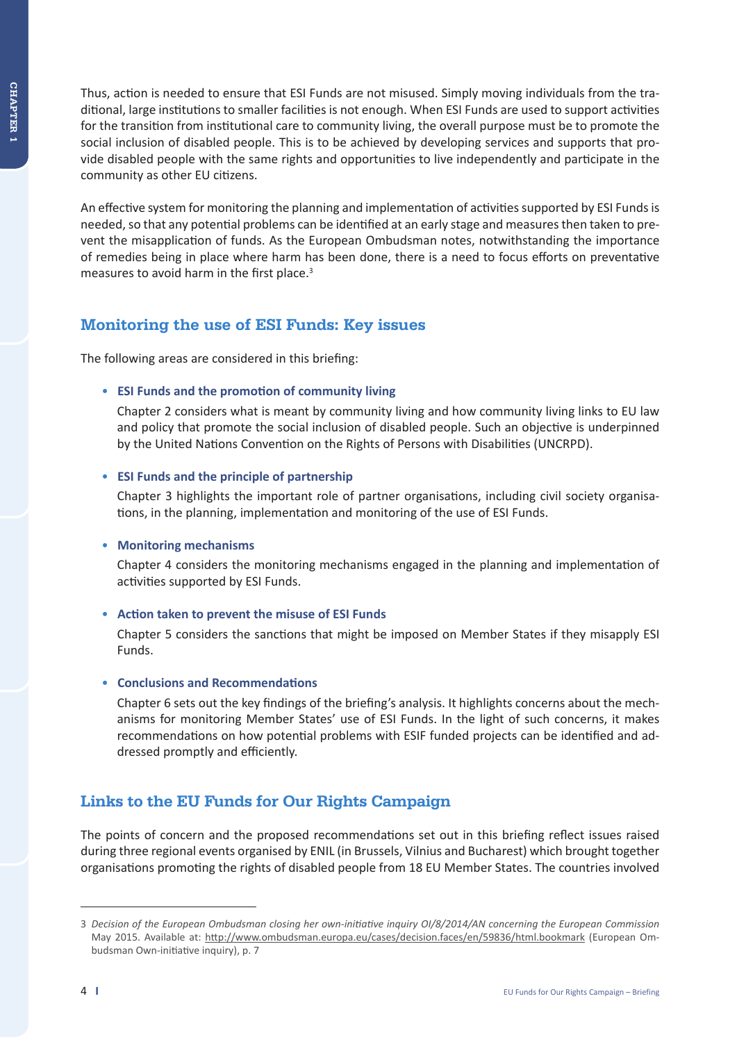Thus, action is needed to ensure that ESI Funds are not misused. Simply moving individuals from the traditional, large institutions to smaller facilities is not enough. When ESI Funds are used to support activities for the transition from institutional care to community living, the overall purpose must be to promote the social inclusion of disabled people. This is to be achieved by developing services and supports that provide disabled people with the same rights and opportunities to live independently and participate in the community as other EU citizens.

An effective system for monitoring the planning and implementation of activities supported by ESI Funds is needed, so that any potential problems can be identified at an early stage and measures then taken to prevent the misapplication of funds. As the European Ombudsman notes, notwithstanding the importance of remedies being in place where harm has been done, there is a need to focus efforts on preventative measures to avoid harm in the first place.[3]

## Monitoring the use of ESI Funds: Key issues

The following areas are considered in this briefing:

- **ESI Funds and the promotion of community living**

  Chapter 2 considers what is meant by community living and how community living links to EU law and policy that promote the social inclusion of disabled people. Such an objective is underpinned by the United Nations Convention on the Rights of Persons with Disabilities (UNCRPD).

- **ESI Funds and the principle of partnership**

  Chapter 3 highlights the important role of partner organisations, including civil society organisations, in the planning, implementation and monitoring of the use of ESI Funds.

- **Monitoring mechanisms**

  Chapter 4 considers the monitoring mechanisms engaged in the planning and implementation of activities supported by ESI Funds.

- **Action taken to prevent the misuse of ESI Funds**

  Chapter 5 considers the sanctions that might be imposed on Member States if they misapply ESI Funds.

- **Conclusions and Recommendations**

  Chapter 6 sets out the key findings of the briefing's analysis. It highlights concerns about the mechanisms for monitoring Member States' use of ESI Funds. In the light of such concerns, it makes recommendations on how potential problems with ESIF funded projects can be identified and addressed promptly and efficiently.

## Links to the EU Funds for Our Rights Campaign

The points of concern and the proposed recommendations set out in this briefing reflect issues raised during three regional events organised by ENIL (in Brussels, Vilnius and Bucharest) which brought together organisations promoting the rights of disabled people from 18 EU Member States. The countries involved

---

3 *Decision of the European Ombudsman closing her own-initiative inquiry OI/8/2014/AN concerning the European Commission* May 2015. Available at: http://www.ombudsman.europa.eu/cases/decision.faces/en/59836/html.bookmark (European Ombudsman Own-initiative inquiry), p. 7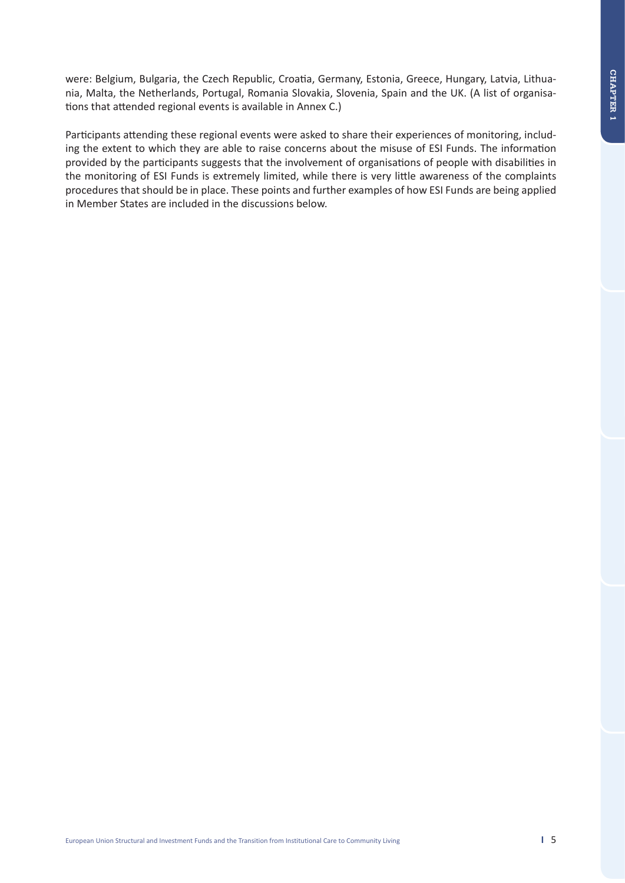were: Belgium, Bulgaria, the Czech Republic, Croatia, Germany, Estonia, Greece, Hungary, Latvia, Lithuania, Malta, the Netherlands, Portugal, Romania Slovakia, Slovenia, Spain and the UK. (A list of organisations that attended regional events is available in Annex C.)

Participants attending these regional events were asked to share their experiences of monitoring, including the extent to which they are able to raise concerns about the misuse of ESI Funds. The information provided by the participants suggests that the involvement of organisations of people with disabilities in the monitoring of ESI Funds is extremely limited, while there is very little awareness of the complaints procedures that should be in place. These points and further examples of how ESI Funds are being applied in Member States are included in the discussions below.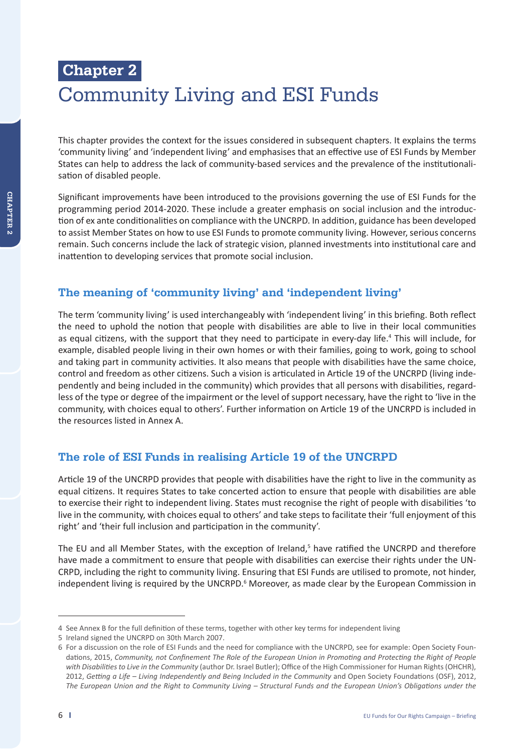# Chapter 2
# Community Living and ESI Funds

This chapter provides the context for the issues considered in subsequent chapters. It explains the terms 'community living' and 'independent living' and emphasises that an effective use of ESI Funds by Member States can help to address the lack of community-based services and the prevalence of the institutionalisation of disabled people.

Significant improvements have been introduced to the provisions governing the use of ESI Funds for the programming period 2014-2020. These include a greater emphasis on social inclusion and the introduction of ex ante conditionalities on compliance with the UNCRPD. In addition, guidance has been developed to assist Member States on how to use ESI Funds to promote community living. However, serious concerns remain. Such concerns include the lack of strategic vision, planned investments into institutional care and inattention to developing services that promote social inclusion.

## The meaning of 'community living' and 'independent living'

The term 'community living' is used interchangeably with 'independent living' in this briefing. Both reflect the need to uphold the notion that people with disabilities are able to live in their local communities as equal citizens, with the support that they need to participate in every-day life.[4] This will include, for example, disabled people living in their own homes or with their families, going to work, going to school and taking part in community activities. It also means that people with disabilities have the same choice, control and freedom as other citizens. Such a vision is articulated in Article 19 of the UNCRPD (living independently and being included in the community) which provides that all persons with disabilities, regardless of the type or degree of the impairment or the level of support necessary, have the right to 'live in the community, with choices equal to others'. Further information on Article 19 of the UNCRPD is included in the resources listed in Annex A.

## The role of ESI Funds in realising Article 19 of the UNCRPD

Article 19 of the UNCRPD provides that people with disabilities have the right to live in the community as equal citizens. It requires States to take concerted action to ensure that people with disabilities are able to exercise their right to independent living. States must recognise the right of people with disabilities 'to live in the community, with choices equal to others' and take steps to facilitate their 'full enjoyment of this right' and 'their full inclusion and participation in the community'.

The EU and all Member States, with the exception of Ireland,[5] have ratified the UNCRPD and therefore have made a commitment to ensure that people with disabilities can exercise their rights under the UNCRPD, including the right to community living. Ensuring that ESI Funds are utilised to promote, not hinder, independent living is required by the UNCRPD.[6] Moreover, as made clear by the European Commission in

---

4 See Annex B for the full definition of these terms, together with other key terms for independent living

5 Ireland signed the UNCRPD on 30th March 2007.

6 For a discussion on the role of ESI Funds and the need for compliance with the UNCRPD, see for example: Open Society Foundations, 2015, *Community, not Confinement The Role of the European Union in Promoting and Protecting the Right of People with Disabilities to Live in the Community* (author Dr. Israel Butler); Office of the High Commissioner for Human Rights (OHCHR), 2012, *Getting a Life – Living Independently and Being Included in the Community* and Open Society Foundations (OSF), 2012, *The European Union and the Right to Community Living – Structural Funds and the European Union's Obligations under the*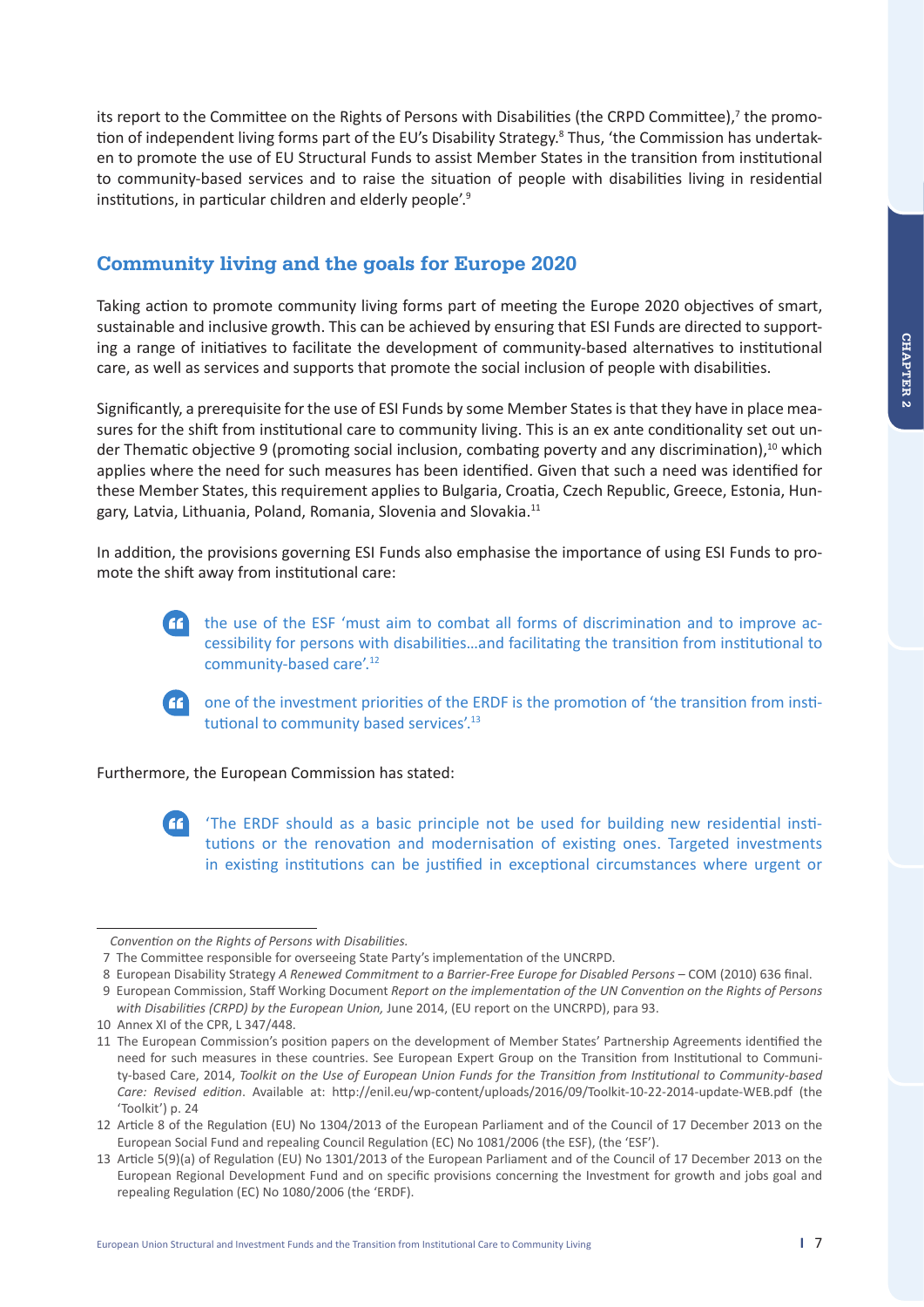its report to the Committee on the Rights of Persons with Disabilities (the CRPD Committee),[7] the promotion of independent living forms part of the EU's Disability Strategy.[8] Thus, 'the Commission has undertaken to promote the use of EU Structural Funds to assist Member States in the transition from institutional to community-based services and to raise the situation of people with disabilities living in residential institutions, in particular children and elderly people'.[9]

## Community living and the goals for Europe 2020

Taking action to promote community living forms part of meeting the Europe 2020 objectives of smart, sustainable and inclusive growth. This can be achieved by ensuring that ESI Funds are directed to supporting a range of initiatives to facilitate the development of community-based alternatives to institutional care, as well as services and supports that promote the social inclusion of people with disabilities.

Significantly, a prerequisite for the use of ESI Funds by some Member States is that they have in place measures for the shift from institutional care to community living. This is an ex ante conditionality set out under Thematic objective 9 (promoting social inclusion, combating poverty and any discrimination),[10] which applies where the need for such measures has been identified. Given that such a need was identified for these Member States, this requirement applies to Bulgaria, Croatia, Czech Republic, Greece, Estonia, Hungary, Latvia, Lithuania, Poland, Romania, Slovenia and Slovakia.[11]

In addition, the provisions governing ESI Funds also emphasise the importance of using ESI Funds to promote the shift away from institutional care:

> the use of the ESF 'must aim to combat all forms of discrimination and to improve accessibility for persons with disabilities…and facilitating the transition from institutional to community-based care'.[12]

> one of the investment priorities of the ERDF is the promotion of 'the transition from institutional to community based services'.[13]

Furthermore, the European Commission has stated:

> 'The ERDF should as a basic principle not be used for building new residential institutions or the renovation and modernisation of existing ones. Targeted investments in existing institutions can be justified in exceptional circumstances where urgent or

---

*Convention on the Rights of Persons with Disabilities.*

7 The Committee responsible for overseeing State Party's implementation of the UNCRPD.

8 European Disability Strategy *A Renewed Commitment to a Barrier-Free Europe for Disabled Persons* – COM (2010) 636 final.

9 European Commission, Staff Working Document *Report on the implementation of the UN Convention on the Rights of Persons with Disabilities (CRPD) by the European Union,* June 2014, (EU report on the UNCRPD), para 93.

10 Annex XI of the CPR, L 347/448.

11 The European Commission's position papers on the development of Member States' Partnership Agreements identified the need for such measures in these countries. See European Expert Group on the Transition from Institutional to Community-based Care, 2014, *Toolkit on the Use of European Union Funds for the Transition from Institutional to Community-based Care: Revised edition*. Available at: http://enil.eu/wp-content/uploads/2016/09/Toolkit-10-22-2014-update-WEB.pdf (the 'Toolkit') p. 24

12 Article 8 of the Regulation (EU) No 1304/2013 of the European Parliament and of the Council of 17 December 2013 on the European Social Fund and repealing Council Regulation (EC) No 1081/2006 (the ESF), (the 'ESF').

13 Article 5(9)(a) of Regulation (EU) No 1301/2013 of the European Parliament and of the Council of 17 December 2013 on the European Regional Development Fund and on specific provisions concerning the Investment for growth and jobs goal and repealing Regulation (EC) No 1080/2006 (the 'ERDF).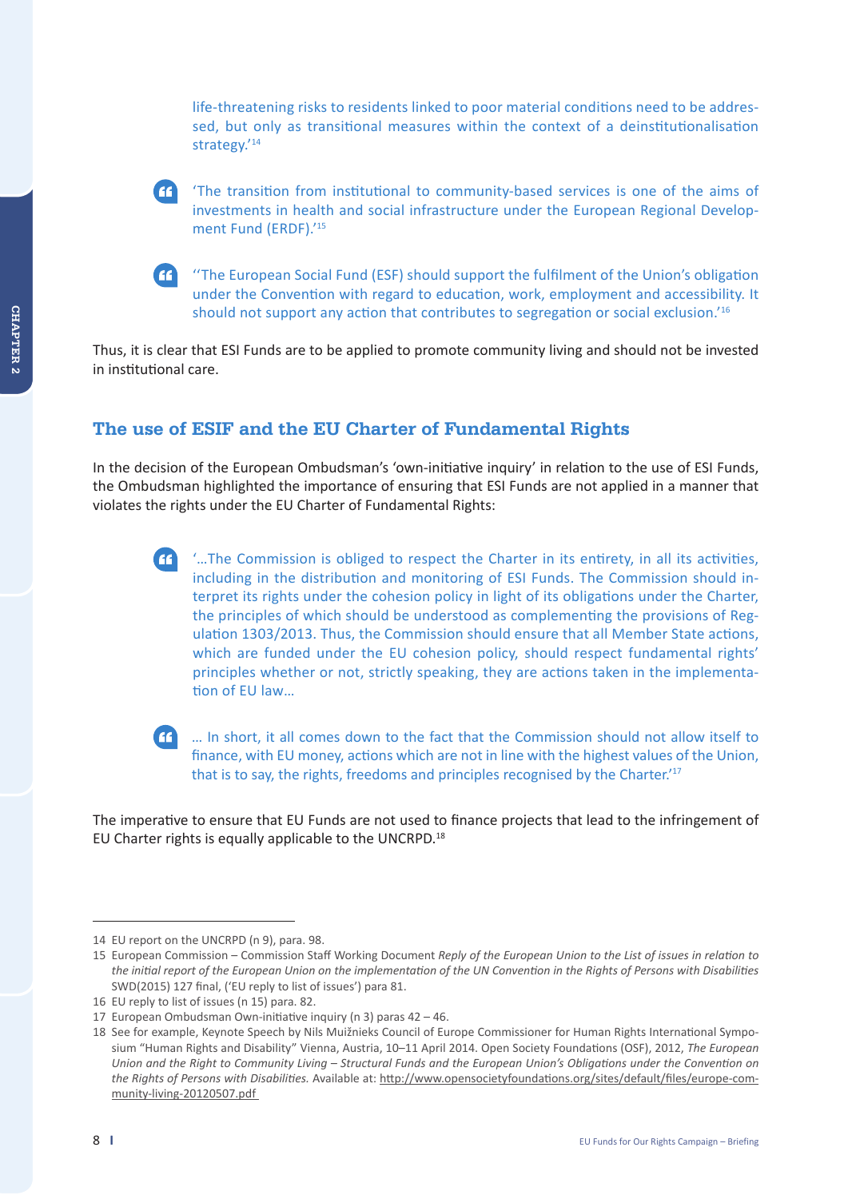life-threatening risks to residents linked to poor material conditions need to be addressed, but only as transitional measures within the context of a deinstitutionalisation strategy.'[14]

> 'The transition from institutional to community-based services is one of the aims of investments in health and social infrastructure under the European Regional Development Fund (ERDF).'[15]

> ''The European Social Fund (ESF) should support the fulfilment of the Union's obligation under the Convention with regard to education, work, employment and accessibility. It should not support any action that contributes to segregation or social exclusion.'[16]

Thus, it is clear that ESI Funds are to be applied to promote community living and should not be invested in institutional care.

## The use of ESIF and the EU Charter of Fundamental Rights

In the decision of the European Ombudsman's 'own-initiative inquiry' in relation to the use of ESI Funds, the Ombudsman highlighted the importance of ensuring that ESI Funds are not applied in a manner that violates the rights under the EU Charter of Fundamental Rights:

> '…The Commission is obliged to respect the Charter in its entirety, in all its activities, including in the distribution and monitoring of ESI Funds. The Commission should interpret its rights under the cohesion policy in light of its obligations under the Charter, the principles of which should be understood as complementing the provisions of Regulation 1303/2013. Thus, the Commission should ensure that all Member State actions, which are funded under the EU cohesion policy, should respect fundamental rights' principles whether or not, strictly speaking, they are actions taken in the implementation of EU law…

> … In short, it all comes down to the fact that the Commission should not allow itself to finance, with EU money, actions which are not in line with the highest values of the Union, that is to say, the rights, freedoms and principles recognised by the Charter.'[17]

The imperative to ensure that EU Funds are not used to finance projects that lead to the infringement of EU Charter rights is equally applicable to the UNCRPD.[18]

---

14 EU report on the UNCRPD (n 9), para. 98.

15 European Commission – Commission Staff Working Document *Reply of the European Union to the List of issues in relation to the initial report of the European Union on the implementation of the UN Convention in the Rights of Persons with Disabilities* SWD(2015) 127 final, ('EU reply to list of issues') para 81.

16 EU reply to list of issues (n 15) para. 82.

17 European Ombudsman Own-initiative inquiry (n 3) paras 42 – 46.

18 See for example, Keynote Speech by Nils Muižnieks Council of Europe Commissioner for Human Rights International Symposium "Human Rights and Disability" Vienna, Austria, 10–11 April 2014. Open Society Foundations (OSF), 2012, *The European Union and the Right to Community Living – Structural Funds and the European Union's Obligations under the Convention on the Rights of Persons with Disabilities.* Available at: http://www.opensocietyfoundations.org/sites/default/files/europe-community-living-20120507.pdf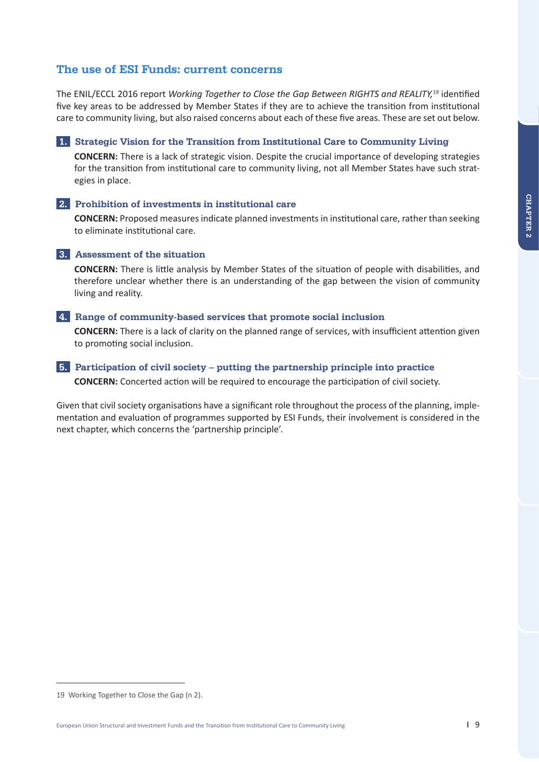## The use of ESI Funds: current concerns

The ENIL/ECCL 2016 report *Working Together to Close the Gap Between RIGHTS and REALITY,*[19] identified five key areas to be addressed by Member States if they are to achieve the transition from institutional care to community living, but also raised concerns about each of these five areas. These are set out below.

### 1. Strategic Vision for the Transition from Institutional Care to Community Living

**CONCERN:** There is a lack of strategic vision. Despite the crucial importance of developing strategies for the transition from institutional care to community living, not all Member States have such strategies in place.

### 2. Prohibition of investments in institutional care

**CONCERN:** Proposed measures indicate planned investments in institutional care, rather than seeking to eliminate institutional care.

### 3. Assessment of the situation

**CONCERN:** There is little analysis by Member States of the situation of people with disabilities, and therefore unclear whether there is an understanding of the gap between the vision of community living and reality.

### 4. Range of community-based services that promote social inclusion

**CONCERN:** There is a lack of clarity on the planned range of services, with insufficient attention given to promoting social inclusion.

### 5. Participation of civil society – putting the partnership principle into practice

**CONCERN:** Concerted action will be required to encourage the participation of civil society.

Given that civil society organisations have a significant role throughout the process of the planning, implementation and evaluation of programmes supported by ESI Funds, their involvement is considered in the next chapter, which concerns the 'partnership principle'.

---

19 Working Together to Close the Gap (n 2).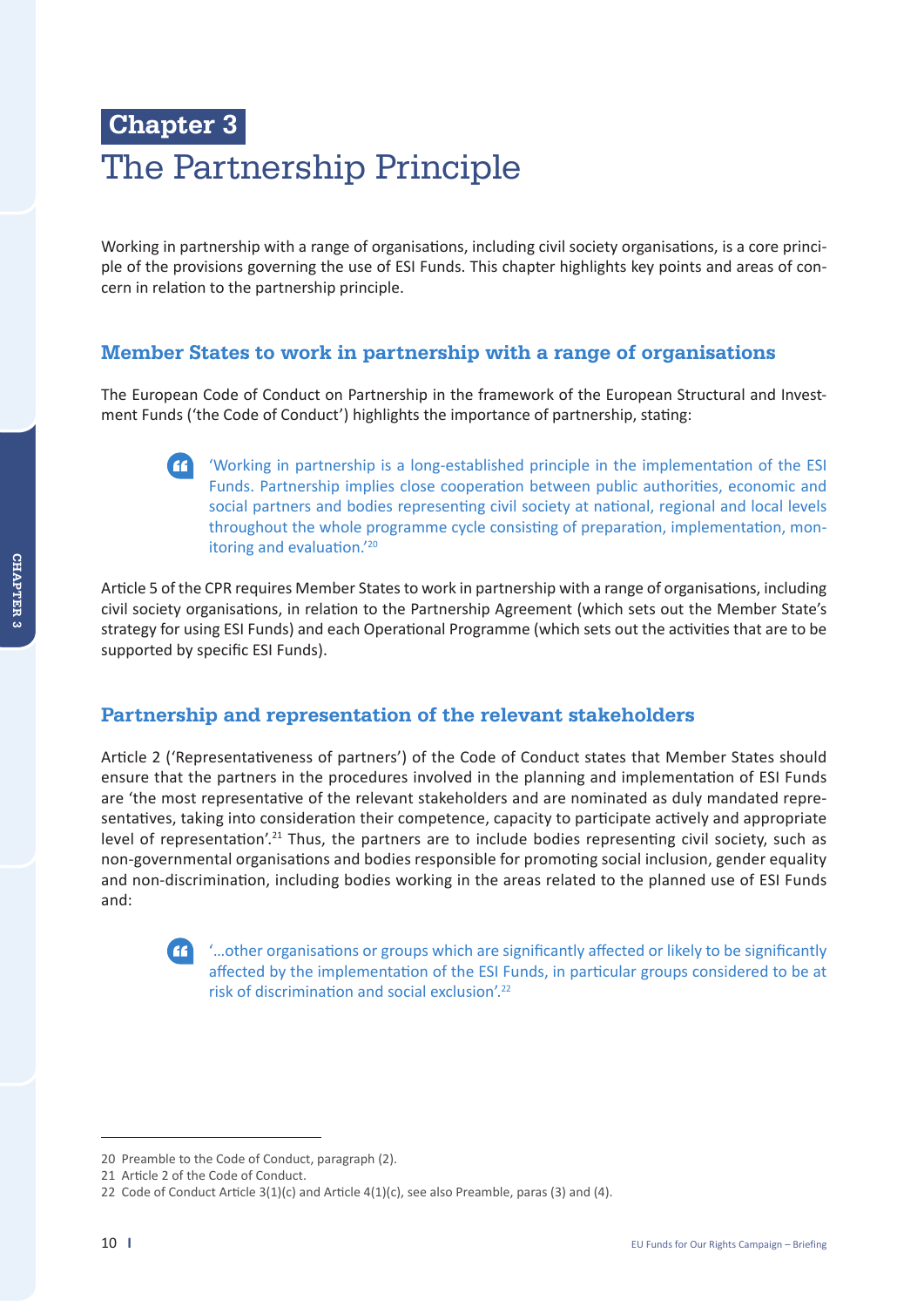# Chapter 3

# The Partnership Principle

Working in partnership with a range of organisations, including civil society organisations, is a core principle of the provisions governing the use of ESI Funds. This chapter highlights key points and areas of concern in relation to the partnership principle.

## Member States to work in partnership with a range of organisations

The European Code of Conduct on Partnership in the framework of the European Structural and Investment Funds ('the Code of Conduct') highlights the importance of partnership, stating:

> 'Working in partnership is a long-established principle in the implementation of the ESI Funds. Partnership implies close cooperation between public authorities, economic and social partners and bodies representing civil society at national, regional and local levels throughout the whole programme cycle consisting of preparation, implementation, monitoring and evaluation.'[20]

Article 5 of the CPR requires Member States to work in partnership with a range of organisations, including civil society organisations, in relation to the Partnership Agreement (which sets out the Member State's strategy for using ESI Funds) and each Operational Programme (which sets out the activities that are to be supported by specific ESI Funds).

## Partnership and representation of the relevant stakeholders

Article 2 ('Representativeness of partners') of the Code of Conduct states that Member States should ensure that the partners in the procedures involved in the planning and implementation of ESI Funds are 'the most representative of the relevant stakeholders and are nominated as duly mandated representatives, taking into consideration their competence, capacity to participate actively and appropriate level of representation'.[21] Thus, the partners are to include bodies representing civil society, such as non-governmental organisations and bodies responsible for promoting social inclusion, gender equality and non-discrimination, including bodies working in the areas related to the planned use of ESI Funds and:

> '...other organisations or groups which are significantly affected or likely to be significantly affected by the implementation of the ESI Funds, in particular groups considered to be at risk of discrimination and social exclusion'.[22]

---

20 Preamble to the Code of Conduct, paragraph (2).

21 Article 2 of the Code of Conduct.

22 Code of Conduct Article 3(1)(c) and Article 4(1)(c), see also Preamble, paras (3) and (4).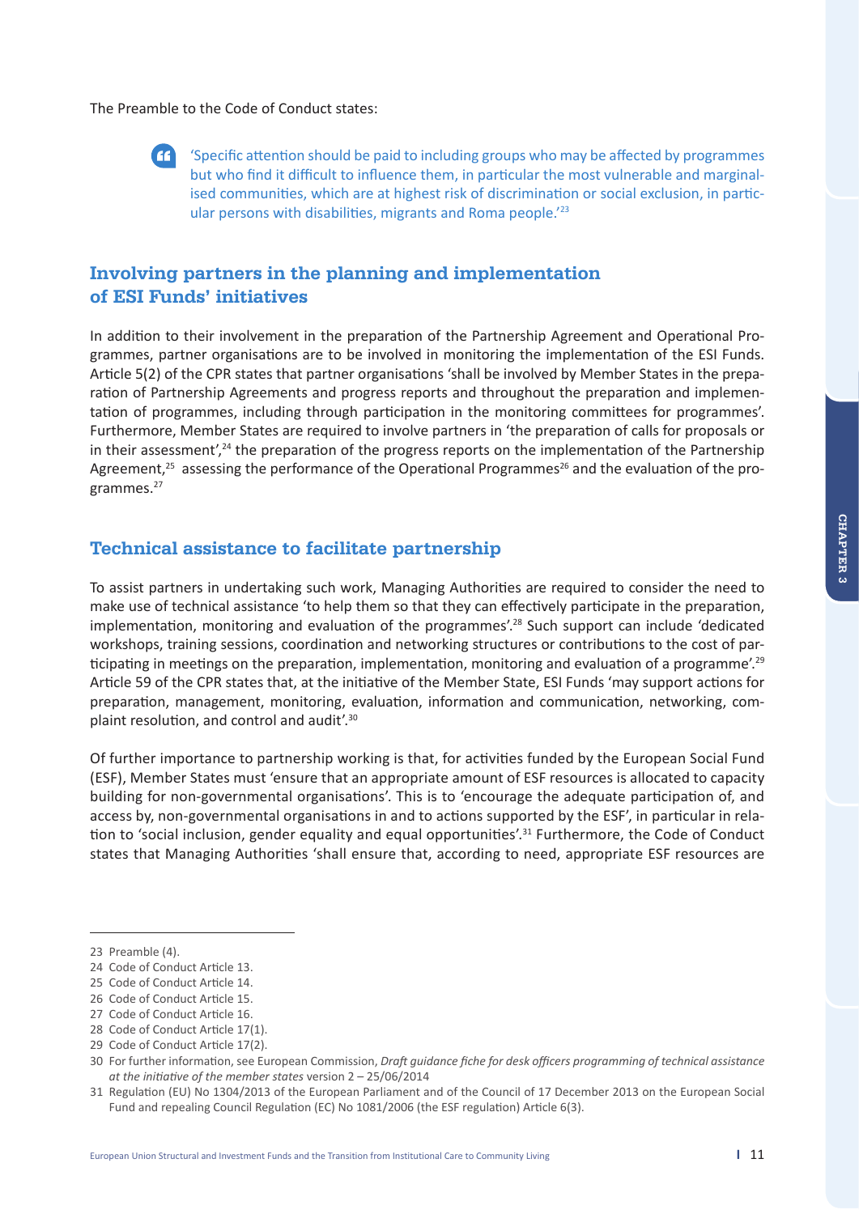The Preamble to the Code of Conduct states:

> 'Specific attention should be paid to including groups who may be affected by programmes but who find it difficult to influence them, in particular the most vulnerable and marginalised communities, which are at highest risk of discrimination or social exclusion, in particular persons with disabilities, migrants and Roma people.'[23]

## Involving partners in the planning and implementation of ESI Funds' initiatives

In addition to their involvement in the preparation of the Partnership Agreement and Operational Programmes, partner organisations are to be involved in monitoring the implementation of the ESI Funds. Article 5(2) of the CPR states that partner organisations 'shall be involved by Member States in the preparation of Partnership Agreements and progress reports and throughout the preparation and implementation of programmes, including through participation in the monitoring committees for programmes'. Furthermore, Member States are required to involve partners in 'the preparation of calls for proposals or in their assessment',[24] the preparation of the progress reports on the implementation of the Partnership Agreement,[25] assessing the performance of the Operational Programmes[26] and the evaluation of the programmes.[27]

## Technical assistance to facilitate partnership

To assist partners in undertaking such work, Managing Authorities are required to consider the need to make use of technical assistance 'to help them so that they can effectively participate in the preparation, implementation, monitoring and evaluation of the programmes'.[28] Such support can include 'dedicated workshops, training sessions, coordination and networking structures or contributions to the cost of participating in meetings on the preparation, implementation, monitoring and evaluation of a programme'.[29] Article 59 of the CPR states that, at the initiative of the Member State, ESI Funds 'may support actions for preparation, management, monitoring, evaluation, information and communication, networking, complaint resolution, and control and audit'.[30]

Of further importance to partnership working is that, for activities funded by the European Social Fund (ESF), Member States must 'ensure that an appropriate amount of ESF resources is allocated to capacity building for non-governmental organisations'. This is to 'encourage the adequate participation of, and access by, non-governmental organisations in and to actions supported by the ESF', in particular in relation to 'social inclusion, gender equality and equal opportunities'.[31] Furthermore, the Code of Conduct states that Managing Authorities 'shall ensure that, according to need, appropriate ESF resources are

---

23 Preamble (4).

24 Code of Conduct Article 13.

25 Code of Conduct Article 14.

26 Code of Conduct Article 15.

27 Code of Conduct Article 16.

28 Code of Conduct Article 17(1).

29 Code of Conduct Article 17(2).

30 For further information, see European Commission, *Draft guidance fiche for desk officers programming of technical assistance at the initiative of the member states* version 2 – 25/06/2014

31 Regulation (EU) No 1304/2013 of the European Parliament and of the Council of 17 December 2013 on the European Social Fund and repealing Council Regulation (EC) No 1081/2006 (the ESF regulation) Article 6(3).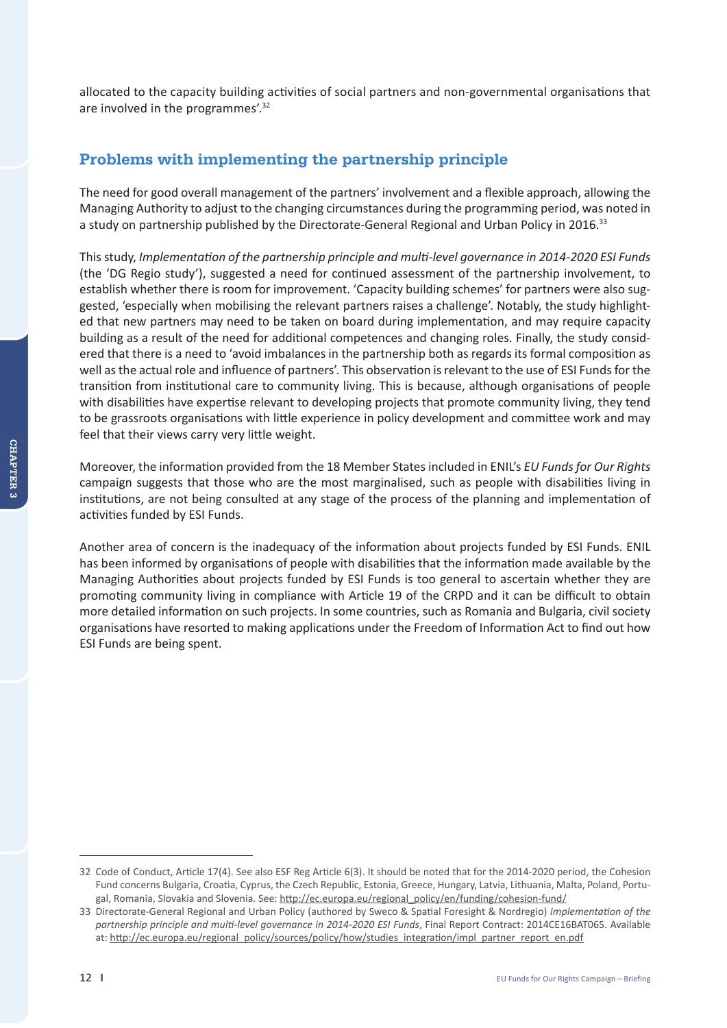allocated to the capacity building activities of social partners and non-governmental organisations that are involved in the programmes'.[32]

## Problems with implementing the partnership principle

The need for good overall management of the partners' involvement and a flexible approach, allowing the Managing Authority to adjust to the changing circumstances during the programming period, was noted in a study on partnership published by the Directorate-General Regional and Urban Policy in 2016.[33]

This study, *Implementation of the partnership principle and multi-level governance in 2014-2020 ESI Funds* (the 'DG Regio study'), suggested a need for continued assessment of the partnership involvement, to establish whether there is room for improvement. 'Capacity building schemes' for partners were also suggested, 'especially when mobilising the relevant partners raises a challenge'. Notably, the study highlighted that new partners may need to be taken on board during implementation, and may require capacity building as a result of the need for additional competences and changing roles. Finally, the study considered that there is a need to 'avoid imbalances in the partnership both as regards its formal composition as well as the actual role and influence of partners'. This observation is relevant to the use of ESI Funds for the transition from institutional care to community living. This is because, although organisations of people with disabilities have expertise relevant to developing projects that promote community living, they tend to be grassroots organisations with little experience in policy development and committee work and may feel that their views carry very little weight.

Moreover, the information provided from the 18 Member States included in ENIL's *EU Funds for Our Rights* campaign suggests that those who are the most marginalised, such as people with disabilities living in institutions, are not being consulted at any stage of the process of the planning and implementation of activities funded by ESI Funds.

Another area of concern is the inadequacy of the information about projects funded by ESI Funds. ENIL has been informed by organisations of people with disabilities that the information made available by the Managing Authorities about projects funded by ESI Funds is too general to ascertain whether they are promoting community living in compliance with Article 19 of the CRPD and it can be difficult to obtain more detailed information on such projects. In some countries, such as Romania and Bulgaria, civil society organisations have resorted to making applications under the Freedom of Information Act to find out how ESI Funds are being spent.

---

32 Code of Conduct, Article 17(4). See also ESF Reg Article 6(3). It should be noted that for the 2014-2020 period, the Cohesion Fund concerns Bulgaria, Croatia, Cyprus, the Czech Republic, Estonia, Greece, Hungary, Latvia, Lithuania, Malta, Poland, Portugal, Romania, Slovakia and Slovenia. See: http://ec.europa.eu/regional_policy/en/funding/cohesion-fund/

33 Directorate-General Regional and Urban Policy (authored by Sweco & Spatial Foresight & Nordregio) *Implementation of the partnership principle and multi-level governance in 2014-2020 ESI Funds*, Final Report Contract: 2014CE16BAT065. Available at: http://ec.europa.eu/regional_policy/sources/policy/how/studies_integration/impl_partner_report_en.pdf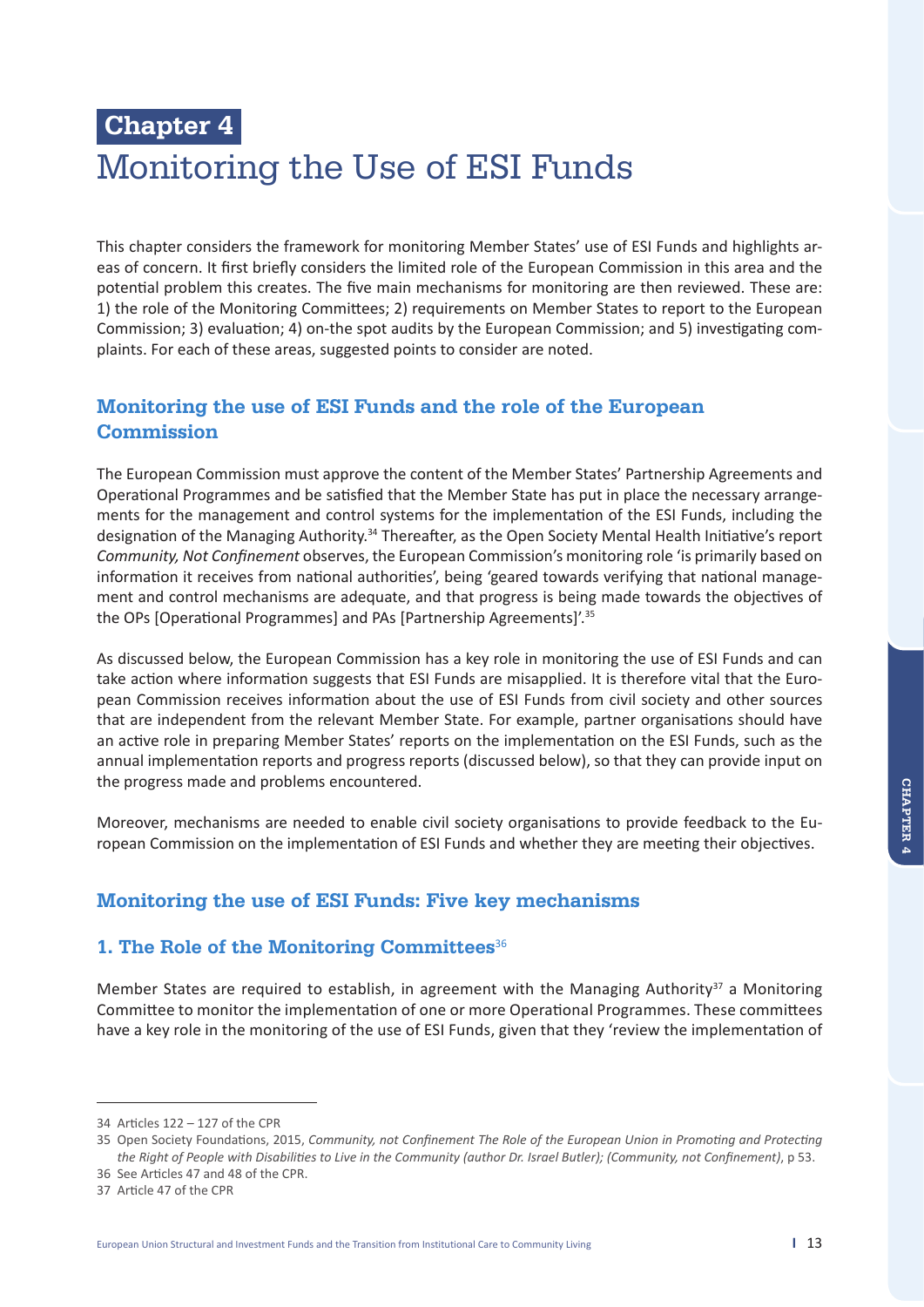**Chapter 4**

# Monitoring the Use of ESI Funds

This chapter considers the framework for monitoring Member States' use of ESI Funds and highlights areas of concern. It first briefly considers the limited role of the European Commission in this area and the potential problem this creates. The five main mechanisms for monitoring are then reviewed. These are: 1) the role of the Monitoring Committees; 2) requirements on Member States to report to the European Commission; 3) evaluation; 4) on-the spot audits by the European Commission; and 5) investigating complaints. For each of these areas, suggested points to consider are noted.

## Monitoring the use of ESI Funds and the role of the European Commission

The European Commission must approve the content of the Member States' Partnership Agreements and Operational Programmes and be satisfied that the Member State has put in place the necessary arrangements for the management and control systems for the implementation of the ESI Funds, including the designation of the Managing Authority.[34] Thereafter, as the Open Society Mental Health Initiative's report *Community, Not Confinement* observes, the European Commission's monitoring role 'is primarily based on information it receives from national authorities', being 'geared towards verifying that national management and control mechanisms are adequate, and that progress is being made towards the objectives of the OPs [Operational Programmes] and PAs [Partnership Agreements]'.[35]

As discussed below, the European Commission has a key role in monitoring the use of ESI Funds and can take action where information suggests that ESI Funds are misapplied. It is therefore vital that the European Commission receives information about the use of ESI Funds from civil society and other sources that are independent from the relevant Member State. For example, partner organisations should have an active role in preparing Member States' reports on the implementation on the ESI Funds, such as the annual implementation reports and progress reports (discussed below), so that they can provide input on the progress made and problems encountered.

Moreover, mechanisms are needed to enable civil society organisations to provide feedback to the European Commission on the implementation of ESI Funds and whether they are meeting their objectives.

## Monitoring the use of ESI Funds: Five key mechanisms

### 1. The Role of the Monitoring Committees[36]

Member States are required to establish, in agreement with the Managing Authority[37] a Monitoring Committee to monitor the implementation of one or more Operational Programmes. These committees have a key role in the monitoring of the use of ESI Funds, given that they 'review the implementation of

---

34 Articles 122 – 127 of the CPR

35 Open Society Foundations, 2015, *Community, not Confinement The Role of the European Union in Promoting and Protecting the Right of People with Disabilities to Live in the Community (author Dr. Israel Butler); (Community, not Confinement)*, p 53.

36 See Articles 47 and 48 of the CPR.

37 Article 47 of the CPR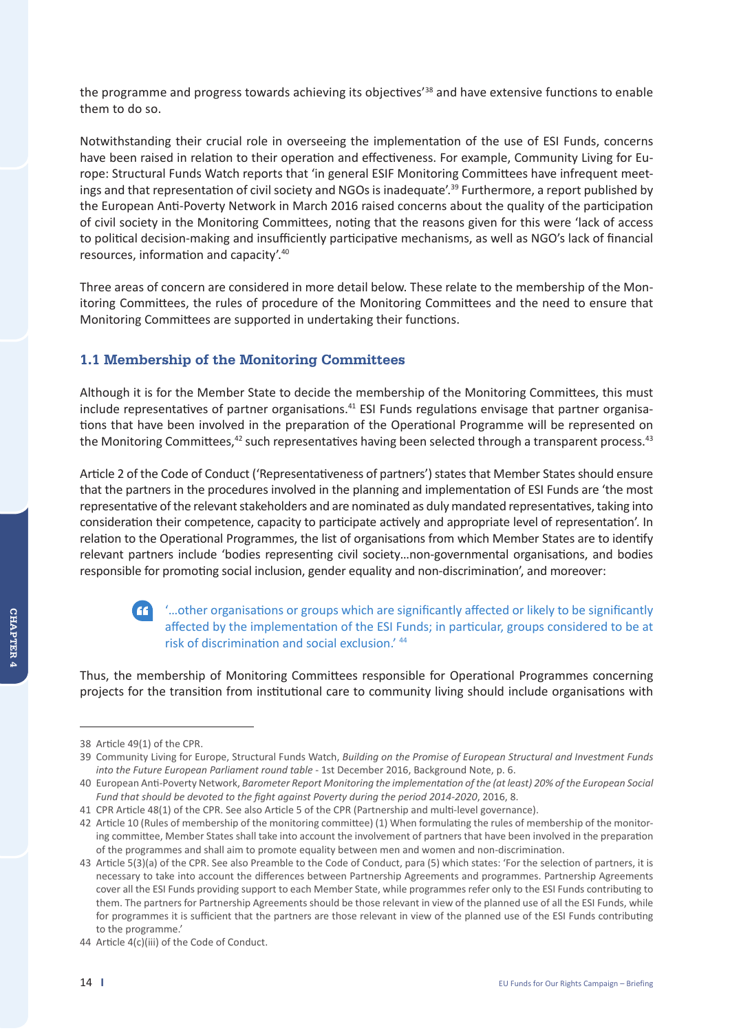the programme and progress towards achieving its objectives'[38] and have extensive functions to enable them to do so.

Notwithstanding their crucial role in overseeing the implementation of the use of ESI Funds, concerns have been raised in relation to their operation and effectiveness. For example, Community Living for Europe: Structural Funds Watch reports that 'in general ESIF Monitoring Committees have infrequent meetings and that representation of civil society and NGOs is inadequate'.[39] Furthermore, a report published by the European Anti-Poverty Network in March 2016 raised concerns about the quality of the participation of civil society in the Monitoring Committees, noting that the reasons given for this were 'lack of access to political decision-making and insufficiently participative mechanisms, as well as NGO's lack of financial resources, information and capacity'.[40]

Three areas of concern are considered in more detail below. These relate to the membership of the Monitoring Committees, the rules of procedure of the Monitoring Committees and the need to ensure that Monitoring Committees are supported in undertaking their functions.

### 1.1 Membership of the Monitoring Committees

Although it is for the Member State to decide the membership of the Monitoring Committees, this must include representatives of partner organisations.[41] ESI Funds regulations envisage that partner organisations that have been involved in the preparation of the Operational Programme will be represented on the Monitoring Committees,[42] such representatives having been selected through a transparent process.[43]

Article 2 of the Code of Conduct ('Representativeness of partners') states that Member States should ensure that the partners in the procedures involved in the planning and implementation of ESI Funds are 'the most representative of the relevant stakeholders and are nominated as duly mandated representatives, taking into consideration their competence, capacity to participate actively and appropriate level of representation'. In relation to the Operational Programmes, the list of organisations from which Member States are to identify relevant partners include 'bodies representing civil society…non-governmental organisations, and bodies responsible for promoting social inclusion, gender equality and non-discrimination', and moreover:

> '…other organisations or groups which are significantly affected or likely to be significantly affected by the implementation of the ESI Funds; in particular, groups considered to be at risk of discrimination and social exclusion.' [44]

Thus, the membership of Monitoring Committees responsible for Operational Programmes concerning projects for the transition from institutional care to community living should include organisations with

---

38 Article 49(1) of the CPR.

39 Community Living for Europe, Structural Funds Watch, *Building on the Promise of European Structural and Investment Funds into the Future European Parliament round table* - 1st December 2016, Background Note, p. 6.

40 European Anti-Poverty Network, *Barometer Report Monitoring the implementation of the (at least) 20% of the European Social Fund that should be devoted to the fight against Poverty during the period 2014-2020*, 2016, 8.

41 CPR Article 48(1) of the CPR. See also Article 5 of the CPR (Partnership and multi-level governance).

42 Article 10 (Rules of membership of the monitoring committee) (1) When formulating the rules of membership of the monitoring committee, Member States shall take into account the involvement of partners that have been involved in the preparation of the programmes and shall aim to promote equality between men and women and non-discrimination.

43 Article 5(3)(a) of the CPR. See also Preamble to the Code of Conduct, para (5) which states: 'For the selection of partners, it is necessary to take into account the differences between Partnership Agreements and programmes. Partnership Agreements cover all the ESI Funds providing support to each Member State, while programmes refer only to the ESI Funds contributing to them. The partners for Partnership Agreements should be those relevant in view of the planned use of all the ESI Funds, while for programmes it is sufficient that the partners are those relevant in view of the planned use of the ESI Funds contributing to the programme.'

44 Article 4(c)(iii) of the Code of Conduct.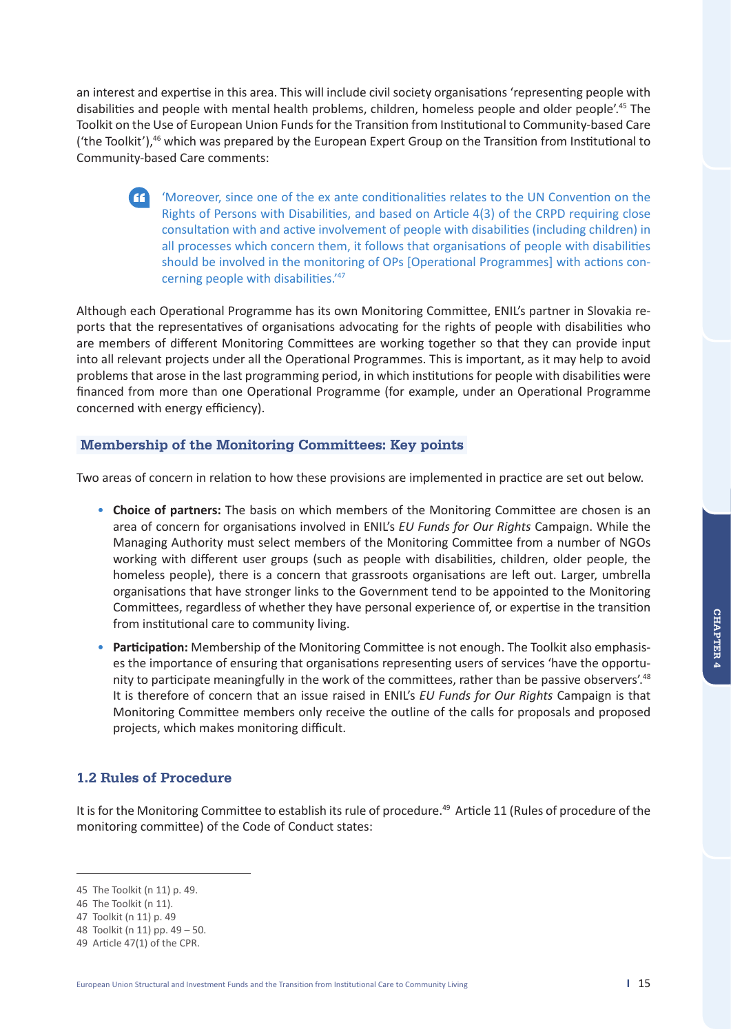an interest and expertise in this area. This will include civil society organisations 'representing people with disabilities and people with mental health problems, children, homeless people and older people'.[45] The Toolkit on the Use of European Union Funds for the Transition from Institutional to Community-based Care ('the Toolkit'),[46] which was prepared by the European Expert Group on the Transition from Institutional to Community-based Care comments:

> 'Moreover, since one of the ex ante conditionalities relates to the UN Convention on the Rights of Persons with Disabilities, and based on Article 4(3) of the CRPD requiring close consultation with and active involvement of people with disabilities (including children) in all processes which concern them, it follows that organisations of people with disabilities should be involved in the monitoring of OPs [Operational Programmes] with actions concerning people with disabilities.'[47]

Although each Operational Programme has its own Monitoring Committee, ENIL's partner in Slovakia reports that the representatives of organisations advocating for the rights of people with disabilities who are members of different Monitoring Committees are working together so that they can provide input into all relevant projects under all the Operational Programmes. This is important, as it may help to avoid problems that arose in the last programming period, in which institutions for people with disabilities were financed from more than one Operational Programme (for example, under an Operational Programme concerned with energy efficiency).

### Membership of the Monitoring Committees: Key points

Two areas of concern in relation to how these provisions are implemented in practice are set out below.

- **Choice of partners:** The basis on which members of the Monitoring Committee are chosen is an area of concern for organisations involved in ENIL's *EU Funds for Our Rights* Campaign. While the Managing Authority must select members of the Monitoring Committee from a number of NGOs working with different user groups (such as people with disabilities, children, older people, the homeless people), there is a concern that grassroots organisations are left out. Larger, umbrella organisations that have stronger links to the Government tend to be appointed to the Monitoring Committees, regardless of whether they have personal experience of, or expertise in the transition from institutional care to community living.
- **Participation:** Membership of the Monitoring Committee is not enough. The Toolkit also emphasises the importance of ensuring that organisations representing users of services 'have the opportunity to participate meaningfully in the work of the committees, rather than be passive observers'.[48] It is therefore of concern that an issue raised in ENIL's *EU Funds for Our Rights* Campaign is that Monitoring Committee members only receive the outline of the calls for proposals and proposed projects, which makes monitoring difficult.

## 1.2 Rules of Procedure

It is for the Monitoring Committee to establish its rule of procedure.[49] Article 11 (Rules of procedure of the monitoring committee) of the Code of Conduct states:

---

45 The Toolkit (n 11) p. 49.
46 The Toolkit (n 11).
47 Toolkit (n 11) p. 49
48 Toolkit (n 11) pp. 49 – 50.
49 Article 47(1) of the CPR.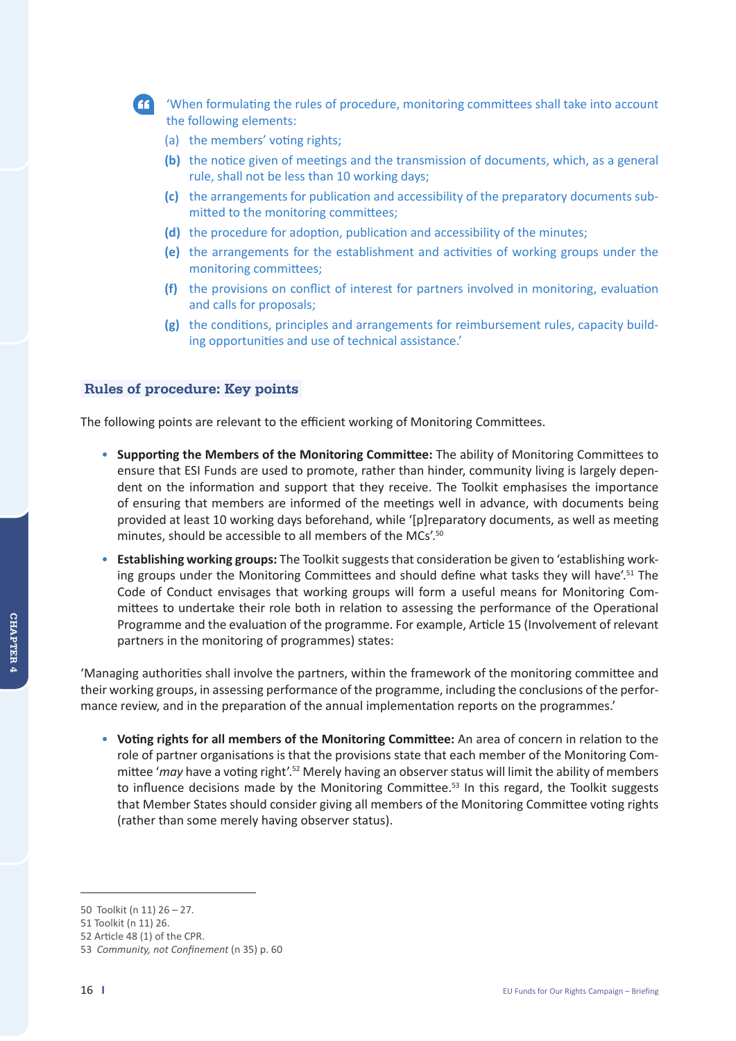> 'When formulating the rules of procedure, monitoring committees shall take into account the following elements:
>
> (a) the members' voting rights;
>
> **(b)** the notice given of meetings and the transmission of documents, which, as a general rule, shall not be less than 10 working days;
>
> **(c)** the arrangements for publication and accessibility of the preparatory documents submitted to the monitoring committees;
>
> **(d)** the procedure for adoption, publication and accessibility of the minutes;
>
> **(e)** the arrangements for the establishment and activities of working groups under the monitoring committees;
>
> **(f)** the provisions on conflict of interest for partners involved in monitoring, evaluation and calls for proposals;
>
> **(g)** the conditions, principles and arrangements for reimbursement rules, capacity building opportunities and use of technical assistance.'

## Rules of procedure: Key points

The following points are relevant to the efficient working of Monitoring Committees.

- **Supporting the Members of the Monitoring Committee:** The ability of Monitoring Committees to ensure that ESI Funds are used to promote, rather than hinder, community living is largely dependent on the information and support that they receive. The Toolkit emphasises the importance of ensuring that members are informed of the meetings well in advance, with documents being provided at least 10 working days beforehand, while '[p]reparatory documents, as well as meeting minutes, should be accessible to all members of the MCs'.[50]
- **Establishing working groups:** The Toolkit suggests that consideration be given to 'establishing working groups under the Monitoring Committees and should define what tasks they will have'.[51] The Code of Conduct envisages that working groups will form a useful means for Monitoring Committees to undertake their role both in relation to assessing the performance of the Operational Programme and the evaluation of the programme. For example, Article 15 (Involvement of relevant partners in the monitoring of programmes) states:

'Managing authorities shall involve the partners, within the framework of the monitoring committee and their working groups, in assessing performance of the programme, including the conclusions of the performance review, and in the preparation of the annual implementation reports on the programmes.'

- **Voting rights for all members of the Monitoring Committee:** An area of concern in relation to the role of partner organisations is that the provisions state that each member of the Monitoring Committee '*may* have a voting right'.[52] Merely having an observer status will limit the ability of members to influence decisions made by the Monitoring Committee.[53] In this regard, the Toolkit suggests that Member States should consider giving all members of the Monitoring Committee voting rights (rather than some merely having observer status).

---

50 Toolkit (n 11) 26 – 27.

51 Toolkit (n 11) 26.

52 Article 48 (1) of the CPR.

53 *Community, not Confinement* (n 35) p. 60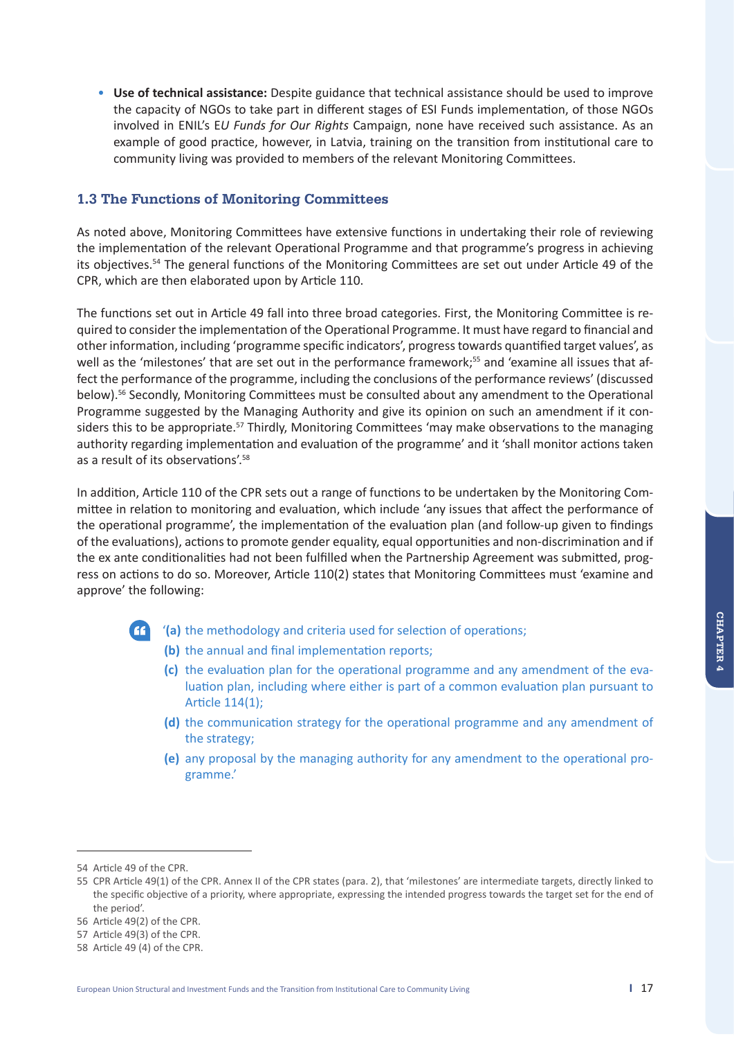- **Use of technical assistance:** Despite guidance that technical assistance should be used to improve the capacity of NGOs to take part in different stages of ESI Funds implementation, of those NGOs involved in ENIL's E*U Funds for Our Rights* Campaign, none have received such assistance. As an example of good practice, however, in Latvia, training on the transition from institutional care to community living was provided to members of the relevant Monitoring Committees.

### 1.3 The Functions of Monitoring Committees

As noted above, Monitoring Committees have extensive functions in undertaking their role of reviewing the implementation of the relevant Operational Programme and that programme's progress in achieving its objectives.[54] The general functions of the Monitoring Committees are set out under Article 49 of the CPR, which are then elaborated upon by Article 110.

The functions set out in Article 49 fall into three broad categories. First, the Monitoring Committee is required to consider the implementation of the Operational Programme. It must have regard to financial and other information, including 'programme specific indicators', progress towards quantified target values', as well as the 'milestones' that are set out in the performance framework;[55] and 'examine all issues that affect the performance of the programme, including the conclusions of the performance reviews' (discussed below).[56] Secondly, Monitoring Committees must be consulted about any amendment to the Operational Programme suggested by the Managing Authority and give its opinion on such an amendment if it considers this to be appropriate.[57] Thirdly, Monitoring Committees 'may make observations to the managing authority regarding implementation and evaluation of the programme' and it 'shall monitor actions taken as a result of its observations'.[58]

In addition, Article 110 of the CPR sets out a range of functions to be undertaken by the Monitoring Committee in relation to monitoring and evaluation, which include 'any issues that affect the performance of the operational programme', the implementation of the evaluation plan (and follow-up given to findings of the evaluations), actions to promote gender equality, equal opportunities and non-discrimination and if the ex ante conditionalities had not been fulfilled when the Partnership Agreement was submitted, progress on actions to do so. Moreover, Article 110(2) states that Monitoring Committees must 'examine and approve' the following:

> '**(a)** the methodology and criteria used for selection of operations;
>
> **(b)** the annual and final implementation reports;
>
> **(c)** the evaluation plan for the operational programme and any amendment of the evaluation plan, including where either is part of a common evaluation plan pursuant to Article 114(1);
>
> **(d)** the communication strategy for the operational programme and any amendment of the strategy;
>
> **(e)** any proposal by the managing authority for any amendment to the operational programme.'

---

54 Article 49 of the CPR.

55 CPR Article 49(1) of the CPR. Annex II of the CPR states (para. 2), that 'milestones' are intermediate targets, directly linked to the specific objective of a priority, where appropriate, expressing the intended progress towards the target set for the end of the period'.

56 Article 49(2) of the CPR.

57 Article 49(3) of the CPR.

58 Article 49 (4) of the CPR.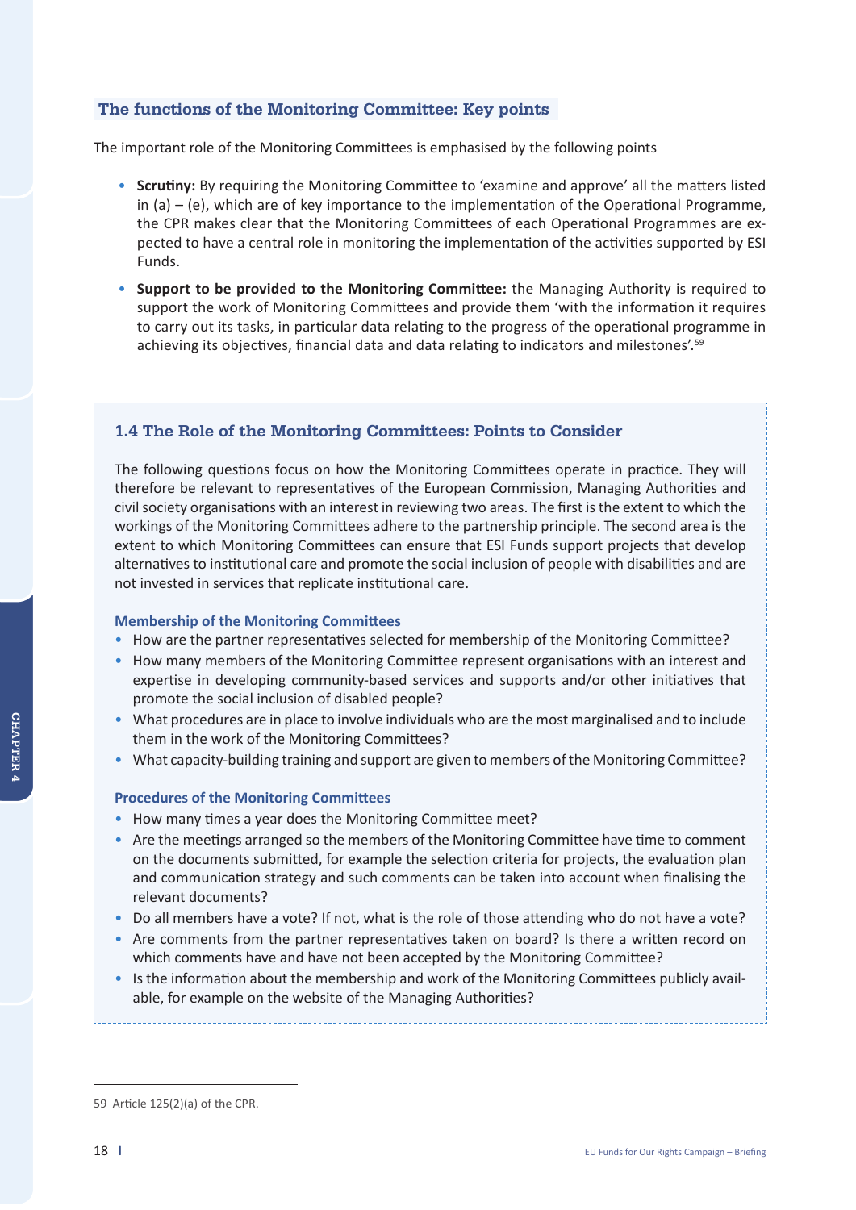### The functions of the Monitoring Committee: Key points

The important role of the Monitoring Committees is emphasised by the following points

- **Scrutiny:** By requiring the Monitoring Committee to 'examine and approve' all the matters listed in (a) – (e), which are of key importance to the implementation of the Operational Programme, the CPR makes clear that the Monitoring Committees of each Operational Programmes are expected to have a central role in monitoring the implementation of the activities supported by ESI Funds.
- **Support to be provided to the Monitoring Committee:** the Managing Authority is required to support the work of Monitoring Committees and provide them 'with the information it requires to carry out its tasks, in particular data relating to the progress of the operational programme in achieving its objectives, financial data and data relating to indicators and milestones'.[59]

### 1.4 The Role of the Monitoring Committees: Points to Consider

The following questions focus on how the Monitoring Committees operate in practice. They will therefore be relevant to representatives of the European Commission, Managing Authorities and civil society organisations with an interest in reviewing two areas. The first is the extent to which the workings of the Monitoring Committees adhere to the partnership principle. The second area is the extent to which Monitoring Committees can ensure that ESI Funds support projects that develop alternatives to institutional care and promote the social inclusion of people with disabilities and are not invested in services that replicate institutional care.

#### Membership of the Monitoring Committees

- How are the partner representatives selected for membership of the Monitoring Committee?
- How many members of the Monitoring Committee represent organisations with an interest and expertise in developing community-based services and supports and/or other initiatives that promote the social inclusion of disabled people?
- What procedures are in place to involve individuals who are the most marginalised and to include them in the work of the Monitoring Committees?
- What capacity-building training and support are given to members of the Monitoring Committee?

#### Procedures of the Monitoring Committees

- How many times a year does the Monitoring Committee meet?
- Are the meetings arranged so the members of the Monitoring Committee have time to comment on the documents submitted, for example the selection criteria for projects, the evaluation plan and communication strategy and such comments can be taken into account when finalising the relevant documents?
- Do all members have a vote? If not, what is the role of those attending who do not have a vote?
- Are comments from the partner representatives taken on board? Is there a written record on which comments have and have not been accepted by the Monitoring Committee?
- Is the information about the membership and work of the Monitoring Committees publicly available, for example on the website of the Managing Authorities?

---

59 Article 125(2)(a) of the CPR.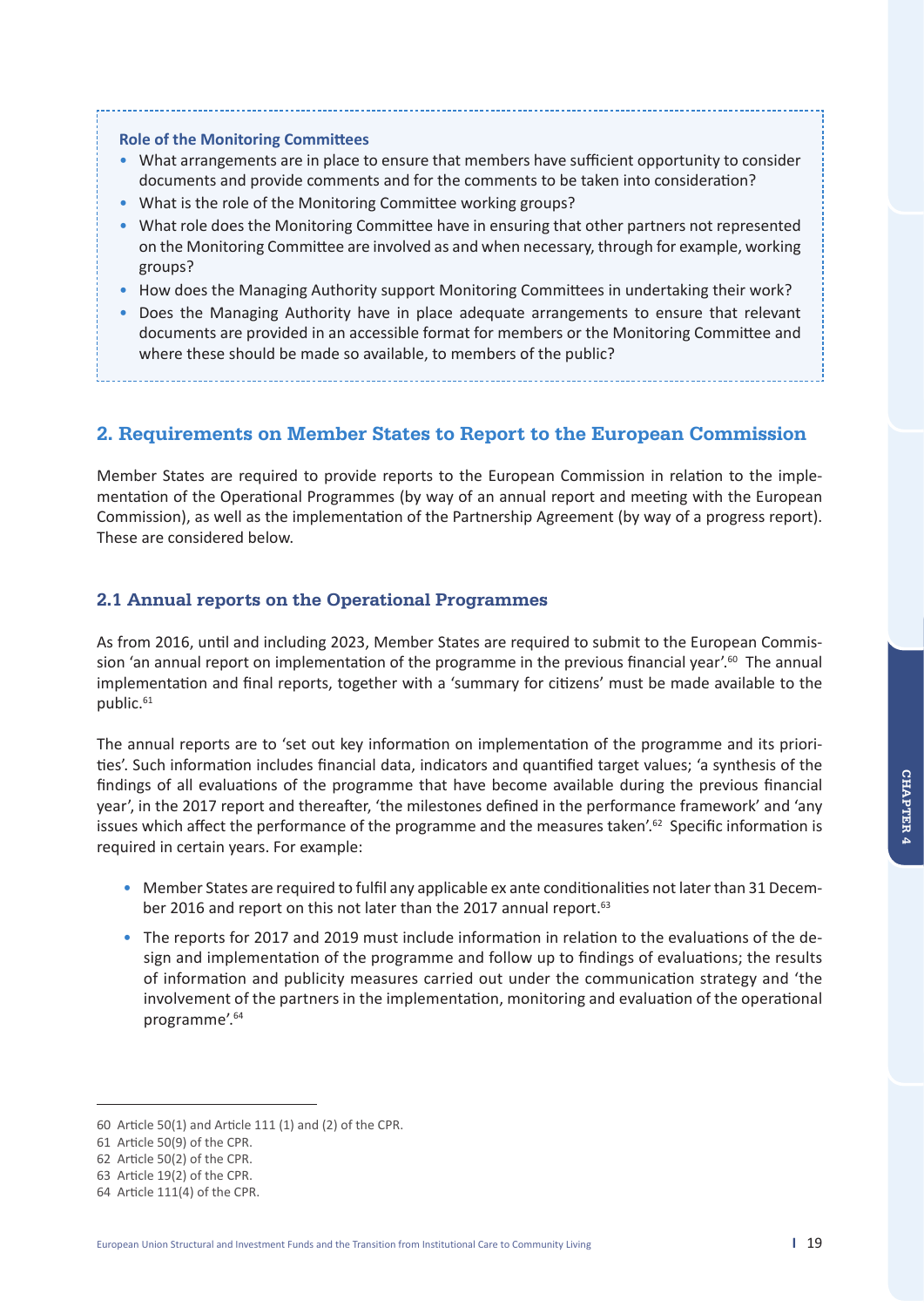**Role of the Monitoring Committees**

- What arrangements are in place to ensure that members have sufficient opportunity to consider documents and provide comments and for the comments to be taken into consideration?
- What is the role of the Monitoring Committee working groups?
- What role does the Monitoring Committee have in ensuring that other partners not represented on the Monitoring Committee are involved as and when necessary, through for example, working groups?
- How does the Managing Authority support Monitoring Committees in undertaking their work?
- Does the Managing Authority have in place adequate arrangements to ensure that relevant documents are provided in an accessible format for members or the Monitoring Committee and where these should be made so available, to members of the public?

## 2. Requirements on Member States to Report to the European Commission

Member States are required to provide reports to the European Commission in relation to the implementation of the Operational Programmes (by way of an annual report and meeting with the European Commission), as well as the implementation of the Partnership Agreement (by way of a progress report). These are considered below.

### 2.1 Annual reports on the Operational Programmes

As from 2016, until and including 2023, Member States are required to submit to the European Commission 'an annual report on implementation of the programme in the previous financial year'.[60] The annual implementation and final reports, together with a 'summary for citizens' must be made available to the public.[61]

The annual reports are to 'set out key information on implementation of the programme and its priorities'. Such information includes financial data, indicators and quantified target values; 'a synthesis of the findings of all evaluations of the programme that have become available during the previous financial year', in the 2017 report and thereafter, 'the milestones defined in the performance framework' and 'any issues which affect the performance of the programme and the measures taken'.[62] Specific information is required in certain years. For example:

- Member States are required to fulfil any applicable ex ante conditionalities not later than 31 December 2016 and report on this not later than the 2017 annual report.[63]
- The reports for 2017 and 2019 must include information in relation to the evaluations of the design and implementation of the programme and follow up to findings of evaluations; the results of information and publicity measures carried out under the communication strategy and 'the involvement of the partners in the implementation, monitoring and evaluation of the operational programme'.[64]

---

60 Article 50(1) and Article 111 (1) and (2) of the CPR.

61 Article 50(9) of the CPR.

62 Article 50(2) of the CPR.

63 Article 19(2) of the CPR.

64 Article 111(4) of the CPR.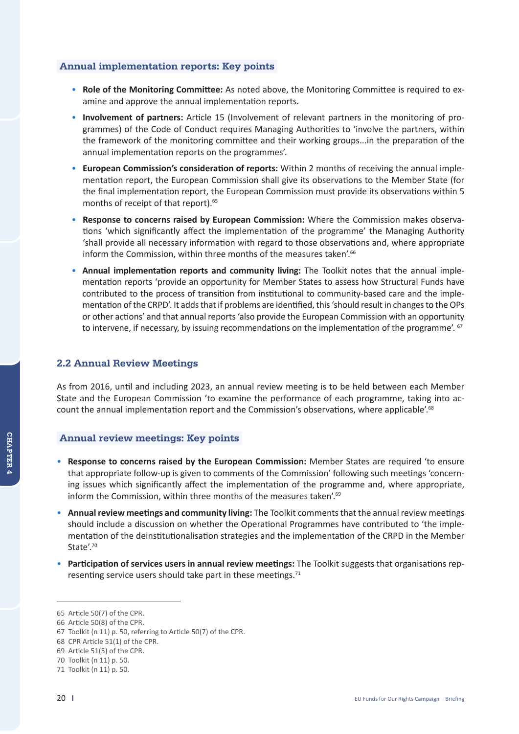### Annual implementation reports: Key points

- **Role of the Monitoring Committee:** As noted above, the Monitoring Committee is required to examine and approve the annual implementation reports.
- **Involvement of partners:** Article 15 (Involvement of relevant partners in the monitoring of programmes) of the Code of Conduct requires Managing Authorities to 'involve the partners, within the framework of the monitoring committee and their working groups...in the preparation of the annual implementation reports on the programmes'.
- **European Commission's consideration of reports:** Within 2 months of receiving the annual implementation report, the European Commission shall give its observations to the Member State (for the final implementation report, the European Commission must provide its observations within 5 months of receipt of that report).[65]
- **Response to concerns raised by European Commission:** Where the Commission makes observations 'which significantly affect the implementation of the programme' the Managing Authority 'shall provide all necessary information with regard to those observations and, where appropriate inform the Commission, within three months of the measures taken'.[66]
- **Annual implementation reports and community living:** The Toolkit notes that the annual implementation reports 'provide an opportunity for Member States to assess how Structural Funds have contributed to the process of transition from institutional to community-based care and the implementation of the CRPD'. It adds that if problems are identified, this 'should result in changes to the OPs or other actions' and that annual reports 'also provide the European Commission with an opportunity to intervene, if necessary, by issuing recommendations on the implementation of the programme'.[67]

## 2.2 Annual Review Meetings

As from 2016, until and including 2023, an annual review meeting is to be held between each Member State and the European Commission 'to examine the performance of each programme, taking into account the annual implementation report and the Commission's observations, where applicable'.[68]

### Annual review meetings: Key points

- **Response to concerns raised by the European Commission:** Member States are required 'to ensure that appropriate follow-up is given to comments of the Commission' following such meetings 'concerning issues which significantly affect the implementation of the programme and, where appropriate, inform the Commission, within three months of the measures taken'.[69]
- **Annual review meetings and community living:** The Toolkit comments that the annual review meetings should include a discussion on whether the Operational Programmes have contributed to 'the implementation of the deinstitutionalisation strategies and the implementation of the CRPD in the Member State'.[70]
- **Participation of services users in annual review meetings:** The Toolkit suggests that organisations representing service users should take part in these meetings.[71]

---

65 Article 50(7) of the CPR.

66 Article 50(8) of the CPR.

67 Toolkit (n 11) p. 50, referring to Article 50(7) of the CPR.

68 CPR Article 51(1) of the CPR.

69 Article 51(5) of the CPR.

70 Toolkit (n 11) p. 50.

71 Toolkit (n 11) p. 50.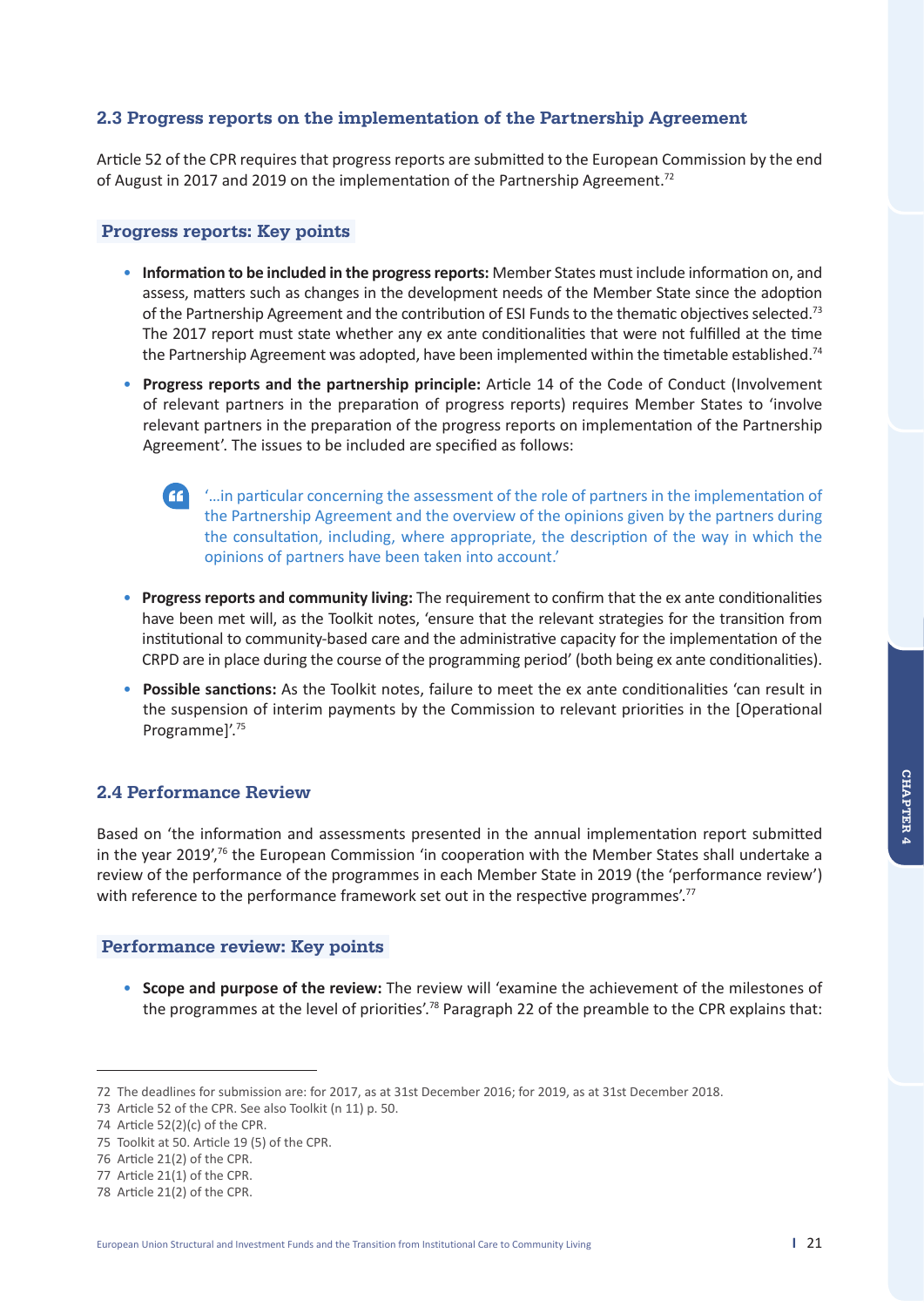### 2.3 Progress reports on the implementation of the Partnership Agreement

Article 52 of the CPR requires that progress reports are submitted to the European Commission by the end of August in 2017 and 2019 on the implementation of the Partnership Agreement.[72]

#### Progress reports: Key points

- **Information to be included in the progress reports:** Member States must include information on, and assess, matters such as changes in the development needs of the Member State since the adoption of the Partnership Agreement and the contribution of ESI Funds to the thematic objectives selected.[73] The 2017 report must state whether any ex ante conditionalities that were not fulfilled at the time the Partnership Agreement was adopted, have been implemented within the timetable established.[74]
- **Progress reports and the partnership principle:** Article 14 of the Code of Conduct (Involvement of relevant partners in the preparation of progress reports) requires Member States to 'involve relevant partners in the preparation of the progress reports on implementation of the Partnership Agreement'. The issues to be included are specified as follows:

  > '…in particular concerning the assessment of the role of partners in the implementation of the Partnership Agreement and the overview of the opinions given by the partners during the consultation, including, where appropriate, the description of the way in which the opinions of partners have been taken into account.'

- **Progress reports and community living:** The requirement to confirm that the ex ante conditionalities have been met will, as the Toolkit notes, 'ensure that the relevant strategies for the transition from institutional to community-based care and the administrative capacity for the implementation of the CRPD are in place during the course of the programming period' (both being ex ante conditionalities).
- **Possible sanctions:** As the Toolkit notes, failure to meet the ex ante conditionalities 'can result in the suspension of interim payments by the Commission to relevant priorities in the [Operational Programme]'.[75]

### 2.4 Performance Review

Based on 'the information and assessments presented in the annual implementation report submitted in the year 2019',[76] the European Commission 'in cooperation with the Member States shall undertake a review of the performance of the programmes in each Member State in 2019 (the 'performance review') with reference to the performance framework set out in the respective programmes'.[77]

#### Performance review: Key points

- **Scope and purpose of the review:** The review will 'examine the achievement of the milestones of the programmes at the level of priorities'.[78] Paragraph 22 of the preamble to the CPR explains that:

---

72 The deadlines for submission are: for 2017, as at 31st December 2016; for 2019, as at 31st December 2018.
73 Article 52 of the CPR. See also Toolkit (n 11) p. 50.
74 Article 52(2)(c) of the CPR.
75 Toolkit at 50. Article 19 (5) of the CPR.
76 Article 21(2) of the CPR.
77 Article 21(1) of the CPR.
78 Article 21(2) of the CPR.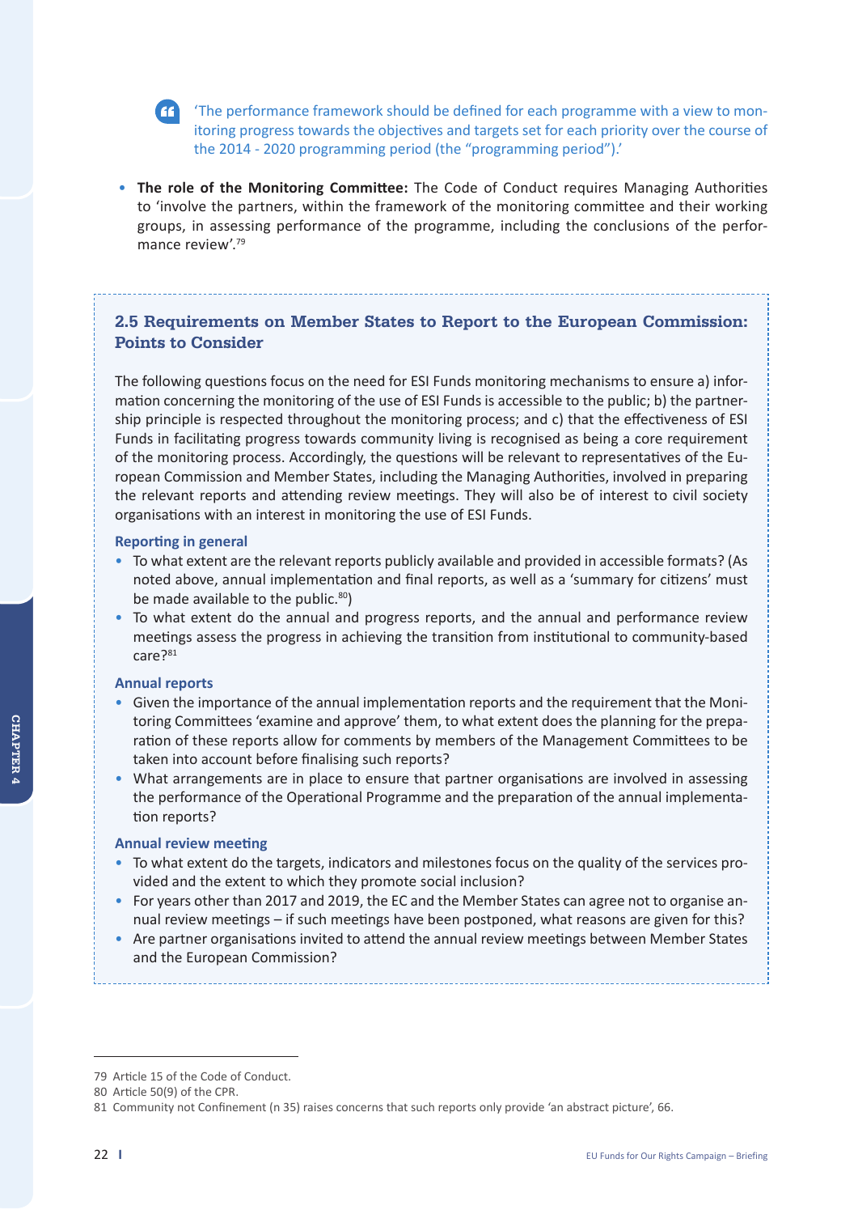> 'The performance framework should be defined for each programme with a view to monitoring progress towards the objectives and targets set for each priority over the course of the 2014 - 2020 programming period (the "programming period").'

- **The role of the Monitoring Committee:** The Code of Conduct requires Managing Authorities to 'involve the partners, within the framework of the monitoring committee and their working groups, in assessing performance of the programme, including the conclusions of the performance review'.[79]

## 2.5 Requirements on Member States to Report to the European Commission: Points to Consider

The following questions focus on the need for ESI Funds monitoring mechanisms to ensure a) information concerning the monitoring of the use of ESI Funds is accessible to the public; b) the partnership principle is respected throughout the monitoring process; and c) that the effectiveness of ESI Funds in facilitating progress towards community living is recognised as being a core requirement of the monitoring process. Accordingly, the questions will be relevant to representatives of the European Commission and Member States, including the Managing Authorities, involved in preparing the relevant reports and attending review meetings. They will also be of interest to civil society organisations with an interest in monitoring the use of ESI Funds.

### Reporting in general

- To what extent are the relevant reports publicly available and provided in accessible formats? (As noted above, annual implementation and final reports, as well as a 'summary for citizens' must be made available to the public.[80])
- To what extent do the annual and progress reports, and the annual and performance review meetings assess the progress in achieving the transition from institutional to community-based care?[81]

### Annual reports

- Given the importance of the annual implementation reports and the requirement that the Monitoring Committees 'examine and approve' them, to what extent does the planning for the preparation of these reports allow for comments by members of the Management Committees to be taken into account before finalising such reports?
- What arrangements are in place to ensure that partner organisations are involved in assessing the performance of the Operational Programme and the preparation of the annual implementation reports?

### Annual review meeting

- To what extent do the targets, indicators and milestones focus on the quality of the services provided and the extent to which they promote social inclusion?
- For years other than 2017 and 2019, the EC and the Member States can agree not to organise annual review meetings – if such meetings have been postponed, what reasons are given for this?
- Are partner organisations invited to attend the annual review meetings between Member States and the European Commission?

---

79 Article 15 of the Code of Conduct.

80 Article 50(9) of the CPR.

81 Community not Confinement (n 35) raises concerns that such reports only provide 'an abstract picture', 66.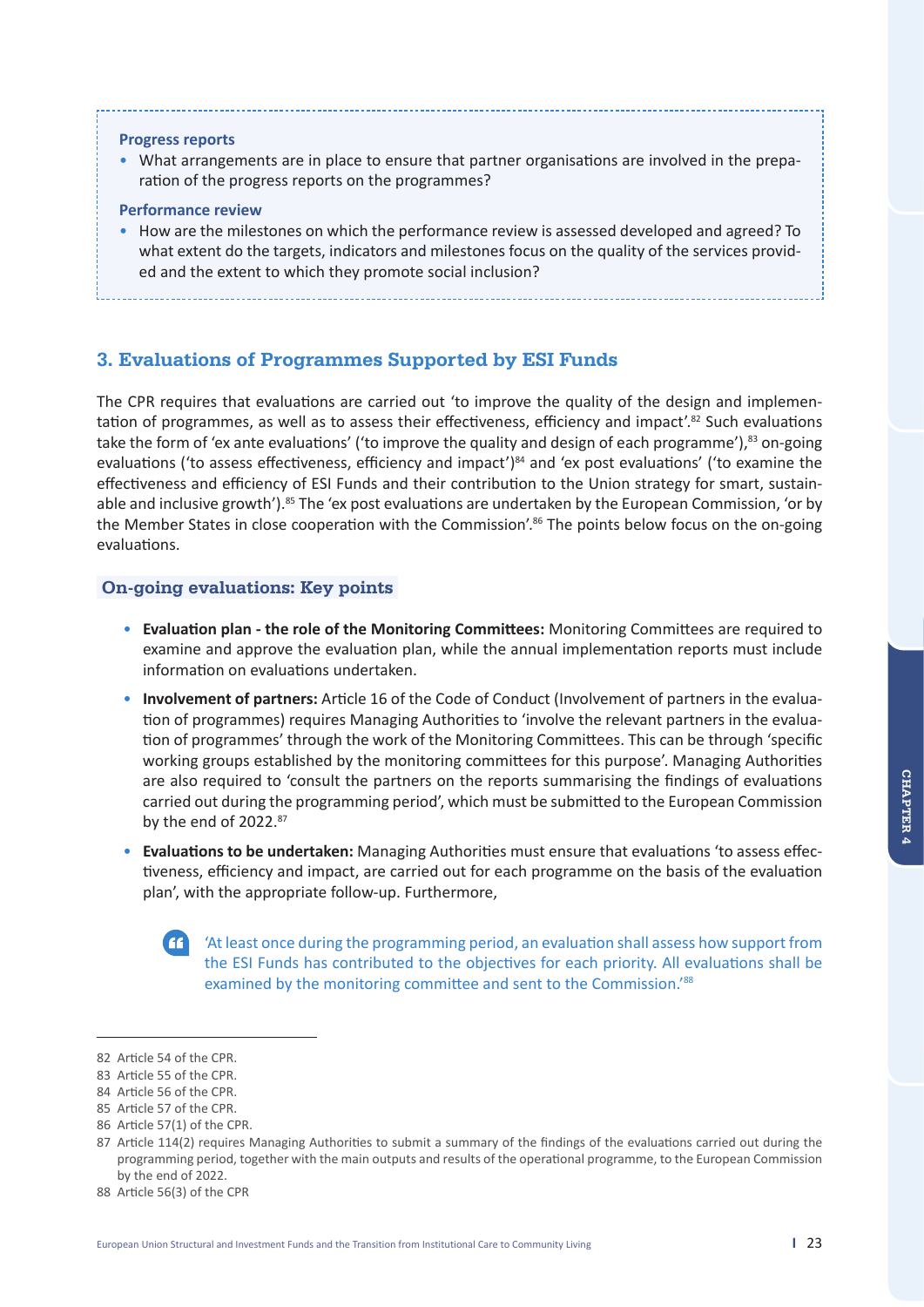**Progress reports**

- What arrangements are in place to ensure that partner organisations are involved in the preparation of the progress reports on the programmes?

**Performance review**

- How are the milestones on which the performance review is assessed developed and agreed? To what extent do the targets, indicators and milestones focus on the quality of the services provided and the extent to which they promote social inclusion?

## 3. Evaluations of Programmes Supported by ESI Funds

The CPR requires that evaluations are carried out 'to improve the quality of the design and implementation of programmes, as well as to assess their effectiveness, efficiency and impact'.[82] Such evaluations take the form of 'ex ante evaluations' ('to improve the quality and design of each programme'),[83] on-going evaluations ('to assess effectiveness, efficiency and impact')[84] and 'ex post evaluations' ('to examine the effectiveness and efficiency of ESI Funds and their contribution to the Union strategy for smart, sustainable and inclusive growth').[85] The 'ex post evaluations are undertaken by the European Commission, 'or by the Member States in close cooperation with the Commission'.[86] The points below focus on the on-going evaluations.

### On-going evaluations: Key points

- **Evaluation plan - the role of the Monitoring Committees:** Monitoring Committees are required to examine and approve the evaluation plan, while the annual implementation reports must include information on evaluations undertaken.
- **Involvement of partners:** Article 16 of the Code of Conduct (Involvement of partners in the evaluation of programmes) requires Managing Authorities to 'involve the relevant partners in the evaluation of programmes' through the work of the Monitoring Committees. This can be through 'specific working groups established by the monitoring committees for this purpose'. Managing Authorities are also required to 'consult the partners on the reports summarising the findings of evaluations carried out during the programming period', which must be submitted to the European Commission by the end of 2022.[87]
- **Evaluations to be undertaken:** Managing Authorities must ensure that evaluations 'to assess effectiveness, efficiency and impact, are carried out for each programme on the basis of the evaluation plan', with the appropriate follow-up. Furthermore,

> 'At least once during the programming period, an evaluation shall assess how support from the ESI Funds has contributed to the objectives for each priority. All evaluations shall be examined by the monitoring committee and sent to the Commission.'[88]

---

82 Article 54 of the CPR.

83 Article 55 of the CPR.

84 Article 56 of the CPR.

85 Article 57 of the CPR.

86 Article 57(1) of the CPR.

87 Article 114(2) requires Managing Authorities to submit a summary of the findings of the evaluations carried out during the programming period, together with the main outputs and results of the operational programme, to the European Commission by the end of 2022.

88 Article 56(3) of the CPR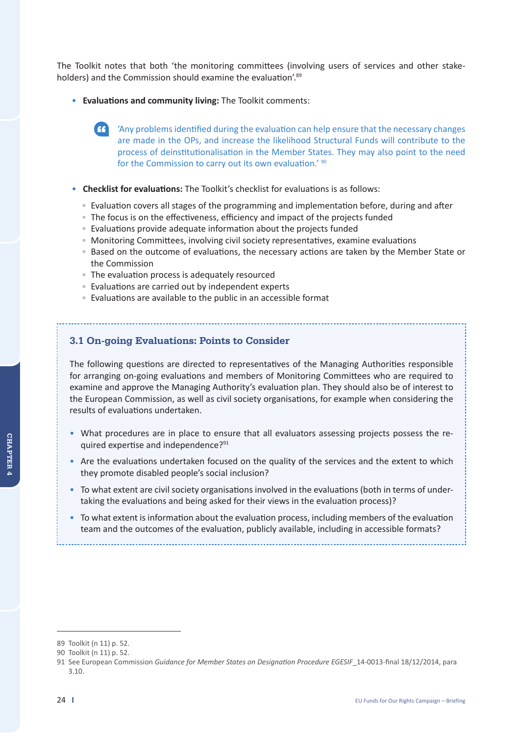The Toolkit notes that both 'the monitoring committees (involving users of services and other stakeholders) and the Commission should examine the evaluation'.[89]

- **Evaluations and community living:** The Toolkit comments:

> 'Any problems identified during the evaluation can help ensure that the necessary changes are made in the OPs, and increase the likelihood Structural Funds will contribute to the process of deinstitutionalisation in the Member States. They may also point to the need for the Commission to carry out its own evaluation.' [90]

- **Checklist for evaluations:** The Toolkit's checklist for evaluations is as follows:
  - Evaluation covers all stages of the programming and implementation before, during and after
  - The focus is on the effectiveness, efficiency and impact of the projects funded
  - Evaluations provide adequate information about the projects funded
  - Monitoring Committees, involving civil society representatives, examine evaluations
  - Based on the outcome of evaluations, the necessary actions are taken by the Member State or the Commission
  - The evaluation process is adequately resourced
  - Evaluations are carried out by independent experts
  - Evaluations are available to the public in an accessible format

### 3.1 On-going Evaluations: Points to Consider

The following questions are directed to representatives of the Managing Authorities responsible for arranging on-going evaluations and members of Monitoring Committees who are required to examine and approve the Managing Authority's evaluation plan. They should also be of interest to the European Commission, as well as civil society organisations, for example when considering the results of evaluations undertaken.

- What procedures are in place to ensure that all evaluators assessing projects possess the required expertise and independence?[91]
- Are the evaluations undertaken focused on the quality of the services and the extent to which they promote disabled people's social inclusion?
- To what extent are civil society organisations involved in the evaluations (both in terms of undertaking the evaluations and being asked for their views in the evaluation process)?
- To what extent is information about the evaluation process, including members of the evaluation team and the outcomes of the evaluation, publicly available, including in accessible formats?

---

89 Toolkit (n 11) p. 52.

90 Toolkit (n 11) p. 52.

91 See European Commission *Guidance for Member States on Designation Procedure EGESIF*_14-0013-final 18/12/2014, para 3.10.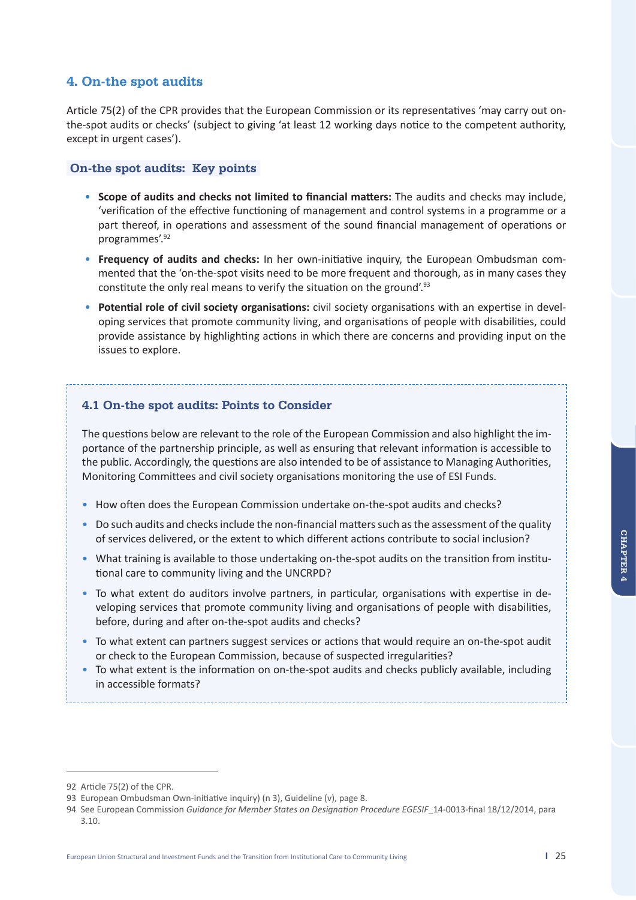## 4. On-the spot audits

Article 75(2) of the CPR provides that the European Commission or its representatives 'may carry out on-the-spot audits or checks' (subject to giving 'at least 12 working days notice to the competent authority, except in urgent cases').

### On-the spot audits: Key points

- **Scope of audits and checks not limited to financial matters:** The audits and checks may include, 'verification of the effective functioning of management and control systems in a programme or a part thereof, in operations and assessment of the sound financial management of operations or programmes'.[92]
- **Frequency of audits and checks:** In her own-initiative inquiry, the European Ombudsman commented that the 'on-the-spot visits need to be more frequent and thorough, as in many cases they constitute the only real means to verify the situation on the ground'.[93]
- **Potential role of civil society organisations:** civil society organisations with an expertise in developing services that promote community living, and organisations of people with disabilities, could provide assistance by highlighting actions in which there are concerns and providing input on the issues to explore.

### 4.1 On-the spot audits: Points to Consider

The questions below are relevant to the role of the European Commission and also highlight the importance of the partnership principle, as well as ensuring that relevant information is accessible to the public. Accordingly, the questions are also intended to be of assistance to Managing Authorities, Monitoring Committees and civil society organisations monitoring the use of ESI Funds.

- How often does the European Commission undertake on-the-spot audits and checks?
- Do such audits and checks include the non-financial matters such as the assessment of the quality of services delivered, or the extent to which different actions contribute to social inclusion?
- What training is available to those undertaking on-the-spot audits on the transition from institutional care to community living and the UNCRPD?
- To what extent do auditors involve partners, in particular, organisations with expertise in developing services that promote community living and organisations of people with disabilities, before, during and after on-the-spot audits and checks?
- To what extent can partners suggest services or actions that would require an on-the-spot audit or check to the European Commission, because of suspected irregularities?
- To what extent is the information on on-the-spot audits and checks publicly available, including in accessible formats?

---

92 Article 75(2) of the CPR.

93 European Ombudsman Own-initiative inquiry) (n 3), Guideline (v), page 8.

94 See European Commission *Guidance for Member States on Designation Procedure EGESIF*_14-0013-final 18/12/2014, para 3.10.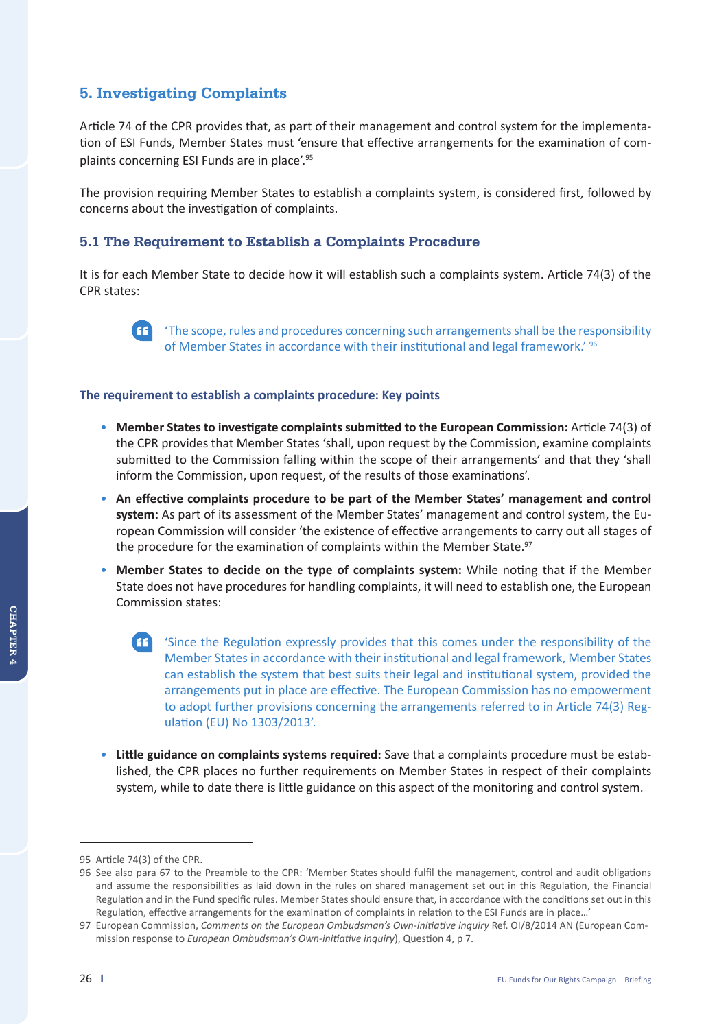## 5. Investigating Complaints

Article 74 of the CPR provides that, as part of their management and control system for the implementation of ESI Funds, Member States must 'ensure that effective arrangements for the examination of complaints concerning ESI Funds are in place'.[95]

The provision requiring Member States to establish a complaints system, is considered first, followed by concerns about the investigation of complaints.

### 5.1 The Requirement to Establish a Complaints Procedure

It is for each Member State to decide how it will establish such a complaints system. Article 74(3) of the CPR states:

> 'The scope, rules and procedures concerning such arrangements shall be the responsibility of Member States in accordance with their institutional and legal framework.' [96]

#### The requirement to establish a complaints procedure: Key points

- **Member States to investigate complaints submitted to the European Commission:** Article 74(3) of the CPR provides that Member States 'shall, upon request by the Commission, examine complaints submitted to the Commission falling within the scope of their arrangements' and that they 'shall inform the Commission, upon request, of the results of those examinations'.
- **An effective complaints procedure to be part of the Member States' management and control system:** As part of its assessment of the Member States' management and control system, the European Commission will consider 'the existence of effective arrangements to carry out all stages of the procedure for the examination of complaints within the Member State.[97]
- **Member States to decide on the type of complaints system:** While noting that if the Member State does not have procedures for handling complaints, it will need to establish one, the European Commission states:

  > 'Since the Regulation expressly provides that this comes under the responsibility of the Member States in accordance with their institutional and legal framework, Member States can establish the system that best suits their legal and institutional system, provided the arrangements put in place are effective. The European Commission has no empowerment to adopt further provisions concerning the arrangements referred to in Article 74(3) Regulation (EU) No 1303/2013'.

- **Little guidance on complaints systems required:** Save that a complaints procedure must be established, the CPR places no further requirements on Member States in respect of their complaints system, while to date there is little guidance on this aspect of the monitoring and control system.

---

95 Article 74(3) of the CPR.

96 See also para 67 to the Preamble to the CPR: 'Member States should fulfil the management, control and audit obligations and assume the responsibilities as laid down in the rules on shared management set out in this Regulation, the Financial Regulation and in the Fund specific rules. Member States should ensure that, in accordance with the conditions set out in this Regulation, effective arrangements for the examination of complaints in relation to the ESI Funds are in place…'

97 European Commission, *Comments on the European Ombudsman's Own-initiative inquiry* Ref. OI/8/2014 AN (European Commission response to *European Ombudsman's Own-initiative inquiry*), Question 4, p 7.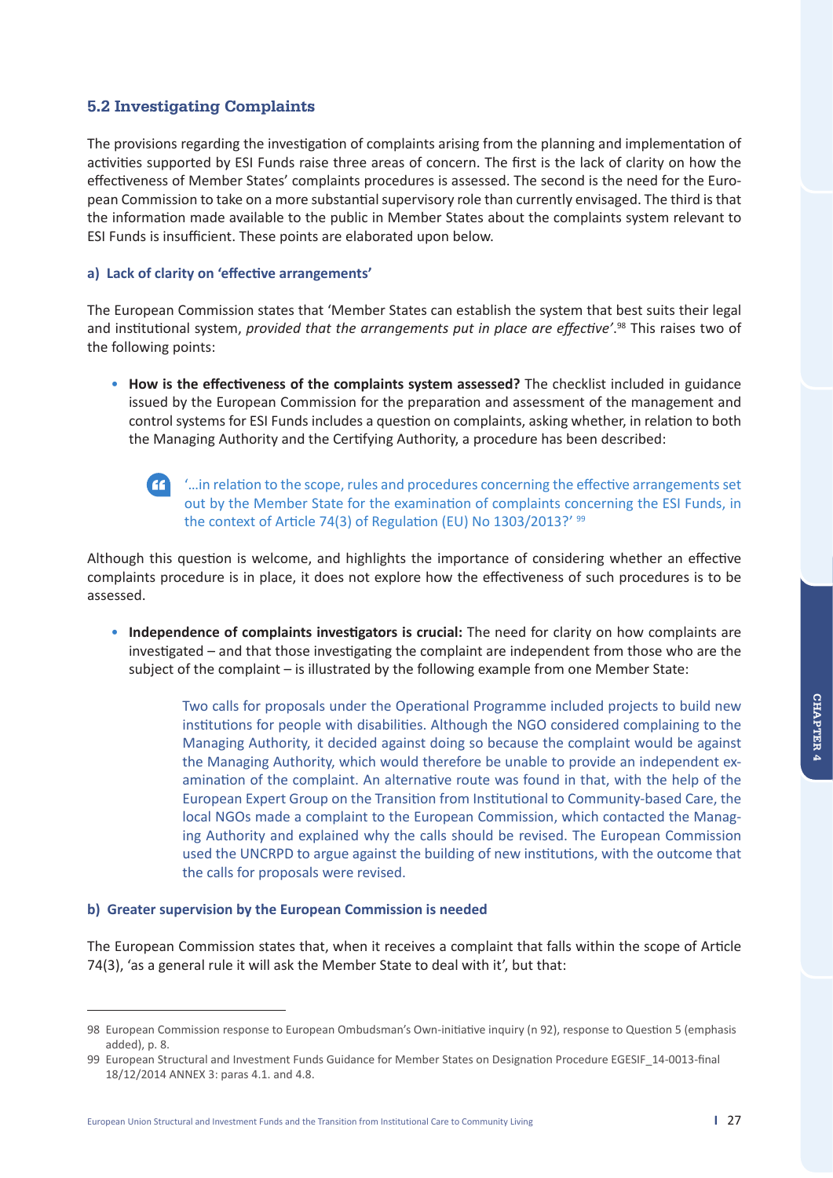## 5.2 Investigating Complaints

The provisions regarding the investigation of complaints arising from the planning and implementation of activities supported by ESI Funds raise three areas of concern. The first is the lack of clarity on how the effectiveness of Member States' complaints procedures is assessed. The second is the need for the European Commission to take on a more substantial supervisory role than currently envisaged. The third is that the information made available to the public in Member States about the complaints system relevant to ESI Funds is insufficient. These points are elaborated upon below.

### a) Lack of clarity on 'effective arrangements'

The European Commission states that 'Member States can establish the system that best suits their legal and institutional system, *provided that the arrangements put in place are effective'*.[98] This raises two of the following points:

- **How is the effectiveness of the complaints system assessed?** The checklist included in guidance issued by the European Commission for the preparation and assessment of the management and control systems for ESI Funds includes a question on complaints, asking whether, in relation to both the Managing Authority and the Certifying Authority, a procedure has been described:

> '…in relation to the scope, rules and procedures concerning the effective arrangements set out by the Member State for the examination of complaints concerning the ESI Funds, in the context of Article 74(3) of Regulation (EU) No 1303/2013?' [99]

Although this question is welcome, and highlights the importance of considering whether an effective complaints procedure is in place, it does not explore how the effectiveness of such procedures is to be assessed.

- **Independence of complaints investigators is crucial:** The need for clarity on how complaints are investigated – and that those investigating the complaint are independent from those who are the subject of the complaint – is illustrated by the following example from one Member State:

> Two calls for proposals under the Operational Programme included projects to build new institutions for people with disabilities. Although the NGO considered complaining to the Managing Authority, it decided against doing so because the complaint would be against the Managing Authority, which would therefore be unable to provide an independent examination of the complaint. An alternative route was found in that, with the help of the European Expert Group on the Transition from Institutional to Community-based Care, the local NGOs made a complaint to the European Commission, which contacted the Managing Authority and explained why the calls should be revised. The European Commission used the UNCRPD to argue against the building of new institutions, with the outcome that the calls for proposals were revised.

### b) Greater supervision by the European Commission is needed

The European Commission states that, when it receives a complaint that falls within the scope of Article 74(3), 'as a general rule it will ask the Member State to deal with it', but that:

---

98 European Commission response to European Ombudsman's Own-initiative inquiry (n 92), response to Question 5 (emphasis added), p. 8.

99 European Structural and Investment Funds Guidance for Member States on Designation Procedure EGESIF_14-0013-final 18/12/2014 ANNEX 3: paras 4.1. and 4.8.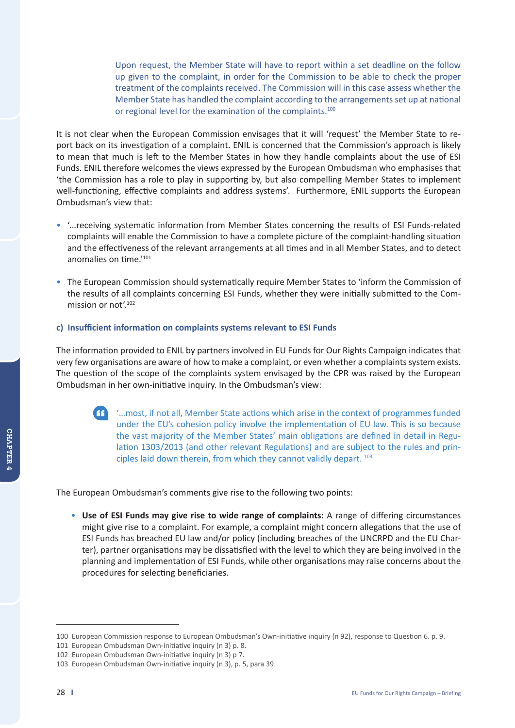> Upon request, the Member State will have to report within a set deadline on the follow up given to the complaint, in order for the Commission to be able to check the proper treatment of the complaints received. The Commission will in this case assess whether the Member State has handled the complaint according to the arrangements set up at national or regional level for the examination of the complaints.[100]

It is not clear when the European Commission envisages that it will 'request' the Member State to report back on its investigation of a complaint. ENIL is concerned that the Commission's approach is likely to mean that much is left to the Member States in how they handle complaints about the use of ESI Funds. ENIL therefore welcomes the views expressed by the European Ombudsman who emphasises that 'the Commission has a role to play in supporting by, but also compelling Member States to implement well-functioning, effective complaints and address systems'. Furthermore, ENIL supports the European Ombudsman's view that:

- '…receiving systematic information from Member States concerning the results of ESI Funds-related complaints will enable the Commission to have a complete picture of the complaint-handling situation and the effectiveness of the relevant arrangements at all times and in all Member States, and to detect anomalies on time.'[101]
- The European Commission should systematically require Member States to 'inform the Commission of the results of all complaints concerning ESI Funds, whether they were initially submitted to the Commission or not'.[102]

#### c) Insufficient information on complaints systems relevant to ESI Funds

The information provided to ENIL by partners involved in EU Funds for Our Rights Campaign indicates that very few organisations are aware of how to make a complaint, or even whether a complaints system exists. The question of the scope of the complaints system envisaged by the CPR was raised by the European Ombudsman in her own-initiative inquiry. In the Ombudsman's view:

> '…most, if not all, Member State actions which arise in the context of programmes funded under the EU's cohesion policy involve the implementation of EU law. This is so because the vast majority of the Member States' main obligations are defined in detail in Regulation 1303/2013 (and other relevant Regulations) and are subject to the rules and principles laid down therein, from which they cannot validly depart. [103]

The European Ombudsman's comments give rise to the following two points:

- **Use of ESI Funds may give rise to wide range of complaints:** A range of differing circumstances might give rise to a complaint. For example, a complaint might concern allegations that the use of ESI Funds has breached EU law and/or policy (including breaches of the UNCRPD and the EU Charter), partner organisations may be dissatisfied with the level to which they are being involved in the planning and implementation of ESI Funds, while other organisations may raise concerns about the procedures for selecting beneficiaries.

---

100 European Commission response to European Ombudsman's Own-initiative inquiry (n 92), response to Question 6. p. 9.

101 European Ombudsman Own-initiative inquiry (n 3) p. 8.

102 European Ombudsman Own-initiative inquiry (n 3) p 7.

103 European Ombudsman Own-initiative inquiry (n 3), p. 5, para 39.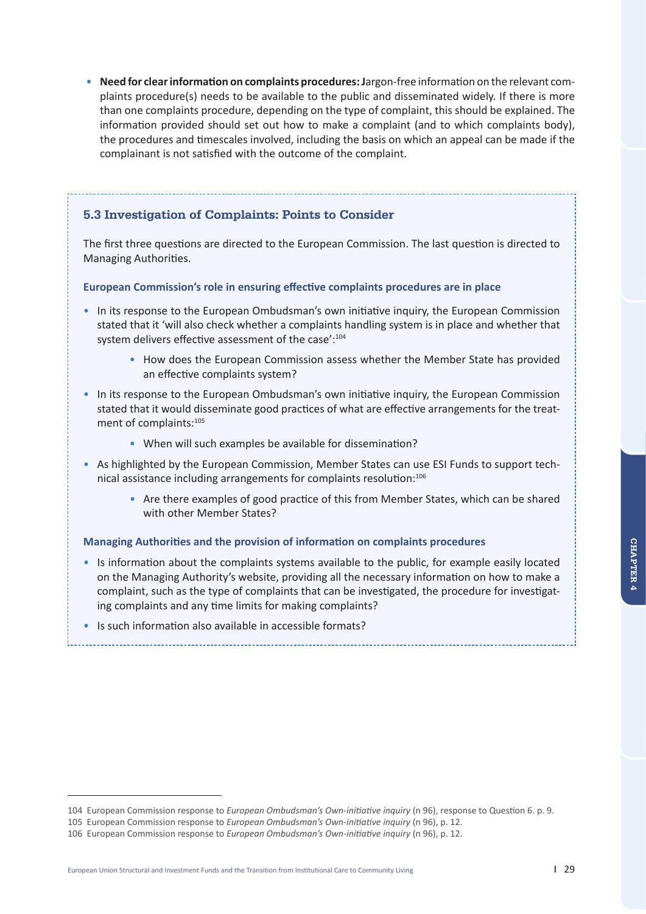- **Need for clear information on complaints procedures:** Jargon-free information on the relevant complaints procedure(s) needs to be available to the public and disseminated widely. If there is more than one complaints procedure, depending on the type of complaint, this should be explained. The information provided should set out how to make a complaint (and to which complaints body), the procedures and timescales involved, including the basis on which an appeal can be made if the complainant is not satisfied with the outcome of the complaint.

### 5.3 Investigation of Complaints: Points to Consider

The first three questions are directed to the European Commission. The last question is directed to Managing Authorities.

**European Commission's role in ensuring effective complaints procedures are in place**

- In its response to the European Ombudsman's own initiative inquiry, the European Commission stated that it 'will also check whether a complaints handling system is in place and whether that system delivers effective assessment of the case':[104]
    - How does the European Commission assess whether the Member State has provided an effective complaints system?
- In its response to the European Ombudsman's own initiative inquiry, the European Commission stated that it would disseminate good practices of what are effective arrangements for the treatment of complaints:[105]
    - When will such examples be available for dissemination?
- As highlighted by the European Commission, Member States can use ESI Funds to support technical assistance including arrangements for complaints resolution:[106]
    - Are there examples of good practice of this from Member States, which can be shared with other Member States?

**Managing Authorities and the provision of information on complaints procedures**

- Is information about the complaints systems available to the public, for example easily located on the Managing Authority's website, providing all the necessary information on how to make a complaint, such as the type of complaints that can be investigated, the procedure for investigating complaints and any time limits for making complaints?
- Is such information also available in accessible formats?

---

104 European Commission response to *European Ombudsman's Own-initiative inquiry* (n 96), response to Question 6. p. 9.

105 European Commission response to *European Ombudsman's Own-initiative inquiry* (n 96), p. 12.

106 European Commission response to *European Ombudsman's Own-initiative inquiry* (n 96), p. 12.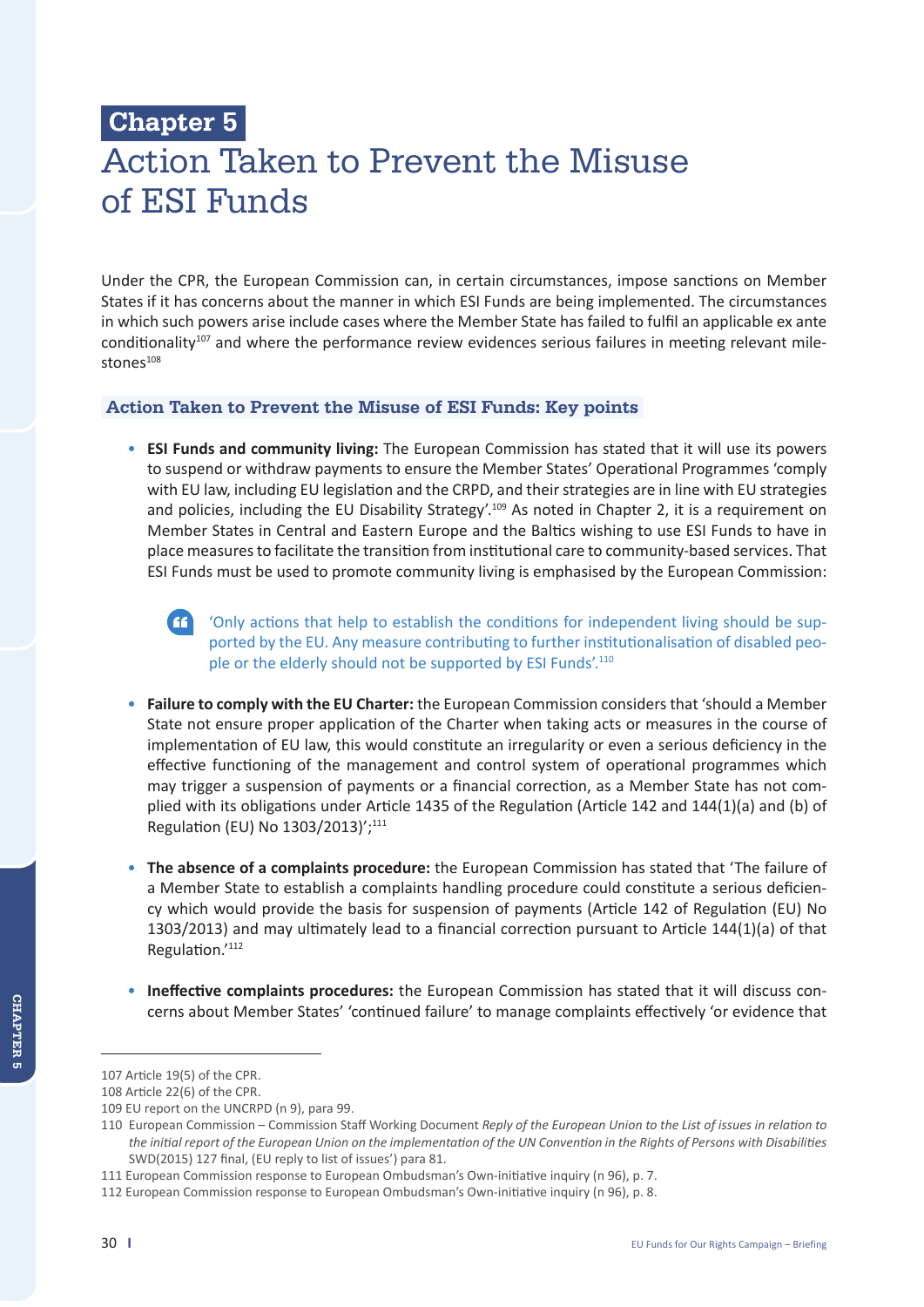# Chapter 5

# Action Taken to Prevent the Misuse of ESI Funds

Under the CPR, the European Commission can, in certain circumstances, impose sanctions on Member States if it has concerns about the manner in which ESI Funds are being implemented. The circumstances in which such powers arise include cases where the Member State has failed to fulfil an applicable ex ante conditionality[107] and where the performance review evidences serious failures in meeting relevant milestones[108]

## Action Taken to Prevent the Misuse of ESI Funds: Key points

- **ESI Funds and community living:** The European Commission has stated that it will use its powers to suspend or withdraw payments to ensure the Member States' Operational Programmes 'comply with EU law, including EU legislation and the CRPD, and their strategies are in line with EU strategies and policies, including the EU Disability Strategy'.[109] As noted in Chapter 2, it is a requirement on Member States in Central and Eastern Europe and the Baltics wishing to use ESI Funds to have in place measures to facilitate the transition from institutional care to community-based services. That ESI Funds must be used to promote community living is emphasised by the European Commission:

  > 'Only actions that help to establish the conditions for independent living should be supported by the EU. Any measure contributing to further institutionalisation of disabled people or the elderly should not be supported by ESI Funds'.[110]

- **Failure to comply with the EU Charter:** the European Commission considers that 'should a Member State not ensure proper application of the Charter when taking acts or measures in the course of implementation of EU law, this would constitute an irregularity or even a serious deficiency in the effective functioning of the management and control system of operational programmes which may trigger a suspension of payments or a financial correction, as a Member State has not complied with its obligations under Article 1435 of the Regulation (Article 142 and 144(1)(a) and (b) of Regulation (EU) No 1303/2013)';[111]

- **The absence of a complaints procedure:** the European Commission has stated that 'The failure of a Member State to establish a complaints handling procedure could constitute a serious deficiency which would provide the basis for suspension of payments (Article 142 of Regulation (EU) No 1303/2013) and may ultimately lead to a financial correction pursuant to Article 144(1)(a) of that Regulation.'[112]

- **Ineffective complaints procedures:** the European Commission has stated that it will discuss concerns about Member States' 'continued failure' to manage complaints effectively 'or evidence that

---

107 Article 19(5) of the CPR.

108 Article 22(6) of the CPR.

109 EU report on the UNCRPD (n 9), para 99.

110 European Commission – Commission Staff Working Document *Reply of the European Union to the List of issues in relation to the initial report of the European Union on the implementation of the UN Convention in the Rights of Persons with Disabilities* SWD(2015) 127 final, (EU reply to list of issues') para 81.

111 European Commission response to European Ombudsman's Own-initiative inquiry (n 96), p. 7.

112 European Commission response to European Ombudsman's Own-initiative inquiry (n 96), p. 8.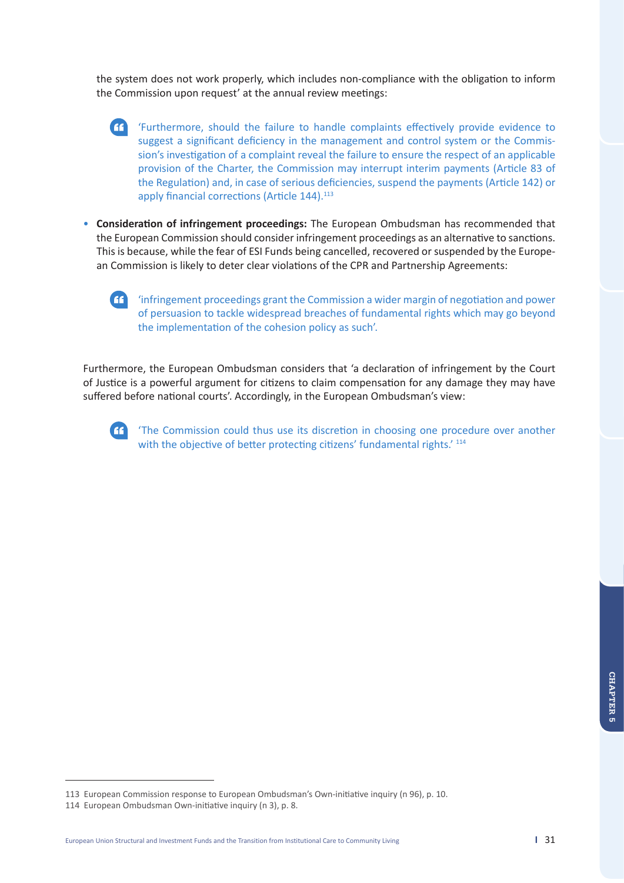the system does not work properly, which includes non-compliance with the obligation to inform the Commission upon request' at the annual review meetings:

> 'Furthermore, should the failure to handle complaints effectively provide evidence to suggest a significant deficiency in the management and control system or the Commission's investigation of a complaint reveal the failure to ensure the respect of an applicable provision of the Charter, the Commission may interrupt interim payments (Article 83 of the Regulation) and, in case of serious deficiencies, suspend the payments (Article 142) or apply financial corrections (Article 144).[113]

- **Consideration of infringement proceedings:** The European Ombudsman has recommended that the European Commission should consider infringement proceedings as an alternative to sanctions. This is because, while the fear of ESI Funds being cancelled, recovered or suspended by the European Commission is likely to deter clear violations of the CPR and Partnership Agreements:

> 'infringement proceedings grant the Commission a wider margin of negotiation and power of persuasion to tackle widespread breaches of fundamental rights which may go beyond the implementation of the cohesion policy as such'.

Furthermore, the European Ombudsman considers that 'a declaration of infringement by the Court of Justice is a powerful argument for citizens to claim compensation for any damage they may have suffered before national courts'. Accordingly, in the European Ombudsman's view:

> 'The Commission could thus use its discretion in choosing one procedure over another with the objective of better protecting citizens' fundamental rights.' [114]

113 European Commission response to European Ombudsman's Own-initiative inquiry (n 96), p. 10.

114 European Ombudsman Own-initiative inquiry (n 3), p. 8.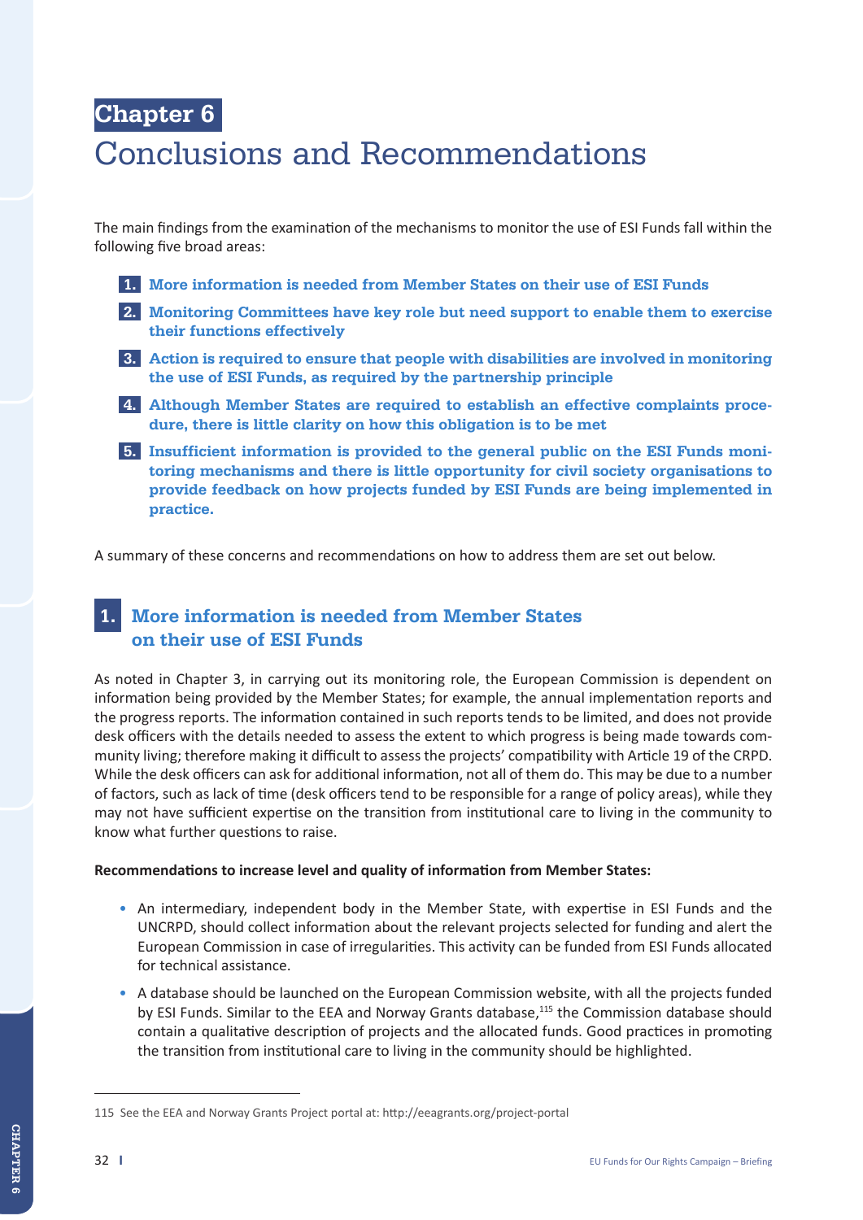# Chapter 6

# Conclusions and Recommendations

The main findings from the examination of the mechanisms to monitor the use of ESI Funds fall within the following five broad areas:

1. **More information is needed from Member States on their use of ESI Funds**
2. **Monitoring Committees have key role but need support to enable them to exercise their functions effectively**
3. **Action is required to ensure that people with disabilities are involved in monitoring the use of ESI Funds, as required by the partnership principle**
4. **Although Member States are required to establish an effective complaints procedure, there is little clarity on how this obligation is to be met**
5. **Insufficient information is provided to the general public on the ESI Funds monitoring mechanisms and there is little opportunity for civil society organisations to provide feedback on how projects funded by ESI Funds are being implemented in practice.**

A summary of these concerns and recommendations on how to address them are set out below.

## 1. More information is needed from Member States on their use of ESI Funds

As noted in Chapter 3, in carrying out its monitoring role, the European Commission is dependent on information being provided by the Member States; for example, the annual implementation reports and the progress reports. The information contained in such reports tends to be limited, and does not provide desk officers with the details needed to assess the extent to which progress is being made towards community living; therefore making it difficult to assess the projects' compatibility with Article 19 of the CRPD. While the desk officers can ask for additional information, not all of them do. This may be due to a number of factors, such as lack of time (desk officers tend to be responsible for a range of policy areas), while they may not have sufficient expertise on the transition from institutional care to living in the community to know what further questions to raise.

**Recommendations to increase level and quality of information from Member States:**

- An intermediary, independent body in the Member State, with expertise in ESI Funds and the UNCRPD, should collect information about the relevant projects selected for funding and alert the European Commission in case of irregularities. This activity can be funded from ESI Funds allocated for technical assistance.
- A database should be launched on the European Commission website, with all the projects funded by ESI Funds. Similar to the EEA and Norway Grants database,[115] the Commission database should contain a qualitative description of projects and the allocated funds. Good practices in promoting the transition from institutional care to living in the community should be highlighted.

115 See the EEA and Norway Grants Project portal at: http://eeagrants.org/project-portal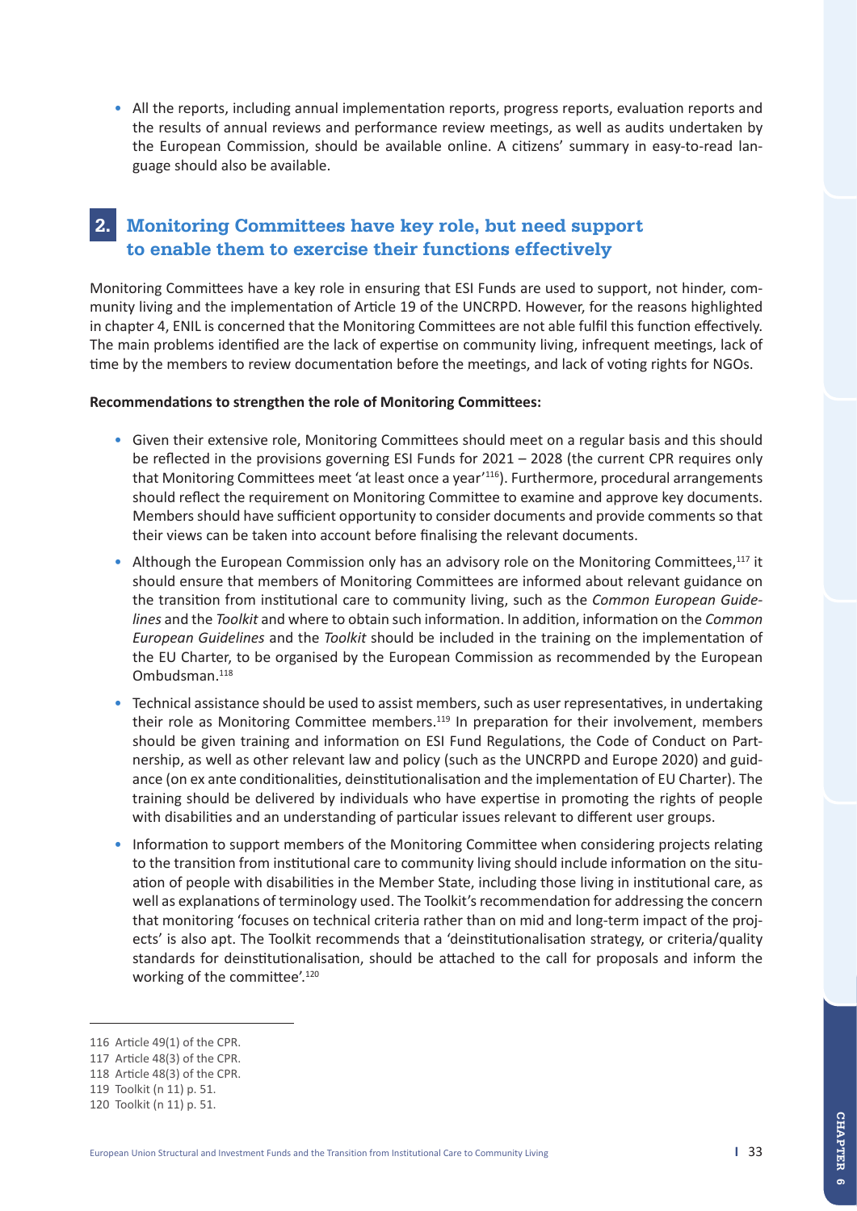- All the reports, including annual implementation reports, progress reports, evaluation reports and the results of annual reviews and performance review meetings, as well as audits undertaken by the European Commission, should be available online. A citizens' summary in easy-to-read language should also be available.

## 2. Monitoring Committees have key role, but need support to enable them to exercise their functions effectively

Monitoring Committees have a key role in ensuring that ESI Funds are used to support, not hinder, community living and the implementation of Article 19 of the UNCRPD. However, for the reasons highlighted in chapter 4, ENIL is concerned that the Monitoring Committees are not able fulfil this function effectively. The main problems identified are the lack of expertise on community living, infrequent meetings, lack of time by the members to review documentation before the meetings, and lack of voting rights for NGOs.

**Recommendations to strengthen the role of Monitoring Committees:**

- Given their extensive role, Monitoring Committees should meet on a regular basis and this should be reflected in the provisions governing ESI Funds for 2021 – 2028 (the current CPR requires only that Monitoring Committees meet 'at least once a year'[116]). Furthermore, procedural arrangements should reflect the requirement on Monitoring Committee to examine and approve key documents. Members should have sufficient opportunity to consider documents and provide comments so that their views can be taken into account before finalising the relevant documents.
- Although the European Commission only has an advisory role on the Monitoring Committees,[117] it should ensure that members of Monitoring Committees are informed about relevant guidance on the transition from institutional care to community living, such as the *Common European Guidelines* and the *Toolkit* and where to obtain such information. In addition, information on the *Common European Guidelines* and the *Toolkit* should be included in the training on the implementation of the EU Charter, to be organised by the European Commission as recommended by the European Ombudsman.[118]
- Technical assistance should be used to assist members, such as user representatives, in undertaking their role as Monitoring Committee members.[119] In preparation for their involvement, members should be given training and information on ESI Fund Regulations, the Code of Conduct on Partnership, as well as other relevant law and policy (such as the UNCRPD and Europe 2020) and guidance (on ex ante conditionalities, deinstitutionalisation and the implementation of EU Charter). The training should be delivered by individuals who have expertise in promoting the rights of people with disabilities and an understanding of particular issues relevant to different user groups.
- Information to support members of the Monitoring Committee when considering projects relating to the transition from institutional care to community living should include information on the situation of people with disabilities in the Member State, including those living in institutional care, as well as explanations of terminology used. The Toolkit's recommendation for addressing the concern that monitoring 'focuses on technical criteria rather than on mid and long-term impact of the projects' is also apt. The Toolkit recommends that a 'deinstitutionalisation strategy, or criteria/quality standards for deinstitutionalisation, should be attached to the call for proposals and inform the working of the committee'.[120]

---

116 Article 49(1) of the CPR.

117 Article 48(3) of the CPR.

118 Article 48(3) of the CPR.

119 Toolkit (n 11) p. 51.

120 Toolkit (n 11) p. 51.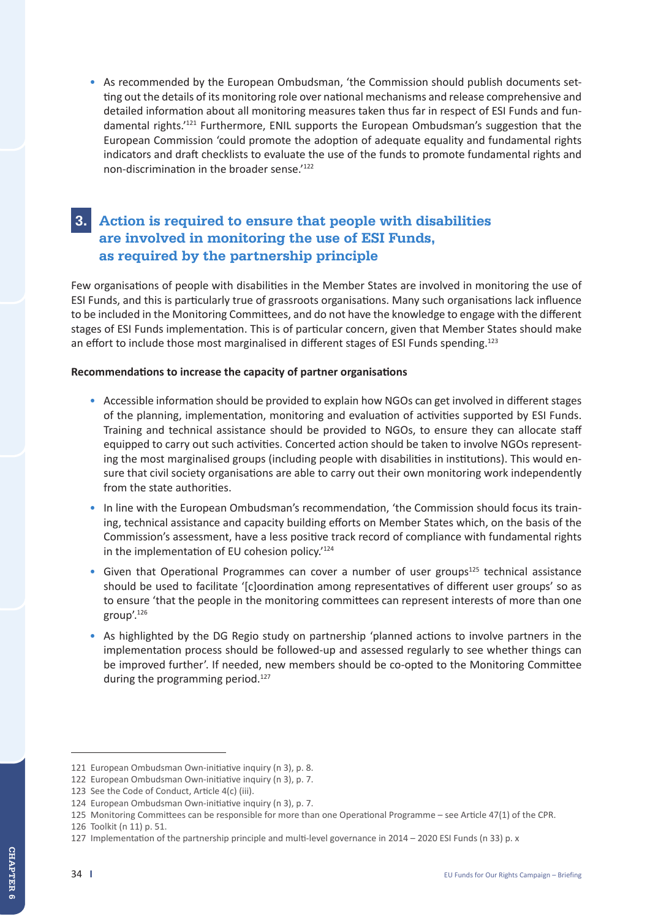- As recommended by the European Ombudsman, 'the Commission should publish documents setting out the details of its monitoring role over national mechanisms and release comprehensive and detailed information about all monitoring measures taken thus far in respect of ESI Funds and fundamental rights.'[121] Furthermore, ENIL supports the European Ombudsman's suggestion that the European Commission 'could promote the adoption of adequate equality and fundamental rights indicators and draft checklists to evaluate the use of the funds to promote fundamental rights and non-discrimination in the broader sense.'[122]

## 3. Action is required to ensure that people with disabilities are involved in monitoring the use of ESI Funds, as required by the partnership principle

Few organisations of people with disabilities in the Member States are involved in monitoring the use of ESI Funds, and this is particularly true of grassroots organisations. Many such organisations lack influence to be included in the Monitoring Committees, and do not have the knowledge to engage with the different stages of ESI Funds implementation. This is of particular concern, given that Member States should make an effort to include those most marginalised in different stages of ESI Funds spending.[123]

**Recommendations to increase the capacity of partner organisations**

- Accessible information should be provided to explain how NGOs can get involved in different stages of the planning, implementation, monitoring and evaluation of activities supported by ESI Funds. Training and technical assistance should be provided to NGOs, to ensure they can allocate staff equipped to carry out such activities. Concerted action should be taken to involve NGOs representing the most marginalised groups (including people with disabilities in institutions). This would ensure that civil society organisations are able to carry out their own monitoring work independently from the state authorities.
- In line with the European Ombudsman's recommendation, 'the Commission should focus its training, technical assistance and capacity building efforts on Member States which, on the basis of the Commission's assessment, have a less positive track record of compliance with fundamental rights in the implementation of EU cohesion policy.'[124]
- Given that Operational Programmes can cover a number of user groups[125] technical assistance should be used to facilitate '[c]oordination among representatives of different user groups' so as to ensure 'that the people in the monitoring committees can represent interests of more than one group'.[126]
- As highlighted by the DG Regio study on partnership 'planned actions to involve partners in the implementation process should be followed-up and assessed regularly to see whether things can be improved further'. If needed, new members should be co-opted to the Monitoring Committee during the programming period.[127]

---

121 European Ombudsman Own-initiative inquiry (n 3), p. 8.

122 European Ombudsman Own-initiative inquiry (n 3), p. 7.

123 See the Code of Conduct, Article 4(c) (iii).

124 European Ombudsman Own-initiative inquiry (n 3), p. 7.

125 Monitoring Committees can be responsible for more than one Operational Programme – see Article 47(1) of the CPR.

126 Toolkit (n 11) p. 51.

127 Implementation of the partnership principle and multi-level governance in 2014 – 2020 ESI Funds (n 33) p. x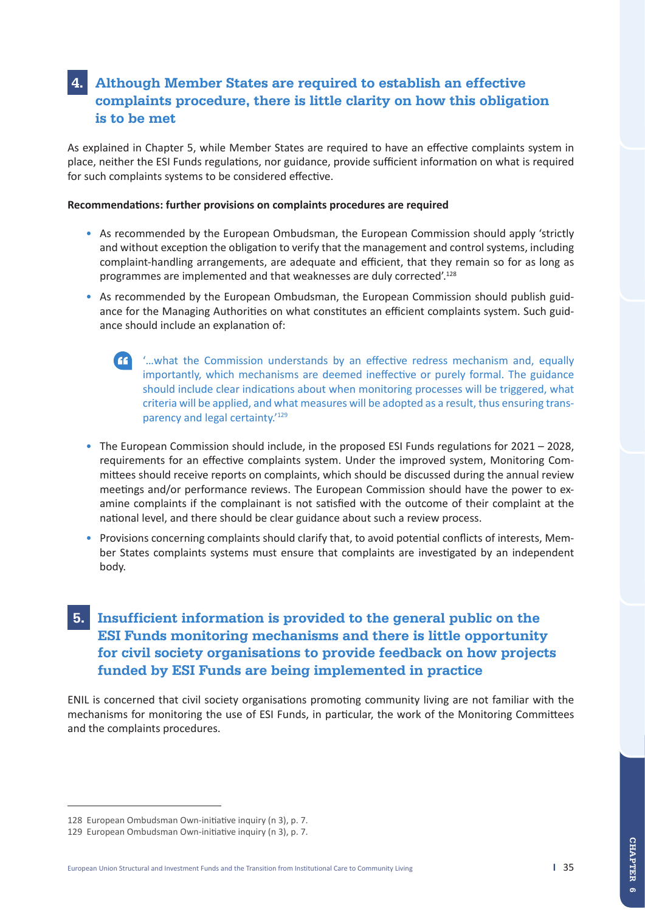## 4. Although Member States are required to establish an effective complaints procedure, there is little clarity on how this obligation is to be met

As explained in Chapter 5, while Member States are required to have an effective complaints system in place, neither the ESI Funds regulations, nor guidance, provide sufficient information on what is required for such complaints systems to be considered effective.

**Recommendations: further provisions on complaints procedures are required**

- As recommended by the European Ombudsman, the European Commission should apply 'strictly and without exception the obligation to verify that the management and control systems, including complaint-handling arrangements, are adequate and efficient, that they remain so for as long as programmes are implemented and that weaknesses are duly corrected'.[128]
- As recommended by the European Ombudsman, the European Commission should publish guidance for the Managing Authorities on what constitutes an efficient complaints system. Such guidance should include an explanation of:

> '…what the Commission understands by an effective redress mechanism and, equally importantly, which mechanisms are deemed ineffective or purely formal. The guidance should include clear indications about when monitoring processes will be triggered, what criteria will be applied, and what measures will be adopted as a result, thus ensuring transparency and legal certainty.'[129]

- The European Commission should include, in the proposed ESI Funds regulations for 2021 – 2028, requirements for an effective complaints system. Under the improved system, Monitoring Committees should receive reports on complaints, which should be discussed during the annual review meetings and/or performance reviews. The European Commission should have the power to examine complaints if the complainant is not satisfied with the outcome of their complaint at the national level, and there should be clear guidance about such a review process.
- Provisions concerning complaints should clarify that, to avoid potential conflicts of interests, Member States complaints systems must ensure that complaints are investigated by an independent body.

## 5. Insufficient information is provided to the general public on the ESI Funds monitoring mechanisms and there is little opportunity for civil society organisations to provide feedback on how projects funded by ESI Funds are being implemented in practice

ENIL is concerned that civil society organisations promoting community living are not familiar with the mechanisms for monitoring the use of ESI Funds, in particular, the work of the Monitoring Committees and the complaints procedures.

---

128 European Ombudsman Own-initiative inquiry (n 3), p. 7.

129 European Ombudsman Own-initiative inquiry (n 3), p. 7.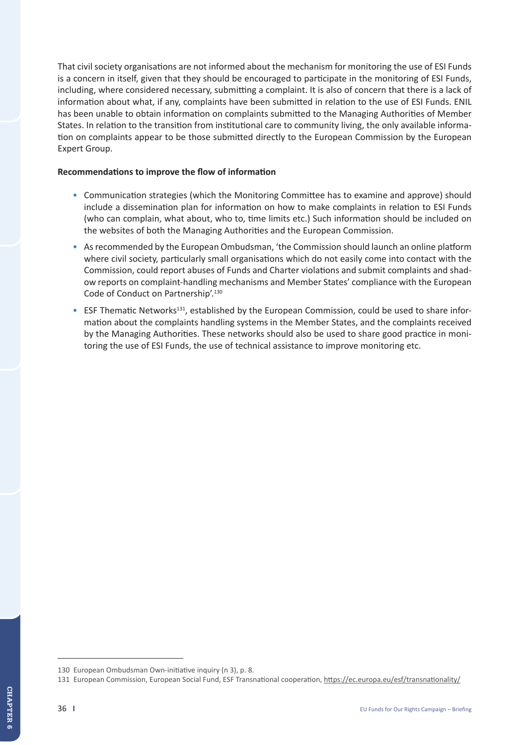That civil society organisations are not informed about the mechanism for monitoring the use of ESI Funds is a concern in itself, given that they should be encouraged to participate in the monitoring of ESI Funds, including, where considered necessary, submitting a complaint. It is also of concern that there is a lack of information about what, if any, complaints have been submitted in relation to the use of ESI Funds. ENIL has been unable to obtain information on complaints submitted to the Managing Authorities of Member States. In relation to the transition from institutional care to community living, the only available information on complaints appear to be those submitted directly to the European Commission by the European Expert Group.

**Recommendations to improve the flow of information**

- Communication strategies (which the Monitoring Committee has to examine and approve) should include a dissemination plan for information on how to make complaints in relation to ESI Funds (who can complain, what about, who to, time limits etc.) Such information should be included on the websites of both the Managing Authorities and the European Commission.
- As recommended by the European Ombudsman, 'the Commission should launch an online platform where civil society, particularly small organisations which do not easily come into contact with the Commission, could report abuses of Funds and Charter violations and submit complaints and shadow reports on complaint-handling mechanisms and Member States' compliance with the European Code of Conduct on Partnership'.[130]
- ESF Thematic Networks[131], established by the European Commission, could be used to share information about the complaints handling systems in the Member States, and the complaints received by the Managing Authorities. These networks should also be used to share good practice in monitoring the use of ESI Funds, the use of technical assistance to improve monitoring etc.

---

130 European Ombudsman Own-initiative inquiry (n 3), p. 8.

131 European Commission, European Social Fund, ESF Transnational cooperation, https://ec.europa.eu/esf/transnationality/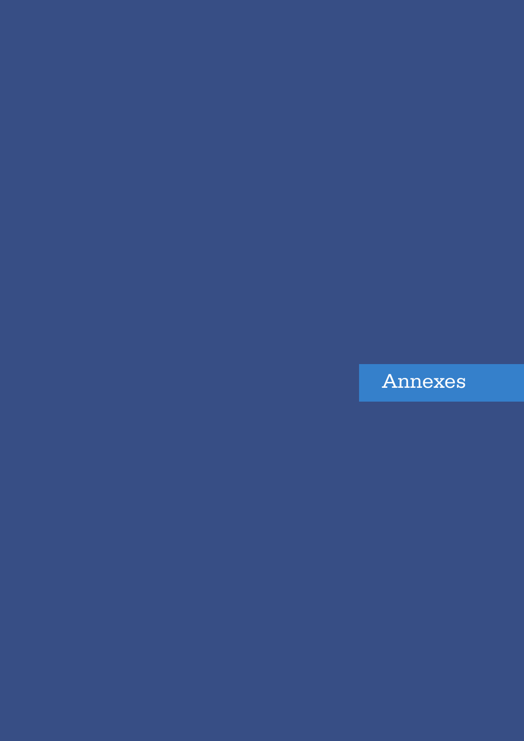# Annexes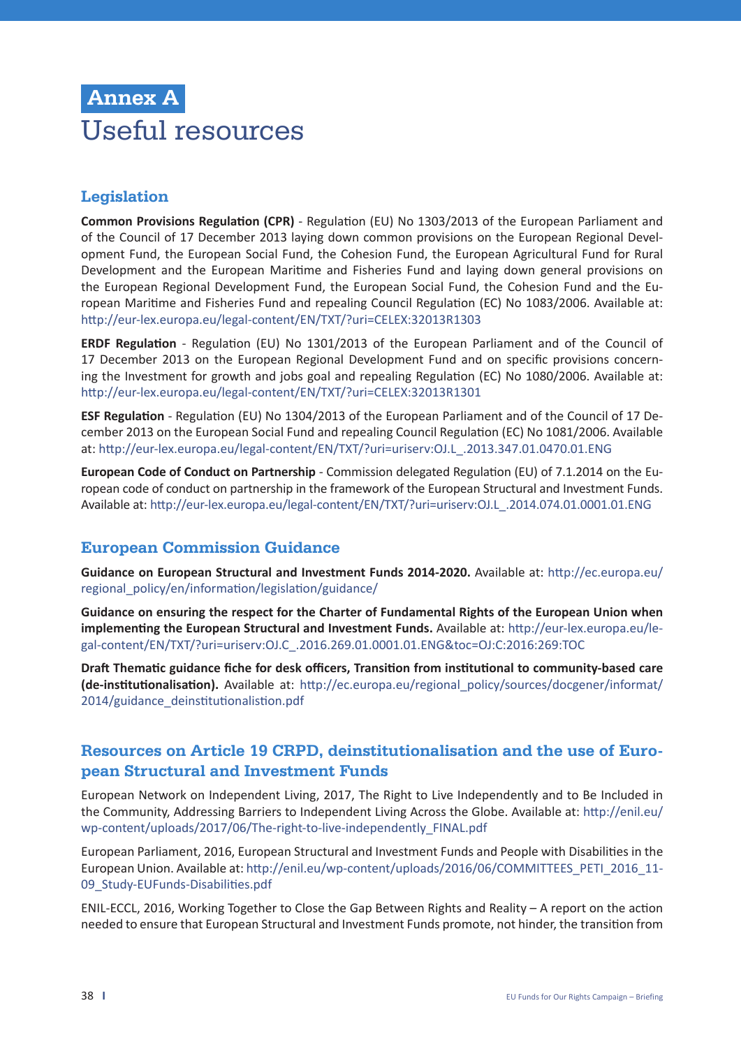# Annex A
# Useful resources

## Legislation

**Common Provisions Regulation (CPR)** - Regulation (EU) No 1303/2013 of the European Parliament and of the Council of 17 December 2013 laying down common provisions on the European Regional Development Fund, the European Social Fund, the Cohesion Fund, the European Agricultural Fund for Rural Development and the European Maritime and Fisheries Fund and laying down general provisions on the European Regional Development Fund, the European Social Fund, the Cohesion Fund and the European Maritime and Fisheries Fund and repealing Council Regulation (EC) No 1083/2006. Available at: http://eur-lex.europa.eu/legal-content/EN/TXT/?uri=CELEX:32013R1303

**ERDF Regulation** - Regulation (EU) No 1301/2013 of the European Parliament and of the Council of 17 December 2013 on the European Regional Development Fund and on specific provisions concerning the Investment for growth and jobs goal and repealing Regulation (EC) No 1080/2006. Available at: http://eur-lex.europa.eu/legal-content/EN/TXT/?uri=CELEX:32013R1301

**ESF Regulation** - Regulation (EU) No 1304/2013 of the European Parliament and of the Council of 17 December 2013 on the European Social Fund and repealing Council Regulation (EC) No 1081/2006. Available at: http://eur-lex.europa.eu/legal-content/EN/TXT/?uri=uriserv:OJ.L_.2013.347.01.0470.01.ENG

**European Code of Conduct on Partnership** - Commission delegated Regulation (EU) of 7.1.2014 on the European code of conduct on partnership in the framework of the European Structural and Investment Funds. Available at: http://eur-lex.europa.eu/legal-content/EN/TXT/?uri=uriserv:OJ.L_.2014.074.01.0001.01.ENG

## European Commission Guidance

**Guidance on European Structural and Investment Funds 2014-2020.** Available at: http://ec.europa.eu/regional_policy/en/information/legislation/guidance/

**Guidance on ensuring the respect for the Charter of Fundamental Rights of the European Union when implementing the European Structural and Investment Funds.** Available at: http://eur-lex.europa.eu/legal-content/EN/TXT/?uri=uriserv:OJ.C_.2016.269.01.0001.01.ENG&toc=OJ:C:2016:269:TOC

**Draft Thematic guidance fiche for desk officers, Transition from institutional to community-based care (de-institutionalisation).** Available at: http://ec.europa.eu/regional_policy/sources/docgener/informat/2014/guidance_deinstitutionalistion.pdf

## Resources on Article 19 CRPD, deinstitutionalisation and the use of European Structural and Investment Funds

European Network on Independent Living, 2017, The Right to Live Independently and to Be Included in the Community, Addressing Barriers to Independent Living Across the Globe. Available at: http://enil.eu/wp-content/uploads/2017/06/The-right-to-live-independently_FINAL.pdf

European Parliament, 2016, European Structural and Investment Funds and People with Disabilities in the European Union. Available at: http://enil.eu/wp-content/uploads/2016/06/COMMITTEES_PETI_2016_11-09_Study-EUFunds-Disabilities.pdf

ENIL-ECCL, 2016, Working Together to Close the Gap Between Rights and Reality – A report on the action needed to ensure that European Structural and Investment Funds promote, not hinder, the transition from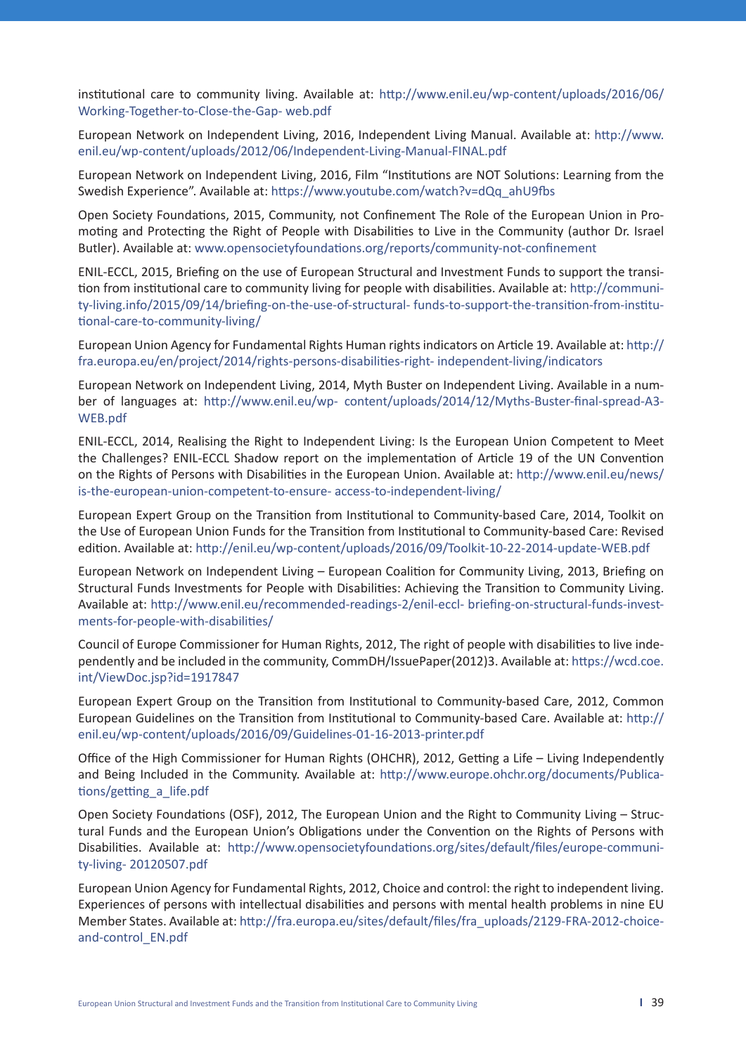institutional care to community living. Available at: http://www.enil.eu/wp-content/uploads/2016/06/Working-Together-to-Close-the-Gap- web.pdf

European Network on Independent Living, 2016, Independent Living Manual. Available at: http://www.enil.eu/wp-content/uploads/2012/06/Independent-Living-Manual-FINAL.pdf

European Network on Independent Living, 2016, Film "Institutions are NOT Solutions: Learning from the Swedish Experience". Available at: https://www.youtube.com/watch?v=dQq_ahU9fbs

Open Society Foundations, 2015, Community, not Confinement The Role of the European Union in Promoting and Protecting the Right of People with Disabilities to Live in the Community (author Dr. Israel Butler). Available at: www.opensocietyfoundations.org/reports/community-not-confinement

ENIL-ECCL, 2015, Briefing on the use of European Structural and Investment Funds to support the transition from institutional care to community living for people with disabilities. Available at: http://community-living.info/2015/09/14/briefing-on-the-use-of-structural- funds-to-support-the-transition-from-institutional-care-to-community-living/

European Union Agency for Fundamental Rights Human rights indicators on Article 19. Available at: http://fra.europa.eu/en/project/2014/rights-persons-disabilities-right- independent-living/indicators

European Network on Independent Living, 2014, Myth Buster on Independent Living. Available in a number of languages at: http://www.enil.eu/wp- content/uploads/2014/12/Myths-Buster-final-spread-A3-WEB.pdf

ENIL-ECCL, 2014, Realising the Right to Independent Living: Is the European Union Competent to Meet the Challenges? ENIL-ECCL Shadow report on the implementation of Article 19 of the UN Convention on the Rights of Persons with Disabilities in the European Union. Available at: http://www.enil.eu/news/is-the-european-union-competent-to-ensure- access-to-independent-living/

European Expert Group on the Transition from Institutional to Community-based Care, 2014, Toolkit on the Use of European Union Funds for the Transition from Institutional to Community-based Care: Revised edition. Available at: http://enil.eu/wp-content/uploads/2016/09/Toolkit-10-22-2014-update-WEB.pdf

European Network on Independent Living – European Coalition for Community Living, 2013, Briefing on Structural Funds Investments for People with Disabilities: Achieving the Transition to Community Living. Available at: http://www.enil.eu/recommended-readings-2/enil-eccl- briefing-on-structural-funds-investments-for-people-with-disabilities/

Council of Europe Commissioner for Human Rights, 2012, The right of people with disabilities to live independently and be included in the community, CommDH/IssuePaper(2012)3. Available at: https://wcd.coe.int/ViewDoc.jsp?id=1917847

European Expert Group on the Transition from Institutional to Community-based Care, 2012, Common European Guidelines on the Transition from Institutional to Community-based Care. Available at: http://enil.eu/wp-content/uploads/2016/09/Guidelines-01-16-2013-printer.pdf

Office of the High Commissioner for Human Rights (OHCHR), 2012, Getting a Life – Living Independently and Being Included in the Community. Available at: http://www.europe.ohchr.org/documents/Publications/getting_a_life.pdf

Open Society Foundations (OSF), 2012, The European Union and the Right to Community Living – Structural Funds and the European Union's Obligations under the Convention on the Rights of Persons with Disabilities. Available at: http://www.opensocietyfoundations.org/sites/default/files/europe-community-living- 20120507.pdf

European Union Agency for Fundamental Rights, 2012, Choice and control: the right to independent living. Experiences of persons with intellectual disabilities and persons with mental health problems in nine EU Member States. Available at: http://fra.europa.eu/sites/default/files/fra_uploads/2129-FRA-2012-choice-and-control_EN.pdf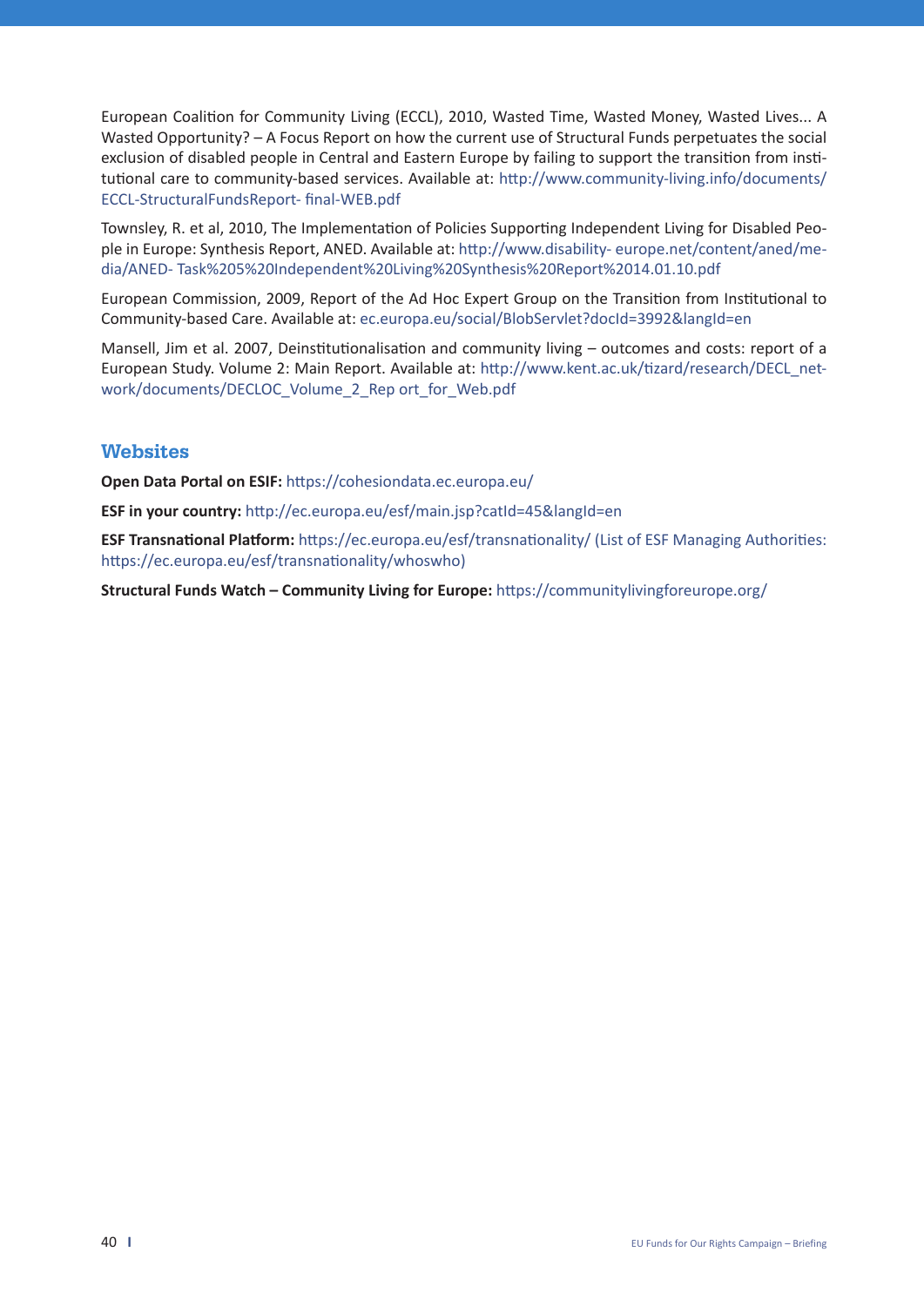European Coalition for Community Living (ECCL), 2010, Wasted Time, Wasted Money, Wasted Lives... A Wasted Opportunity? – A Focus Report on how the current use of Structural Funds perpetuates the social exclusion of disabled people in Central and Eastern Europe by failing to support the transition from institutional care to community-based services. Available at: http://www.community-living.info/documents/ECCL-StructuralFundsReport- final-WEB.pdf

Townsley, R. et al, 2010, The Implementation of Policies Supporting Independent Living for Disabled People in Europe: Synthesis Report, ANED. Available at: http://www.disability- europe.net/content/aned/media/ANED- Task%205%20Independent%20Living%20Synthesis%20Report%2014.01.10.pdf

European Commission, 2009, Report of the Ad Hoc Expert Group on the Transition from Institutional to Community-based Care. Available at: ec.europa.eu/social/BlobServlet?docId=3992&langId=en

Mansell, Jim et al. 2007, Deinstitutionalisation and community living – outcomes and costs: report of a European Study. Volume 2: Main Report. Available at: http://www.kent.ac.uk/tizard/research/DECL_network/documents/DECLOC_Volume_2_Rep ort_for_Web.pdf

## Websites

**Open Data Portal on ESIF:** https://cohesiondata.ec.europa.eu/

**ESF in your country:** http://ec.europa.eu/esf/main.jsp?catId=45&langId=en

**ESF Transnational Platform:** https://ec.europa.eu/esf/transnationality/ (List of ESF Managing Authorities: https://ec.europa.eu/esf/transnationality/whoswho)

**Structural Funds Watch – Community Living for Europe:** https://communitylivingforeurope.org/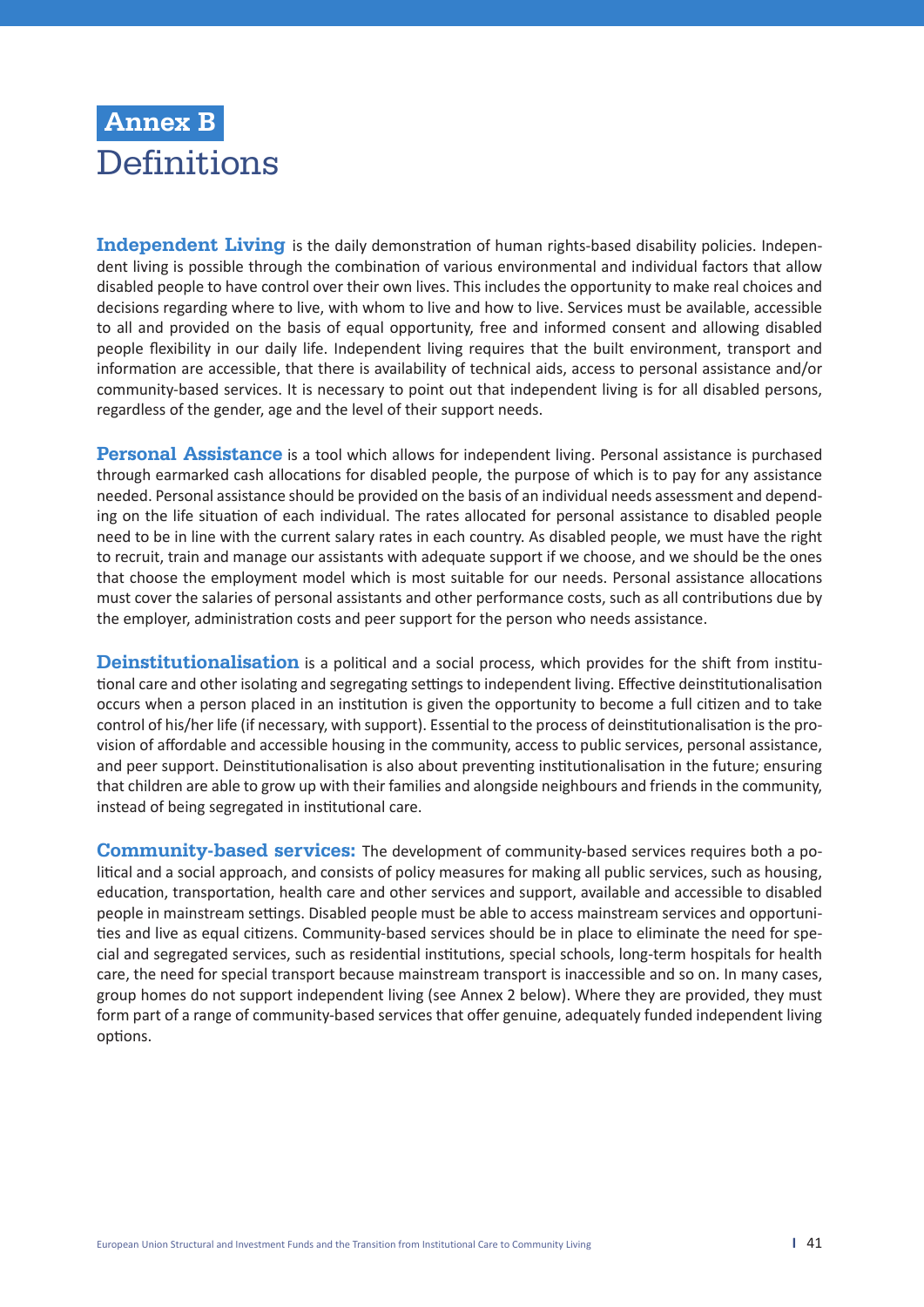# Annex B
# Definitions

**Independent Living** is the daily demonstration of human rights-based disability policies. Independent living is possible through the combination of various environmental and individual factors that allow disabled people to have control over their own lives. This includes the opportunity to make real choices and decisions regarding where to live, with whom to live and how to live. Services must be available, accessible to all and provided on the basis of equal opportunity, free and informed consent and allowing disabled people flexibility in our daily life. Independent living requires that the built environment, transport and information are accessible, that there is availability of technical aids, access to personal assistance and/or community-based services. It is necessary to point out that independent living is for all disabled persons, regardless of the gender, age and the level of their support needs.

**Personal Assistance** is a tool which allows for independent living. Personal assistance is purchased through earmarked cash allocations for disabled people, the purpose of which is to pay for any assistance needed. Personal assistance should be provided on the basis of an individual needs assessment and depending on the life situation of each individual. The rates allocated for personal assistance to disabled people need to be in line with the current salary rates in each country. As disabled people, we must have the right to recruit, train and manage our assistants with adequate support if we choose, and we should be the ones that choose the employment model which is most suitable for our needs. Personal assistance allocations must cover the salaries of personal assistants and other performance costs, such as all contributions due by the employer, administration costs and peer support for the person who needs assistance.

**Deinstitutionalisation** is a political and a social process, which provides for the shift from institutional care and other isolating and segregating settings to independent living. Effective deinstitutionalisation occurs when a person placed in an institution is given the opportunity to become a full citizen and to take control of his/her life (if necessary, with support). Essential to the process of deinstitutionalisation is the provision of affordable and accessible housing in the community, access to public services, personal assistance, and peer support. Deinstitutionalisation is also about preventing institutionalisation in the future; ensuring that children are able to grow up with their families and alongside neighbours and friends in the community, instead of being segregated in institutional care.

**Community-based services:** The development of community-based services requires both a political and a social approach, and consists of policy measures for making all public services, such as housing, education, transportation, health care and other services and support, available and accessible to disabled people in mainstream settings. Disabled people must be able to access mainstream services and opportunities and live as equal citizens. Community-based services should be in place to eliminate the need for special and segregated services, such as residential institutions, special schools, long-term hospitals for health care, the need for special transport because mainstream transport is inaccessible and so on. In many cases, group homes do not support independent living (see Annex 2 below). Where they are provided, they must form part of a range of community-based services that offer genuine, adequately funded independent living options.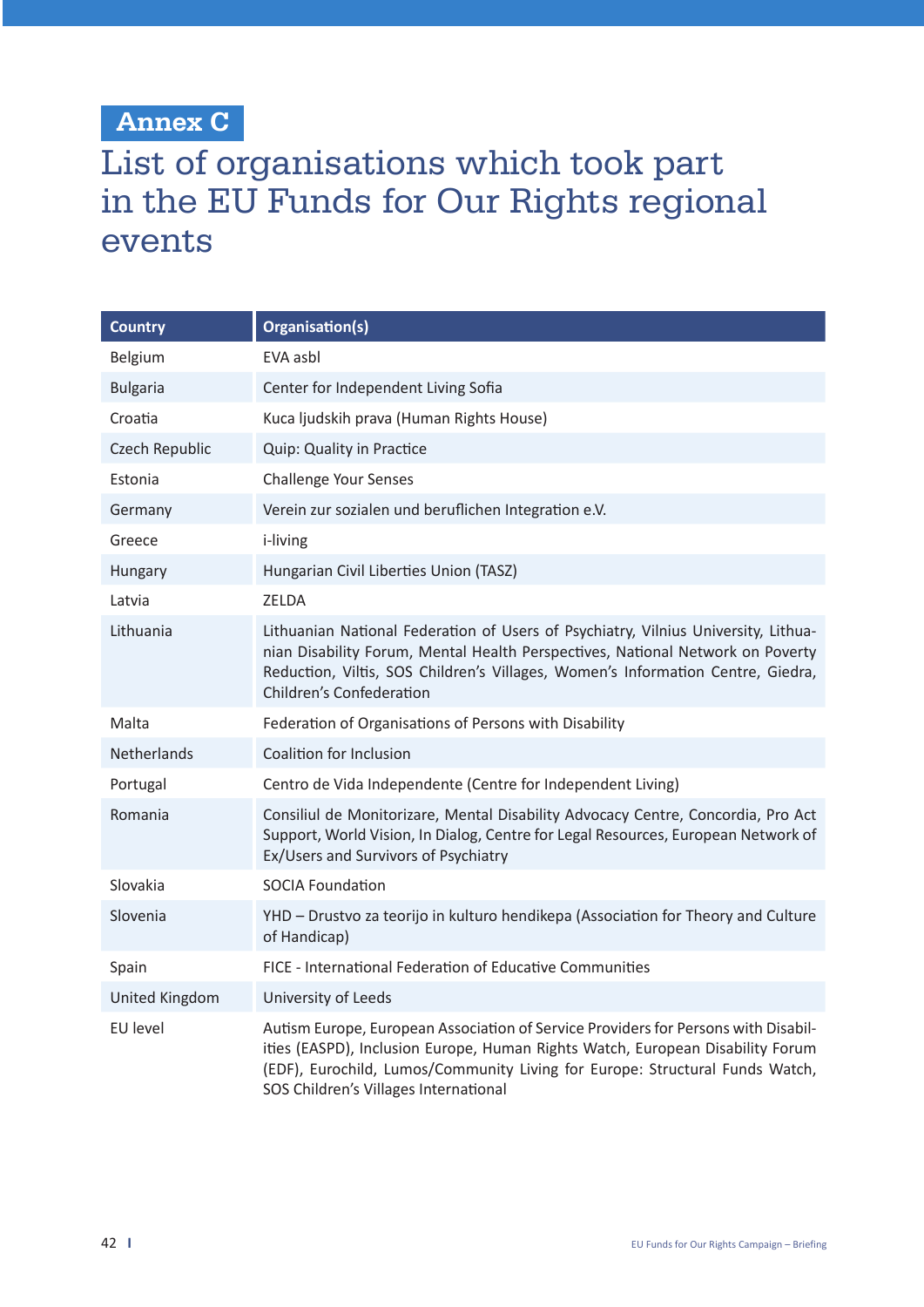# Annex C

# List of organisations which took part in the EU Funds for Our Rights regional events

| Country | Organisation(s) |
|---|---|
| Belgium | EVA asbl |
| Bulgaria | Center for Independent Living Sofia |
| Croatia | Kuca ljudskih prava (Human Rights House) |
| Czech Republic | Quip: Quality in Practice |
| Estonia | Challenge Your Senses |
| Germany | Verein zur sozialen und beruflichen Integration e.V. |
| Greece | i-living |
| Hungary | Hungarian Civil Liberties Union (TASZ) |
| Latvia | ZELDA |
| Lithuania | Lithuanian National Federation of Users of Psychiatry, Vilnius University, Lithuanian Disability Forum, Mental Health Perspectives, National Network on Poverty Reduction, Viltis, SOS Children's Villages, Women's Information Centre, Giedra, Children's Confederation |
| Malta | Federation of Organisations of Persons with Disability |
| Netherlands | Coalition for Inclusion |
| Portugal | Centro de Vida Independente (Centre for Independent Living) |
| Romania | Consiliul de Monitorizare, Mental Disability Advocacy Centre, Concordia, Pro Act Support, World Vision, In Dialog, Centre for Legal Resources, European Network of Ex/Users and Survivors of Psychiatry |
| Slovakia | SOCIA Foundation |
| Slovenia | YHD – Drustvo za teorijo in kulturo hendikepa (Association for Theory and Culture of Handicap) |
| Spain | FICE - International Federation of Educative Communities |
| United Kingdom | University of Leeds |
| EU level | Autism Europe, European Association of Service Providers for Persons with Disabilities (EASPD), Inclusion Europe, Human Rights Watch, European Disability Forum (EDF), Eurochild, Lumos/Community Living for Europe: Structural Funds Watch, SOS Children's Villages International |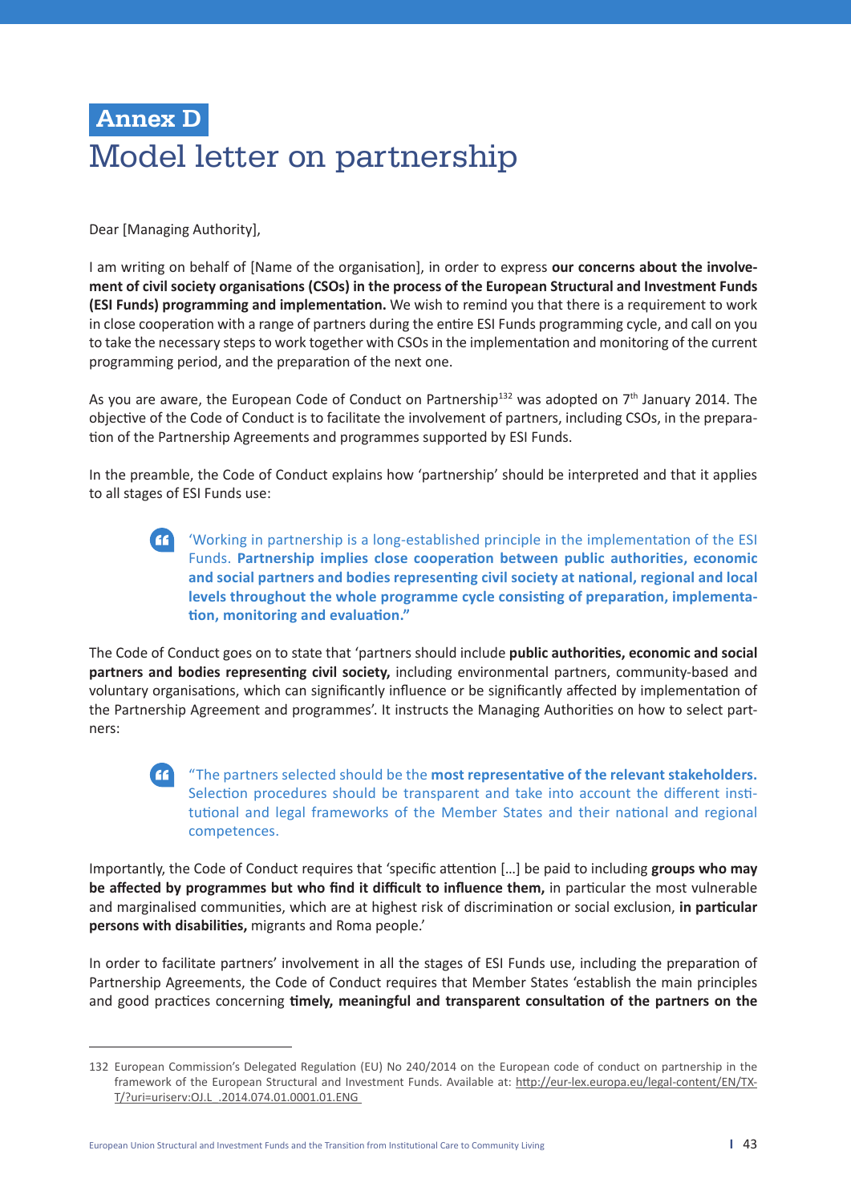# Annex D
# Model letter on partnership

Dear [Managing Authority],

I am writing on behalf of [Name of the organisation], in order to express **our concerns about the involvement of civil society organisations (CSOs) in the process of the European Structural and Investment Funds (ESI Funds) programming and implementation.** We wish to remind you that there is a requirement to work in close cooperation with a range of partners during the entire ESI Funds programming cycle, and call on you to take the necessary steps to work together with CSOs in the implementation and monitoring of the current programming period, and the preparation of the next one.

As you are aware, the European Code of Conduct on Partnership[132] was adopted on 7th January 2014. The objective of the Code of Conduct is to facilitate the involvement of partners, including CSOs, in the preparation of the Partnership Agreements and programmes supported by ESI Funds.

In the preamble, the Code of Conduct explains how 'partnership' should be interpreted and that it applies to all stages of ESI Funds use:

> 'Working in partnership is a long-established principle in the implementation of the ESI Funds. **Partnership implies close cooperation between public authorities, economic and social partners and bodies representing civil society at national, regional and local levels throughout the whole programme cycle consisting of preparation, implementation, monitoring and evaluation."**

The Code of Conduct goes on to state that 'partners should include **public authorities, economic and social partners and bodies representing civil society,** including environmental partners, community-based and voluntary organisations, which can significantly influence or be significantly affected by implementation of the Partnership Agreement and programmes'. It instructs the Managing Authorities on how to select partners:

> "The partners selected should be the **most representative of the relevant stakeholders.** Selection procedures should be transparent and take into account the different institutional and legal frameworks of the Member States and their national and regional competences.

Importantly, the Code of Conduct requires that 'specific attention […] be paid to including **groups who may be affected by programmes but who find it difficult to influence them,** in particular the most vulnerable and marginalised communities, which are at highest risk of discrimination or social exclusion, **in particular persons with disabilities,** migrants and Roma people.'

In order to facilitate partners' involvement in all the stages of ESI Funds use, including the preparation of Partnership Agreements, the Code of Conduct requires that Member States 'establish the main principles and good practices concerning **timely, meaningful and transparent consultation of the partners on the**

---

132 European Commission's Delegated Regulation (EU) No 240/2014 on the European code of conduct on partnership in the framework of the European Structural and Investment Funds. Available at: http://eur-lex.europa.eu/legal-content/EN/TXT/?uri=uriserv:OJ.L_.2014.074.01.0001.01.ENG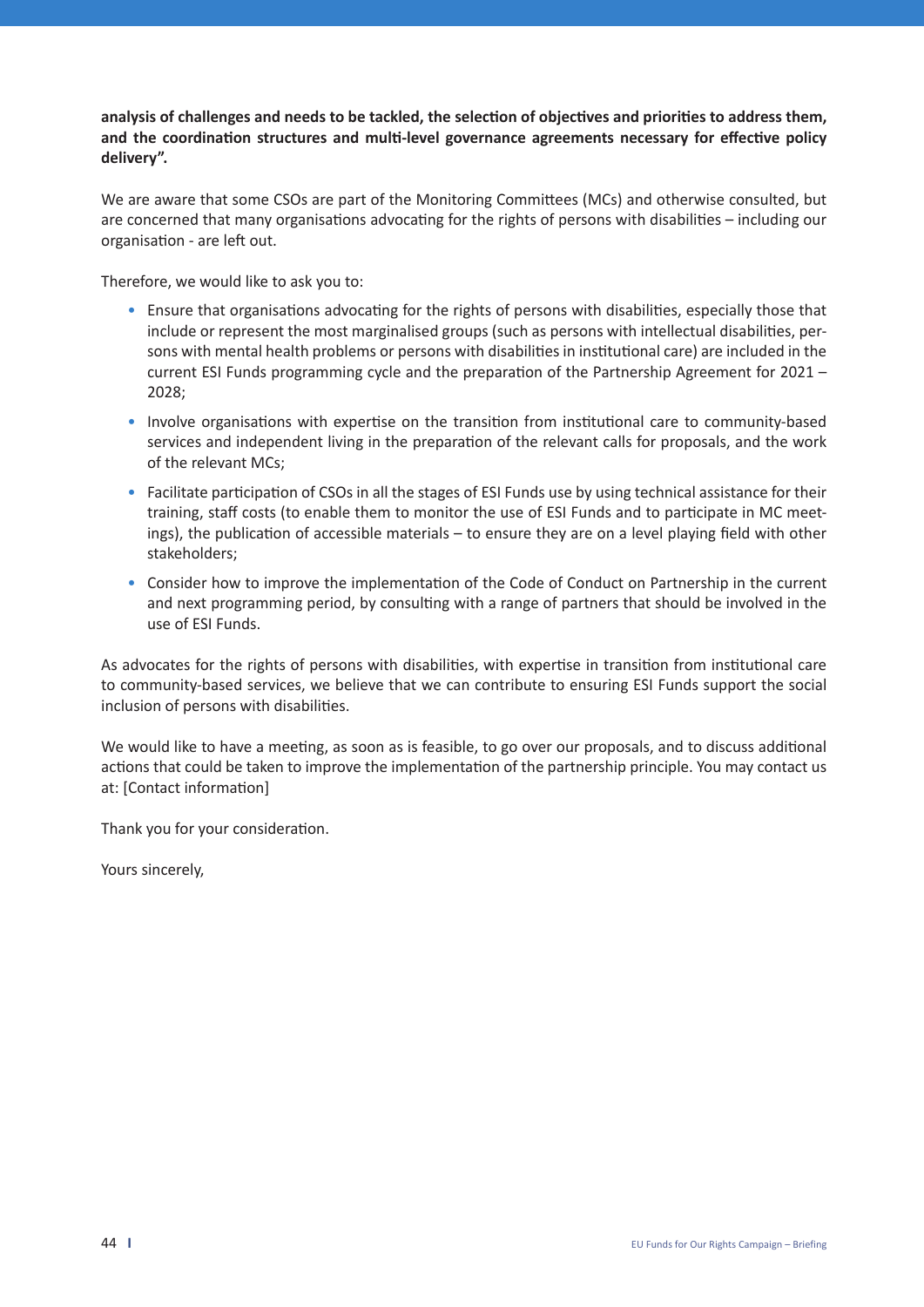**analysis of challenges and needs to be tackled, the selection of objectives and priorities to address them, and the coordination structures and multi-level governance agreements necessary for effective policy delivery".**

We are aware that some CSOs are part of the Monitoring Committees (MCs) and otherwise consulted, but are concerned that many organisations advocating for the rights of persons with disabilities – including our organisation - are left out.

Therefore, we would like to ask you to:

- Ensure that organisations advocating for the rights of persons with disabilities, especially those that include or represent the most marginalised groups (such as persons with intellectual disabilities, persons with mental health problems or persons with disabilities in institutional care) are included in the current ESI Funds programming cycle and the preparation of the Partnership Agreement for 2021 – 2028;
- Involve organisations with expertise on the transition from institutional care to community-based services and independent living in the preparation of the relevant calls for proposals, and the work of the relevant MCs;
- Facilitate participation of CSOs in all the stages of ESI Funds use by using technical assistance for their training, staff costs (to enable them to monitor the use of ESI Funds and to participate in MC meetings), the publication of accessible materials – to ensure they are on a level playing field with other stakeholders;
- Consider how to improve the implementation of the Code of Conduct on Partnership in the current and next programming period, by consulting with a range of partners that should be involved in the use of ESI Funds.

As advocates for the rights of persons with disabilities, with expertise in transition from institutional care to community-based services, we believe that we can contribute to ensuring ESI Funds support the social inclusion of persons with disabilities.

We would like to have a meeting, as soon as is feasible, to go over our proposals, and to discuss additional actions that could be taken to improve the implementation of the partnership principle. You may contact us at: [Contact information]

Thank you for your consideration.

Yours sincerely,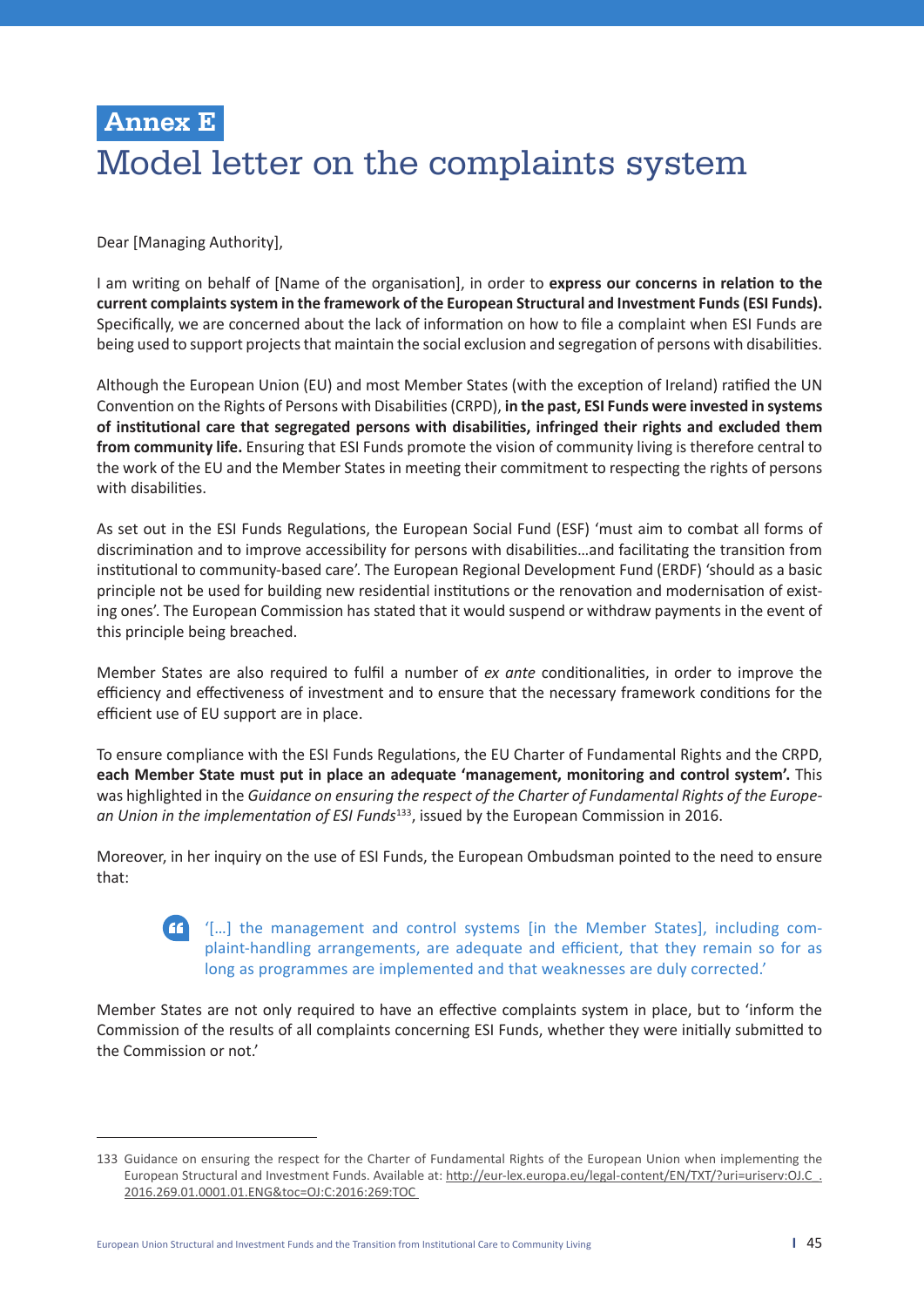# Annex E

# Model letter on the complaints system

Dear [Managing Authority],

I am writing on behalf of [Name of the organisation], in order to **express our concerns in relation to the current complaints system in the framework of the European Structural and Investment Funds (ESI Funds).** Specifically, we are concerned about the lack of information on how to file a complaint when ESI Funds are being used to support projects that maintain the social exclusion and segregation of persons with disabilities.

Although the European Union (EU) and most Member States (with the exception of Ireland) ratified the UN Convention on the Rights of Persons with Disabilities (CRPD), **in the past, ESI Funds were invested in systems of institutional care that segregated persons with disabilities, infringed their rights and excluded them from community life.** Ensuring that ESI Funds promote the vision of community living is therefore central to the work of the EU and the Member States in meeting their commitment to respecting the rights of persons with disabilities.

As set out in the ESI Funds Regulations, the European Social Fund (ESF) 'must aim to combat all forms of discrimination and to improve accessibility for persons with disabilities…and facilitating the transition from institutional to community-based care'. The European Regional Development Fund (ERDF) 'should as a basic principle not be used for building new residential institutions or the renovation and modernisation of existing ones'. The European Commission has stated that it would suspend or withdraw payments in the event of this principle being breached.

Member States are also required to fulfil a number of *ex ante* conditionalities, in order to improve the efficiency and effectiveness of investment and to ensure that the necessary framework conditions for the efficient use of EU support are in place.

To ensure compliance with the ESI Funds Regulations, the EU Charter of Fundamental Rights and the CRPD, **each Member State must put in place an adequate 'management, monitoring and control system'.** This was highlighted in the *Guidance on ensuring the respect of the Charter of Fundamental Rights of the European Union in the implementation of ESI Funds*[133], issued by the European Commission in 2016.

Moreover, in her inquiry on the use of ESI Funds, the European Ombudsman pointed to the need to ensure that:

> '[…] the management and control systems [in the Member States], including complaint-handling arrangements, are adequate and efficient, that they remain so for as long as programmes are implemented and that weaknesses are duly corrected.'

Member States are not only required to have an effective complaints system in place, but to 'inform the Commission of the results of all complaints concerning ESI Funds, whether they were initially submitted to the Commission or not.'

---

133 Guidance on ensuring the respect for the Charter of Fundamental Rights of the European Union when implementing the European Structural and Investment Funds. Available at: http://eur-lex.europa.eu/legal-content/EN/TXT/?uri=uriserv:OJ.C_.2016.269.01.0001.01.ENG&toc=OJ:C:2016:269:TOC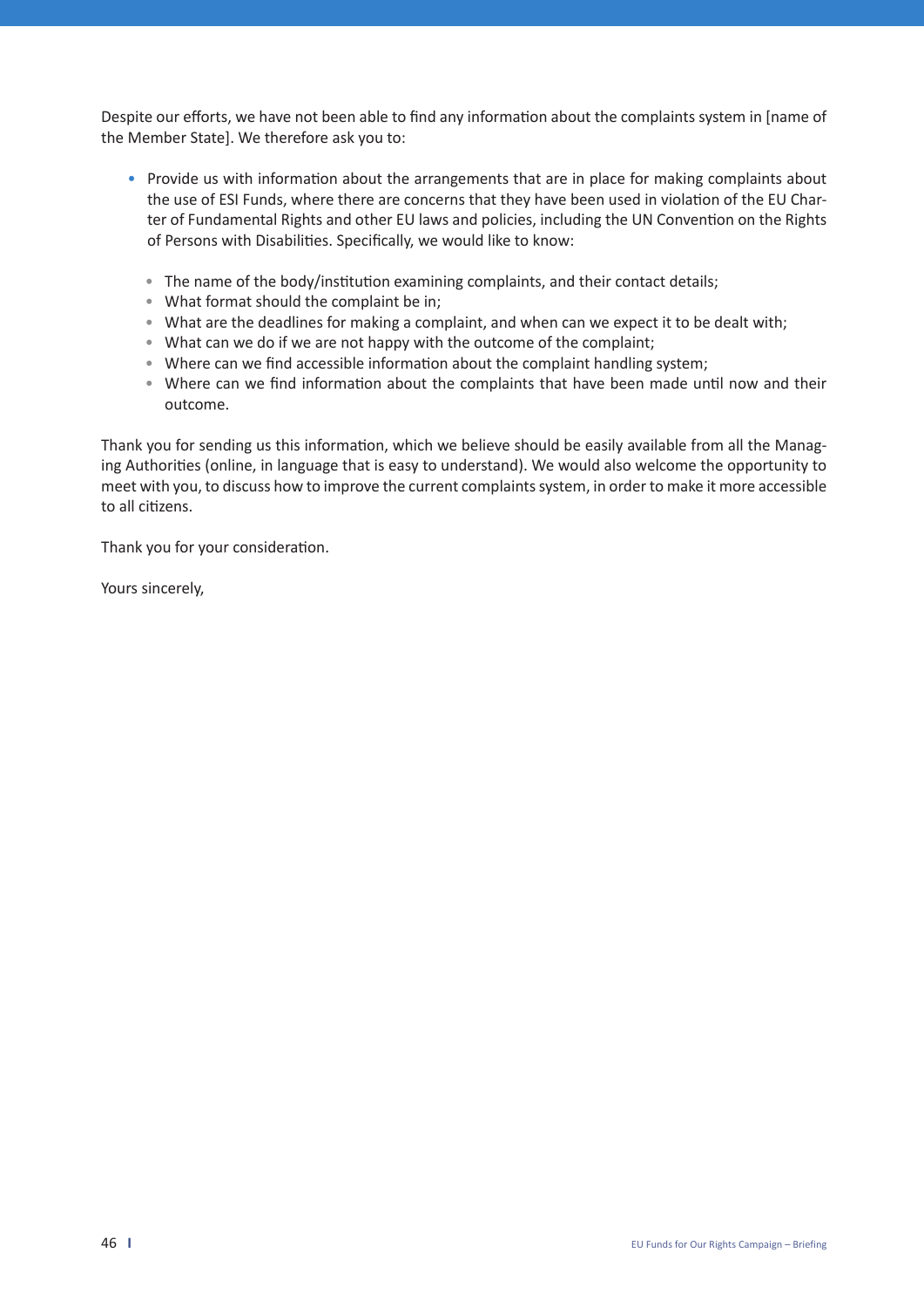Despite our efforts, we have not been able to find any information about the complaints system in [name of the Member State]. We therefore ask you to:

- Provide us with information about the arrangements that are in place for making complaints about the use of ESI Funds, where there are concerns that they have been used in violation of the EU Charter of Fundamental Rights and other EU laws and policies, including the UN Convention on the Rights of Persons with Disabilities. Specifically, we would like to know:
  - The name of the body/institution examining complaints, and their contact details;
  - What format should the complaint be in;
  - What are the deadlines for making a complaint, and when can we expect it to be dealt with;
  - What can we do if we are not happy with the outcome of the complaint;
  - Where can we find accessible information about the complaint handling system;
  - Where can we find information about the complaints that have been made until now and their outcome.

Thank you for sending us this information, which we believe should be easily available from all the Managing Authorities (online, in language that is easy to understand). We would also welcome the opportunity to meet with you, to discuss how to improve the current complaints system, in order to make it more accessible to all citizens.

Thank you for your consideration.

Yours sincerely,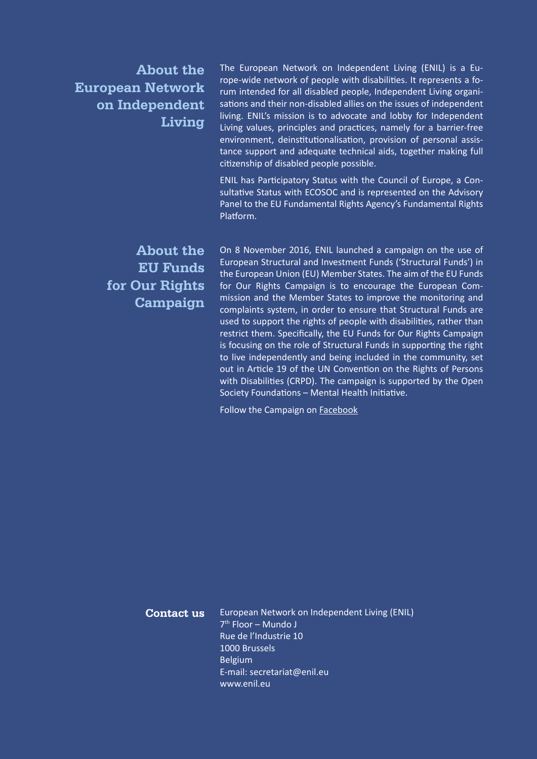## About the European Network on Independent Living

The European Network on Independent Living (ENIL) is a Europe-wide network of people with disabilities. It represents a forum intended for all disabled people, Independent Living organisations and their non-disabled allies on the issues of independent living. ENIL's mission is to advocate and lobby for Independent Living values, principles and practices, namely for a barrier-free environment, deinstitutionalisation, provision of personal assistance support and adequate technical aids, together making full citizenship of disabled people possible.

ENIL has Participatory Status with the Council of Europe, a Consultative Status with ECOSOC and is represented on the Advisory Panel to the EU Fundamental Rights Agency's Fundamental Rights Platform.

## About the EU Funds for Our Rights Campaign

On 8 November 2016, ENIL launched a campaign on the use of European Structural and Investment Funds ('Structural Funds') in the European Union (EU) Member States. The aim of the EU Funds for Our Rights Campaign is to encourage the European Commission and the Member States to improve the monitoring and complaints system, in order to ensure that Structural Funds are used to support the rights of people with disabilities, rather than restrict them. Specifically, the EU Funds for Our Rights Campaign is focusing on the role of Structural Funds in supporting the right to live independently and being included in the community, set out in Article 19 of the UN Convention on the Rights of Persons with Disabilities (CRPD). The campaign is supported by the Open Society Foundations – Mental Health Initiative.

Follow the Campaign on Facebook

## Contact us

European Network on Independent Living (ENIL)
7th Floor – Mundo J
Rue de l'Industrie 10
1000 Brussels
Belgium
E-mail: secretariat@enil.eu
www.enil.eu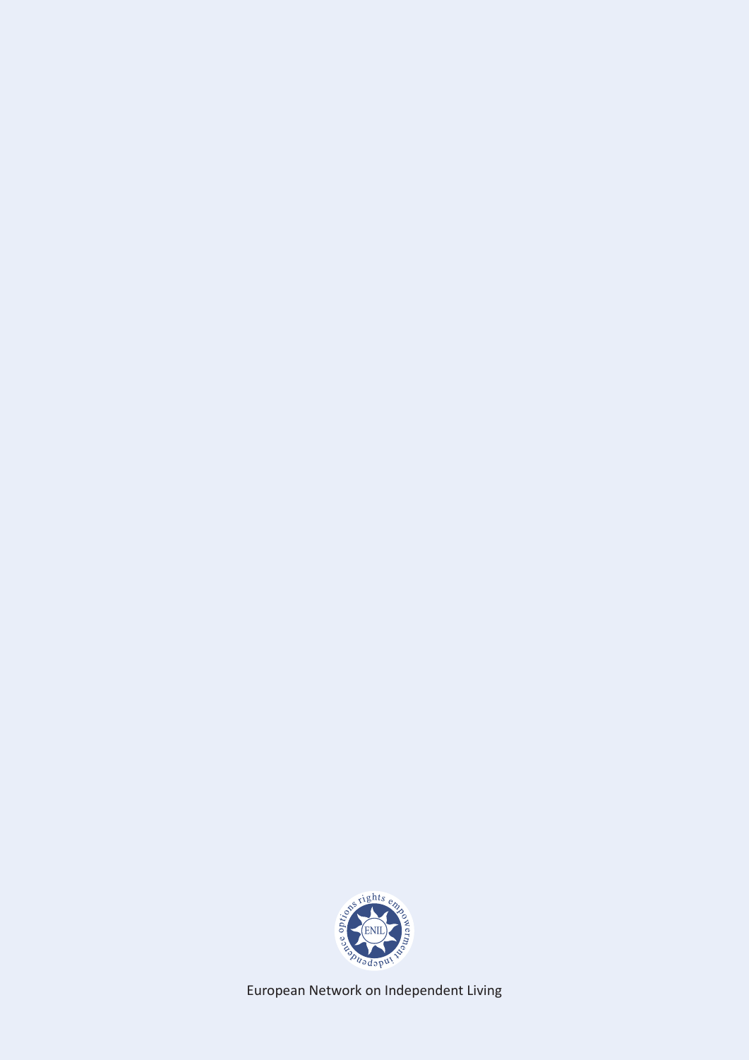European Network on Independent Living